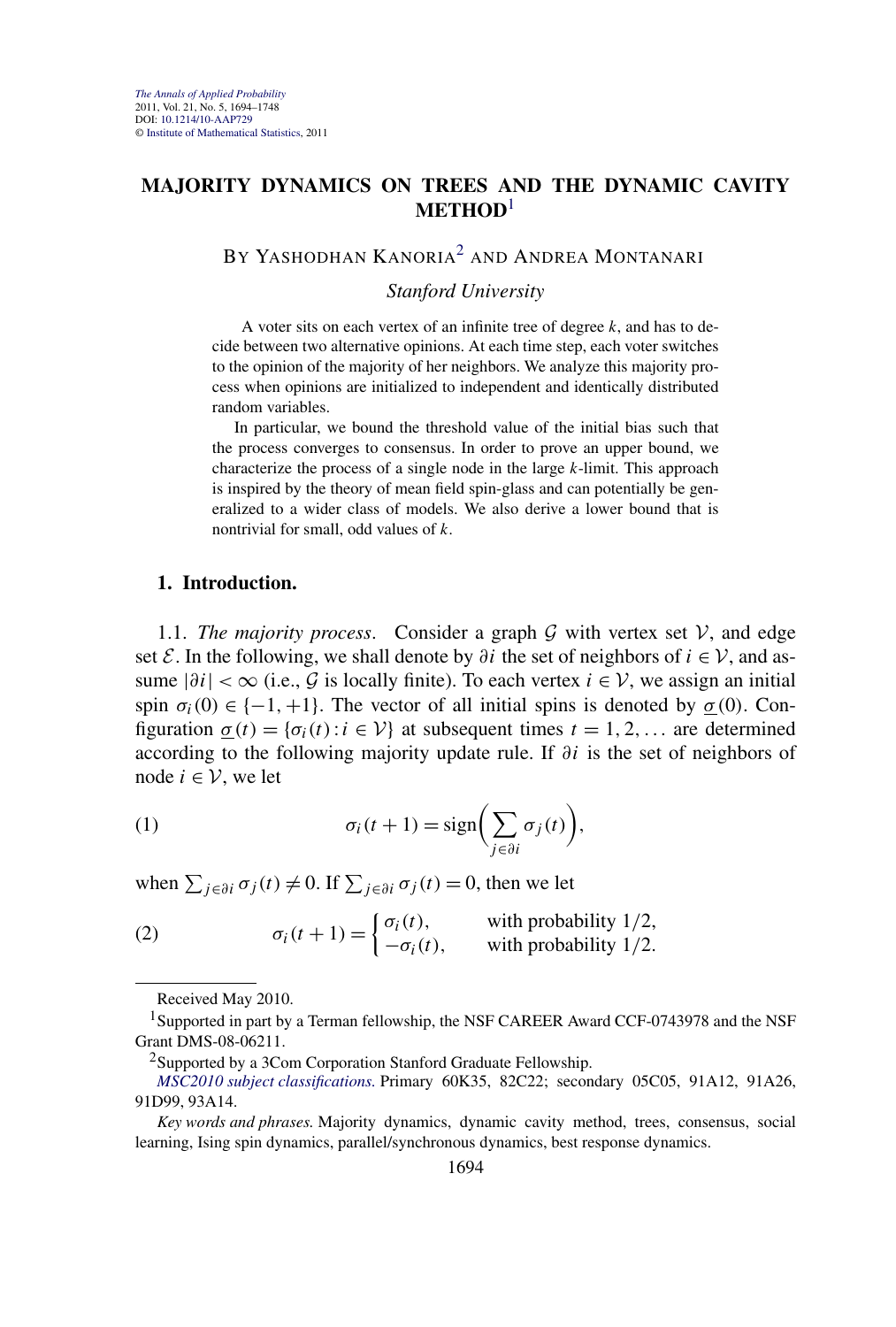# MAJORITY DYNAMICS ON TREES AND THE DYNAMIC CAVITY METHOD[1]

BY YASHODHAN KANORIA[2] AND ANDREA MONTANARI

*Stanford University*

A voter sits on each vertex of an infinite tree of degree $k$, and has to decide between two alternative opinions. At each time step, each voter switches to the opinion of the majority of her neighbors. We analyze this majority process when opinions are initialized to independent and identically distributed random variables.

In particular, we bound the threshold value of the initial bias such that the process converges to consensus. In order to prove an upper bound, we characterize the process of a single node in the large $k$-limit. This approach is inspired by the theory of mean field spin-glass and can potentially be generalized to a wider class of models. We also derive a lower bound that is nontrivial for small, odd values of $k$.

## 1. Introduction.

1.1. *The majority process*. Consider a graph $\mathcal{G}$ with vertex set $\mathcal{V}$, and edge set $\mathcal{E}$. In the following, we shall denote by $\partial i$ the set of neighbors of $i \in \mathcal{V}$, and assume $|\partial i| < \infty$ (i.e., $\mathcal{G}$ is locally finite). To each vertex $i \in \mathcal{V}$, we assign an initial spin $\sigma_i(0) \in \{-1, +1\}$. The vector of all initial spins is denoted by $\underline{\sigma}(0)$. Configuration $\underline{\sigma}(t) = \{\sigma_i(t) : i \in \mathcal{V}\}$ at subsequent times $t = 1, 2, \ldots$ are determined according to the following majority update rule. If $\partial i$ is the set of neighbors of node $i \in \mathcal{V}$, we let

$$\sigma_i(t+1) = \operatorname{sign}\Bigl(\sum_{j \in \partial i} \sigma_j(t)\Bigr), \tag{1}$$

when $\sum_{j \in \partial i} \sigma_j(t) \neq 0$. If $\sum_{j \in \partial i} \sigma_j(t) = 0$, then we let

$$\sigma_i(t+1) = \begin{cases} \sigma_i(t), & \text{with probability } 1/2, \\ -\sigma_i(t), & \text{with probability } 1/2. \end{cases} \tag{2}$$

Received May 2010.

[1]Supported in part by a Terman fellowship, the NSF CAREER Award CCF-0743978 and the NSF Grant DMS-08-06211.

[2]Supported by a 3Com Corporation Stanford Graduate Fellowship.

*MSC2010 subject classifications.* Primary 60K35, 82C22; secondary 05C05, 91A12, 91A26, 91D99, 93A14.

*Key words and phrases.* Majority dynamics, dynamic cavity method, trees, consensus, social learning, Ising spin dynamics, parallel/synchronous dynamics, best response dynamics.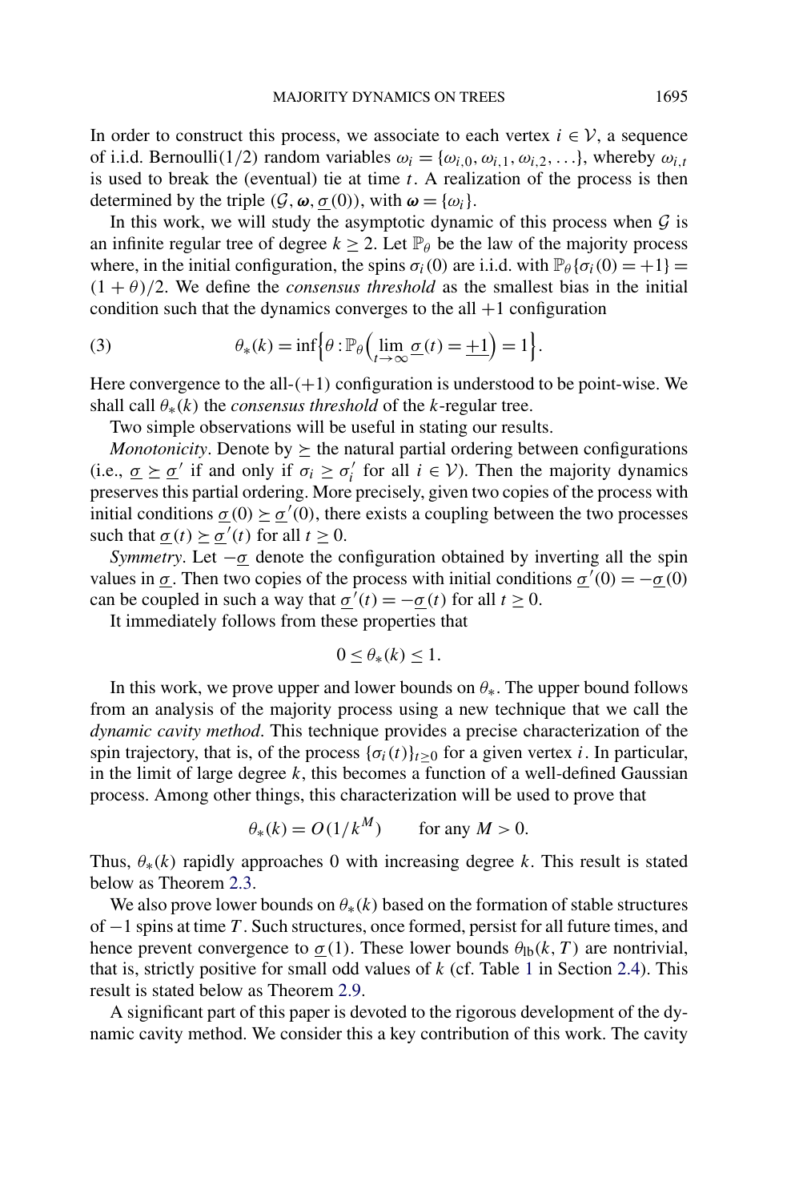In order to construct this process, we associate to each vertex $i \in \mathcal{V}$, a sequence of i.i.d. Bernoulli(1/2) random variables $\omega_i = \{\omega_{i,0}, \omega_{i,1}, \omega_{i,2}, \ldots\}$, whereby $\omega_{i,t}$ is used to break the (eventual) tie at time $t$. A realization of the process is then determined by the triple $(\mathcal{G}, \boldsymbol{\omega}, \underline{\sigma}(0))$, with $\boldsymbol{\omega} = \{\omega_i\}$.

In this work, we will study the asymptotic dynamic of this process when $\mathcal{G}$ is an infinite regular tree of degree $k \geq 2$. Let $\mathbb{P}_\theta$ be the law of the majority process where, in the initial configuration, the spins $\sigma_i(0)$ are i.i.d. with $\mathbb{P}_\theta\{\sigma_i(0) = +1\} = (1+\theta)/2$. We define the *consensus threshold* as the smallest bias in the initial condition such that the dynamics converges to the all $+1$ configuration

$$\theta_*(k) = \inf\Big\{\theta : \mathbb{P}_\theta\Big(\lim_{t\to\infty} \underline{\sigma}(t) = \underline{+1}\Big) = 1\Big\}. \tag{3}$$

Here convergence to the all-$(+1)$ configuration is understood to be point-wise. We shall call $\theta_*(k)$ the *consensus threshold* of the $k$-regular tree.

Two simple observations will be useful in stating our results.

*Monotonicity*. Denote by $\succeq$ the natural partial ordering between configurations (i.e., $\underline{\sigma} \succeq \underline{\sigma}'$ if and only if $\sigma_i \geq \sigma_i'$ for all $i \in \mathcal{V}$). Then the majority dynamics preserves this partial ordering. More precisely, given two copies of the process with initial conditions $\underline{\sigma}(0) \succeq \underline{\sigma}'(0)$, there exists a coupling between the two processes such that $\underline{\sigma}(t) \succeq \underline{\sigma}'(t)$ for all $t \geq 0$.

*Symmetry*. Let $-\underline{\sigma}$ denote the configuration obtained by inverting all the spin values in $\underline{\sigma}$. Then two copies of the process with initial conditions $\underline{\sigma}'(0) = -\underline{\sigma}(0)$ can be coupled in such a way that $\underline{\sigma}'(t) = -\underline{\sigma}(t)$ for all $t \geq 0$.

It immediately follows from these properties that

$$0 \leq \theta_*(k) \leq 1.$$

In this work, we prove upper and lower bounds on $\theta_*$. The upper bound follows from an analysis of the majority process using a new technique that we call the *dynamic cavity method*. This technique provides a precise characterization of the spin trajectory, that is, of the process $\{\sigma_i(t)\}_{t\geq 0}$ for a given vertex $i$. In particular, in the limit of large degree $k$, this becomes a function of a well-defined Gaussian process. Among other things, this characterization will be used to prove that

$$\theta_*(k) = O(1/k^M) \qquad \text{for any } M > 0.$$

Thus, $\theta_*(k)$ rapidly approaches 0 with increasing degree $k$. This result is stated below as Theorem 2.3.

We also prove lower bounds on $\theta_*(k)$ based on the formation of stable structures of $-1$ spins at time $T$. Such structures, once formed, persist for all future times, and hence prevent convergence to $\underline{\sigma}(1)$. These lower bounds $\theta_{\mathrm{lb}}(k, T)$ are nontrivial, that is, strictly positive for small odd values of $k$ (cf. Table 1 in Section 2.4). This result is stated below as Theorem 2.9.

A significant part of this paper is devoted to the rigorous development of the dynamic cavity method. We consider this a key contribution of this work. The cavity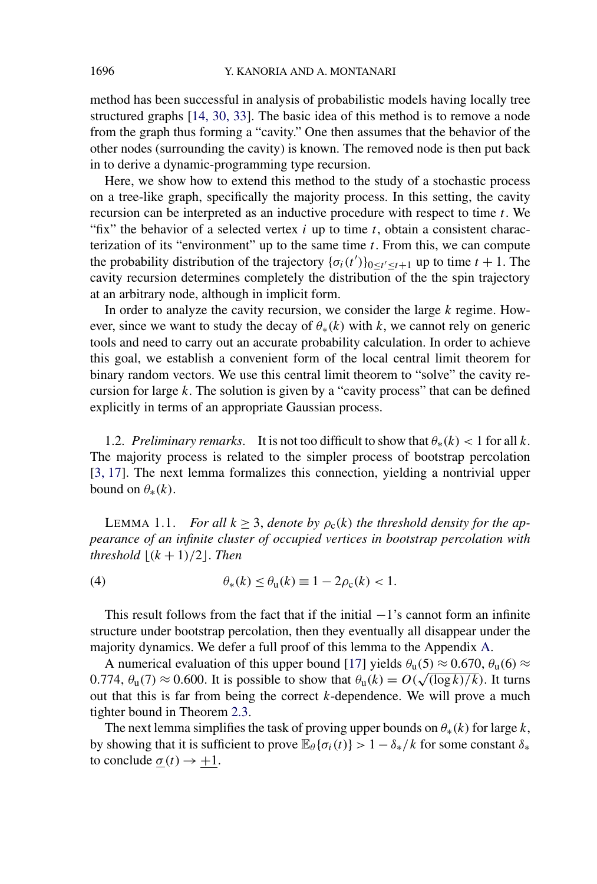method has been successful in analysis of probabilistic models having locally tree structured graphs [14, 30, 33]. The basic idea of this method is to remove a node from the graph thus forming a "cavity." One then assumes that the behavior of the other nodes (surrounding the cavity) is known. The removed node is then put back in to derive a dynamic-programming type recursion.

Here, we show how to extend this method to the study of a stochastic process on a tree-like graph, specifically the majority process. In this setting, the cavity recursion can be interpreted as an inductive procedure with respect to time $t$. We "fix" the behavior of a selected vertex $i$ up to time $t$, obtain a consistent characterization of its "environment" up to the same time $t$. From this, we can compute the probability distribution of the trajectory $\{\sigma_i(t')\}_{0\le t'\le t+1}$ up to time $t+1$. The cavity recursion determines completely the distribution of the the spin trajectory at an arbitrary node, although in implicit form.

In order to analyze the cavity recursion, we consider the large $k$ regime. However, since we want to study the decay of $\theta_*(k)$ with $k$, we cannot rely on generic tools and need to carry out an accurate probability calculation. In order to achieve this goal, we establish a convenient form of the local central limit theorem for binary random vectors. We use this central limit theorem to "solve" the cavity recursion for large $k$. The solution is given by a "cavity process" that can be defined explicitly in terms of an appropriate Gaussian process.

1.2. *Preliminary remarks.* It is not too difficult to show that $\theta_*(k) < 1$ for all $k$. The majority process is related to the simpler process of bootstrap percolation [3, 17]. The next lemma formalizes this connection, yielding a nontrivial upper bound on $\theta_*(k)$.

LEMMA 1.1. *For all $k \ge 3$, denote by $\rho_c(k)$ the threshold density for the appearance of an infinite cluster of occupied vertices in bootstrap percolation with threshold $\lfloor (k+1)/2 \rfloor$. Then*

$$\theta_*(k) \le \theta_u(k) \equiv 1 - 2\rho_c(k) < 1. \tag{4}$$

This result follows from the fact that if the initial $-1$'s cannot form an infinite structure under bootstrap percolation, then they eventually all disappear under the majority dynamics. We defer a full proof of this lemma to the Appendix A.

A numerical evaluation of this upper bound [17] yields $\theta_u(5) \approx 0.670$, $\theta_u(6) \approx 0.774$, $\theta_u(7) \approx 0.600$. It is possible to show that $\theta_u(k) = O(\sqrt{(\log k)/k})$. It turns out that this is far from being the correct $k$-dependence. We will prove a much tighter bound in Theorem 2.3.

The next lemma simplifies the task of proving upper bounds on $\theta_*(k)$ for large $k$, by showing that it is sufficient to prove $\mathbb{E}_\theta\{\sigma_i(t)\} > 1 - \delta_*/k$ for some constant $\delta_*$ to conclude $\underline{\sigma}(t) \to \underline{+1}$.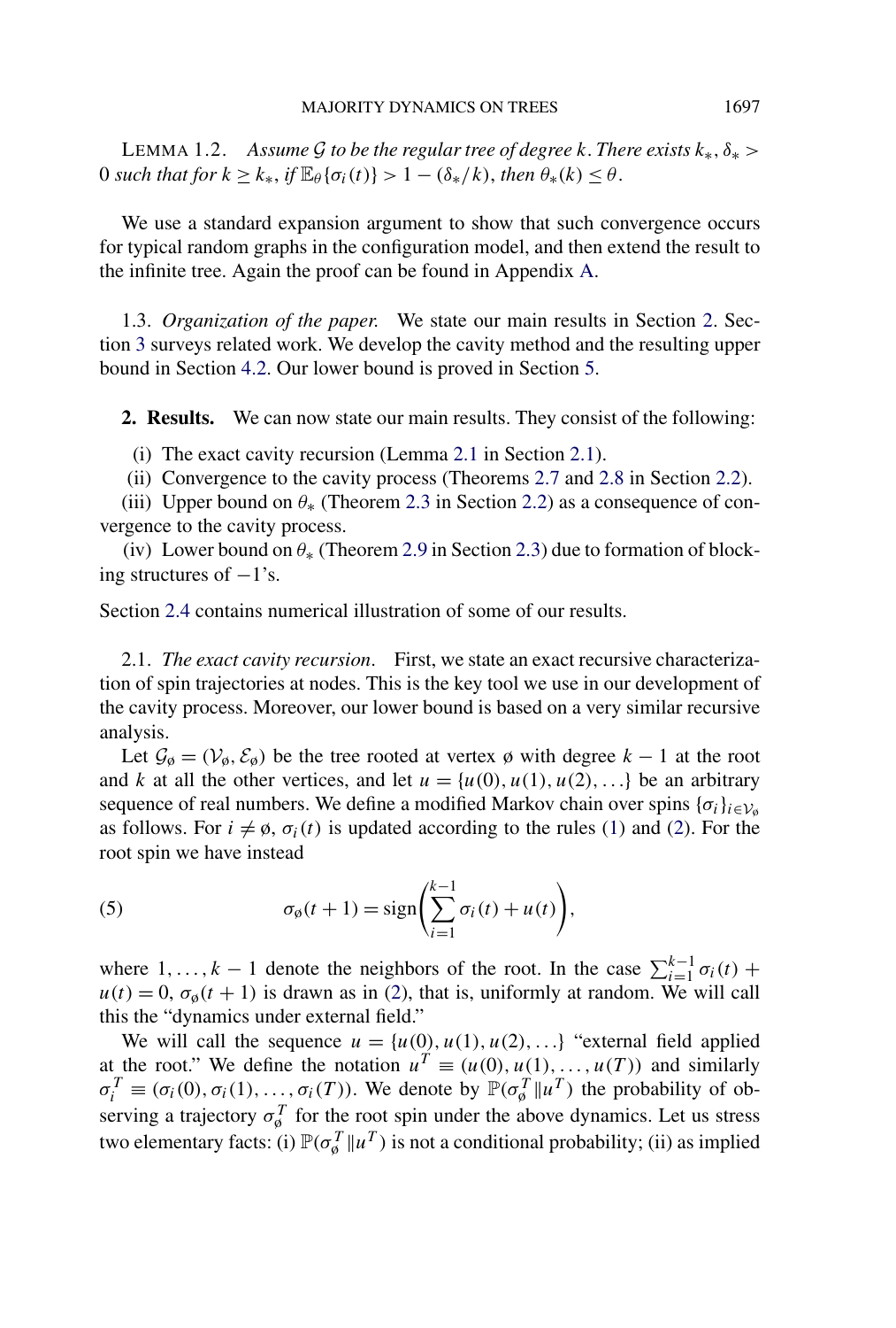LEMMA 1.2. *Assume $\mathcal{G}$ to be the regular tree of degree $k$. There exists $k_*, \delta_* > 0$ such that for $k \geq k_*$, if $\mathbb{E}_\theta\{\sigma_i(t)\} > 1 - (\delta_*/k)$, then $\theta_*(k) \leq \theta$.*

We use a standard expansion argument to show that such convergence occurs for typical random graphs in the configuration model, and then extend the result to the infinite tree. Again the proof can be found in Appendix A.

1.3. *Organization of the paper.* We state our main results in Section 2. Section 3 surveys related work. We develop the cavity method and the resulting upper bound in Section 4.2. Our lower bound is proved in Section 5.

## 2. Results.

We can now state our main results. They consist of the following:

(i) The exact cavity recursion (Lemma 2.1 in Section 2.1).

(ii) Convergence to the cavity process (Theorems 2.7 and 2.8 in Section 2.2).

(iii) Upper bound on $\theta_*$ (Theorem 2.3 in Section 2.2) as a consequence of convergence to the cavity process.

(iv) Lower bound on $\theta_*$ (Theorem 2.9 in Section 2.3) due to formation of blocking structures of $-1$'s.

Section 2.4 contains numerical illustration of some of our results.

2.1. *The exact cavity recursion.* First, we state an exact recursive characterization of spin trajectories at nodes. This is the key tool we use in our development of the cavity process. Moreover, our lower bound is based on a very similar recursive analysis.

Let $\mathcal{G}_ø = (\mathcal{V}_ø, \mathcal{E}_ø)$ be the tree rooted at vertex ø with degree $k-1$ at the root and $k$ at all the other vertices, and let $u = \{u(0), u(1), u(2), \ldots\}$ be an arbitrary sequence of real numbers. We define a modified Markov chain over spins $\{\sigma_i\}_{i \in \mathcal{V}_ø}$ as follows. For $i \neq ø$, $\sigma_i(t)$ is updated according to the rules (1) and (2). For the root spin we have instead

$$\sigma_ø(t+1) = \operatorname{sign}\left(\sum_{i=1}^{k-1} \sigma_i(t) + u(t)\right), \tag{5}$$

where $1, \ldots, k-1$ denote the neighbors of the root. In the case $\sum_{i=1}^{k-1} \sigma_i(t) + u(t) = 0$, $\sigma_ø(t+1)$ is drawn as in (2), that is, uniformly at random. We will call this the "dynamics under external field."

We will call the sequence $u = \{u(0), u(1), u(2), \ldots\}$ "external field applied at the root." We define the notation $u^T \equiv (u(0), u(1), \ldots, u(T))$ and similarly $\sigma_i^T \equiv (\sigma_i(0), \sigma_i(1), \ldots, \sigma_i(T))$. We denote by $\mathbb{P}(\sigma_ø^T \| u^T)$ the probability of observing a trajectory $\sigma_ø^T$ for the root spin under the above dynamics. Let us stress two elementary facts: (i) $\mathbb{P}(\sigma_ø^T \| u^T)$ is not a conditional probability; (ii) as implied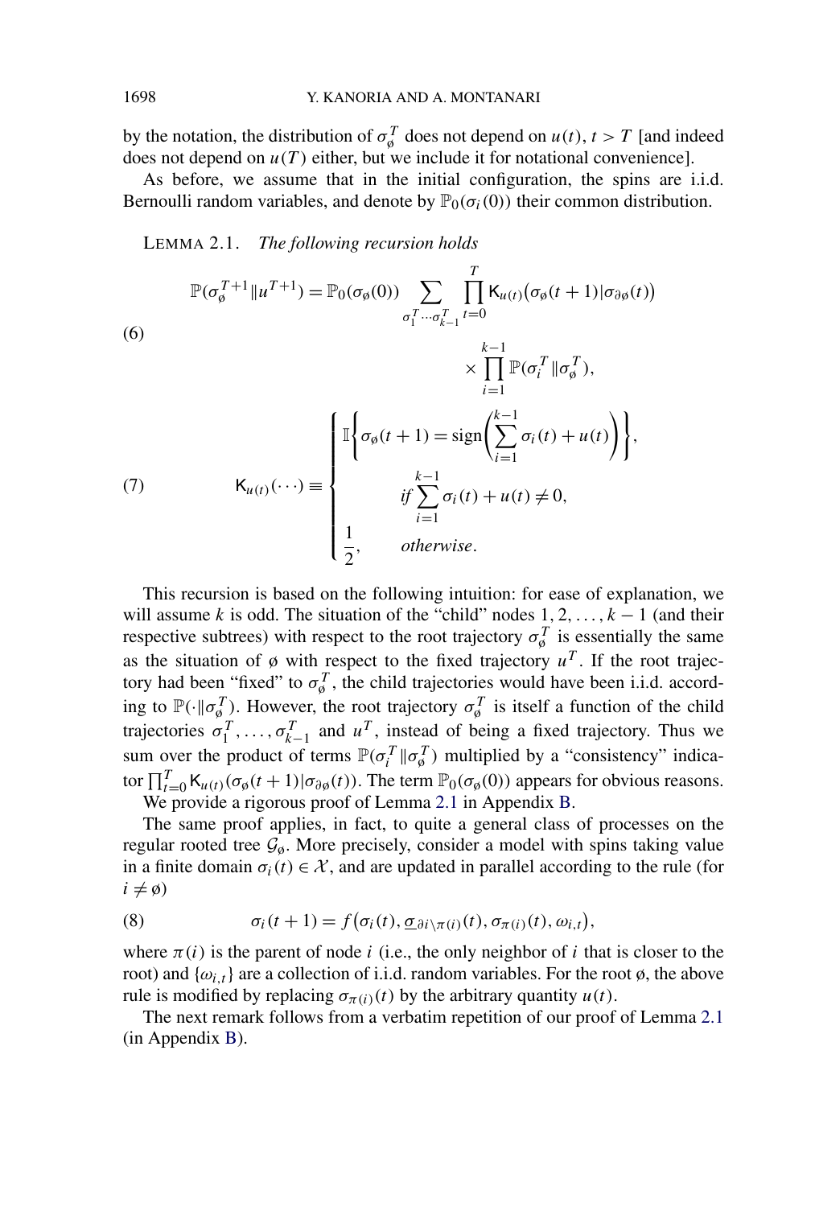by the notation, the distribution of $\sigma_\emptyset^T$ does not depend on $u(t)$, $t > T$ [and indeed does not depend on $u(T)$ either, but we include it for notational convenience].

As before, we assume that in the initial configuration, the spins are i.i.d. Bernoulli random variables, and denote by $\mathbb{P}_0(\sigma_i(0))$ their common distribution.

LEMMA 2.1. *The following recursion holds*

$$\mathbb{P}(\sigma_\emptyset^{T+1} \| u^{T+1}) = \mathbb{P}_0(\sigma_\emptyset(0)) \sum_{\sigma_1^T \cdots \sigma_{k-1}^T} \prod_{t=0}^{T} \mathsf{K}_{u(t)}\big(\sigma_\emptyset(t+1) | \sigma_{\partial\emptyset}(t)\big) \times \prod_{i=1}^{k-1} \mathbb{P}(\sigma_i^T \| \sigma_\emptyset^T), \tag{6}$$

$$\mathsf{K}_{u(t)}(\cdots) \equiv \begin{cases} \mathbb{I}\left\{\sigma_\emptyset(t+1) = \text{sign}\left(\displaystyle\sum_{i=1}^{k-1} \sigma_i(t) + u(t)\right)\right\}, & \\ \qquad\qquad \textit{if } \displaystyle\sum_{i=1}^{k-1} \sigma_i(t) + u(t) \neq 0, & \\ \dfrac{1}{2}, \qquad \textit{otherwise}. & \end{cases} \tag{7}$$

This recursion is based on the following intuition: for ease of explanation, we will assume $k$ is odd. The situation of the "child" nodes $1, 2, \ldots, k-1$ (and their respective subtrees) with respect to the root trajectory $\sigma_\emptyset^T$ is essentially the same as the situation of $\emptyset$ with respect to the fixed trajectory $u^T$. If the root trajectory had been "fixed" to $\sigma_\emptyset^T$, the child trajectories would have been i.i.d. according to $\mathbb{P}(\cdot \| \sigma_\emptyset^T)$. However, the root trajectory $\sigma_\emptyset^T$ is itself a function of the child trajectories $\sigma_1^T, \ldots, \sigma_{k-1}^T$ and $u^T$, instead of being a fixed trajectory. Thus we sum over the product of terms $\mathbb{P}(\sigma_i^T \| \sigma_\emptyset^T)$ multiplied by a "consistency" indicator $\prod_{t=0}^{T} \mathsf{K}_{u(t)}(\sigma_\emptyset(t+1) | \sigma_{\partial\emptyset}(t))$. The term $\mathbb{P}_0(\sigma_\emptyset(0))$ appears for obvious reasons.

We provide a rigorous proof of Lemma 2.1 in Appendix B.

The same proof applies, in fact, to quite a general class of processes on the regular rooted tree $\mathcal{G}_\emptyset$. More precisely, consider a model with spins taking value in a finite domain $\sigma_i(t) \in \mathcal{X}$, and are updated in parallel according to the rule (for $i \neq \emptyset$)

$$\sigma_i(t+1) = f\big(\sigma_i(t), \underline{\sigma}_{\partial i \setminus \pi(i)}(t), \sigma_{\pi(i)}(t), \omega_{i,t}\big), \tag{8}$$

where $\pi(i)$ is the parent of node $i$ (i.e., the only neighbor of $i$ that is closer to the root) and $\{\omega_{i,t}\}$ are a collection of i.i.d. random variables. For the root $\emptyset$, the above rule is modified by replacing $\sigma_{\pi(i)}(t)$ by the arbitrary quantity $u(t)$.

The next remark follows from a verbatim repetition of our proof of Lemma 2.1 (in Appendix B).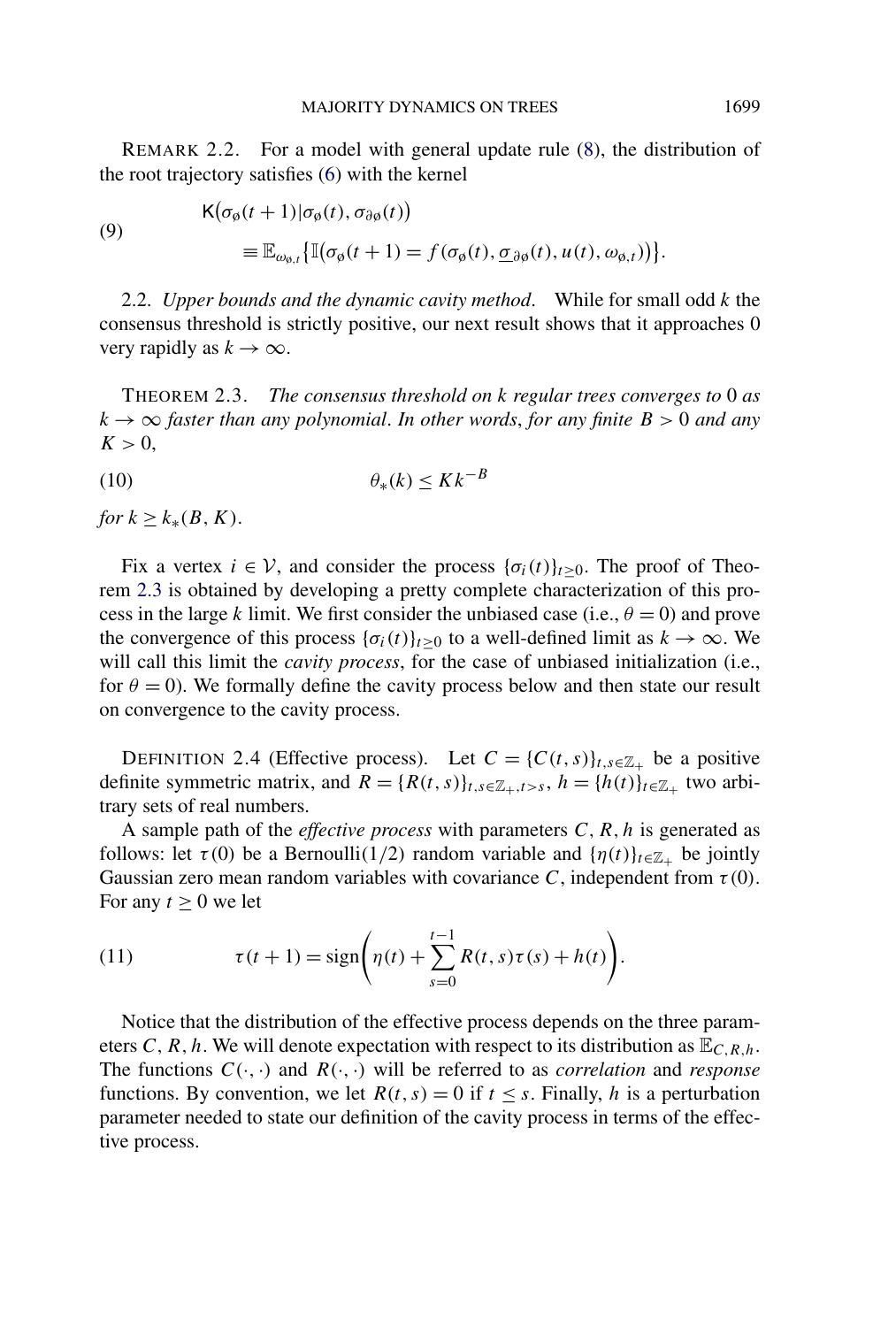REMARK 2.2. For a model with general update rule (8), the distribution of the root trajectory satisfies (6) with the kernel

$$
\begin{aligned}
&\mathsf{K}\big(\sigma_{\o}(t+1)|\sigma_{\o}(t), \sigma_{\partial\o}(t)\big) \\
&\qquad \equiv \mathbb{E}_{\omega_{\o,t}}\big\{\mathbb{I}\big(\sigma_{\o}(t+1) = f(\sigma_{\o}(t), \underline{\sigma}_{\partial\o}(t), u(t), \omega_{\o,t})\big)\big\}.
\end{aligned} \tag{9}
$$

2.2. *Upper bounds and the dynamic cavity method*. While for small odd $k$ the consensus threshold is strictly positive, our next result shows that it approaches 0 very rapidly as $k \to \infty$.

THEOREM 2.3. *The consensus threshold on k regular trees converges to* 0 *as* $k \to \infty$ *faster than any polynomial. In other words, for any finite* $B > 0$ *and any* $K > 0$,

$$
\theta_*(k) \le K k^{-B} \tag{10}
$$

*for* $k \ge k_*(B, K)$.

Fix a vertex $i \in \mathcal{V}$, and consider the process $\{\sigma_i(t)\}_{t\ge 0}$. The proof of Theorem 2.3 is obtained by developing a pretty complete characterization of this process in the large $k$ limit. We first consider the unbiased case (i.e., $\theta = 0$) and prove the convergence of this process $\{\sigma_i(t)\}_{t\ge 0}$ to a well-defined limit as $k \to \infty$. We will call this limit the *cavity process*, for the case of unbiased initialization (i.e., for $\theta = 0$). We formally define the cavity process below and then state our result on convergence to the cavity process.

DEFINITION 2.4 (Effective process). Let $C = \{C(t,s)\}_{t,s\in\mathbb{Z}_+}$ be a positive definite symmetric matrix, and $R = \{R(t,s)\}_{t,s\in\mathbb{Z}_+, t>s}$, $h = \{h(t)\}_{t\in\mathbb{Z}_+}$ two arbitrary sets of real numbers.

A sample path of the *effective process* with parameters $C, R, h$ is generated as follows: let $\tau(0)$ be a Bernoulli(1/2) random variable and $\{\eta(t)\}_{t\in\mathbb{Z}_+}$ be jointly Gaussian zero mean random variables with covariance $C$, independent from $\tau(0)$. For any $t \ge 0$ we let

$$
\tau(t+1) = \operatorname{sign}\Bigg(\eta(t) + \sum_{s=0}^{t-1} R(t,s)\tau(s) + h(t)\Bigg). \tag{11}
$$

Notice that the distribution of the effective process depends on the three parameters $C, R, h$. We will denote expectation with respect to its distribution as $\mathbb{E}_{C,R,h}$. The functions $C(\cdot,\cdot)$ and $R(\cdot,\cdot)$ will be referred to as *correlation* and *response* functions. By convention, we let $R(t,s) = 0$ if $t \le s$. Finally, $h$ is a perturbation parameter needed to state our definition of the cavity process in terms of the effective process.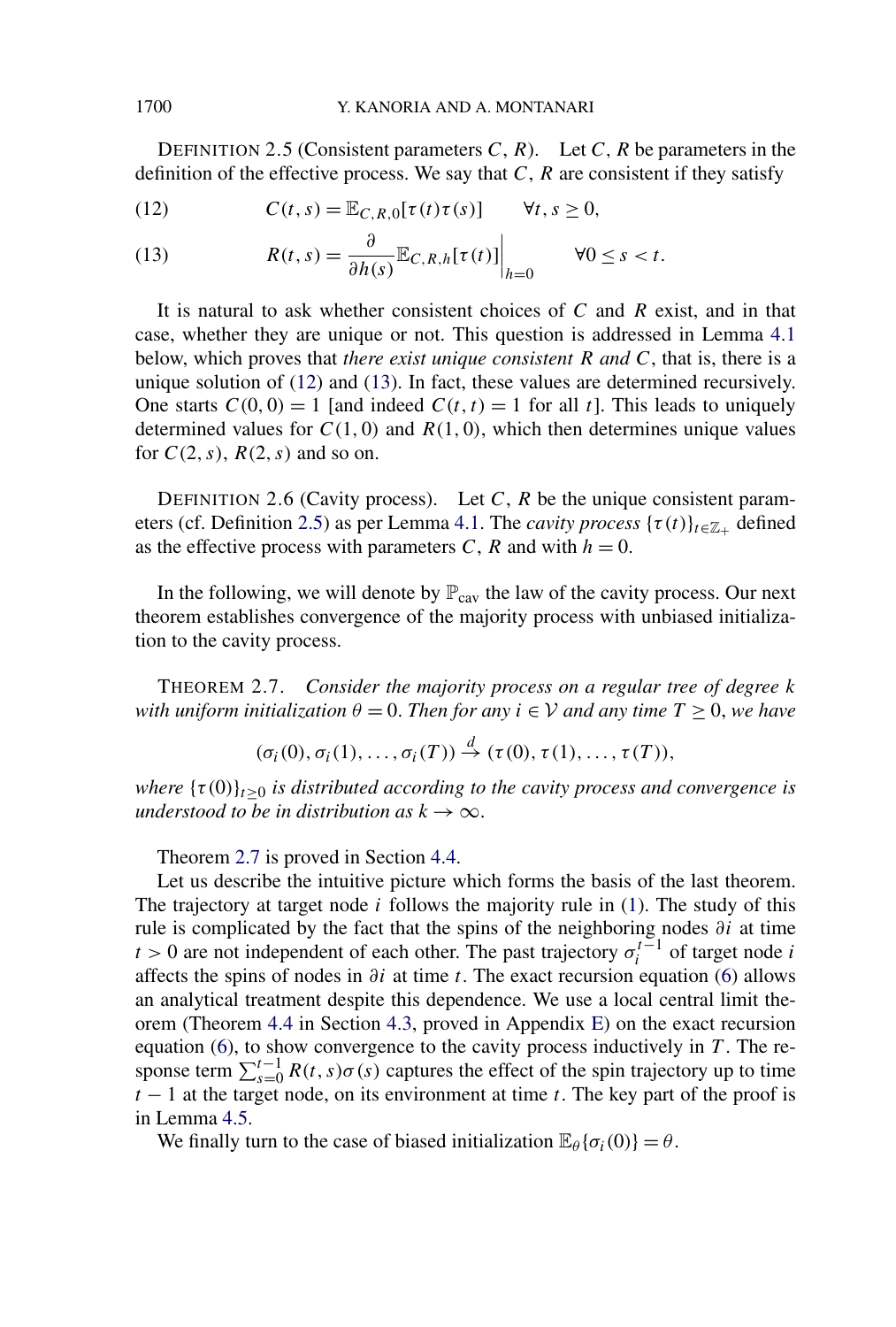DEFINITION 2.5 (Consistent parameters $C$, $R$). Let $C$, $R$ be parameters in the definition of the effective process. We say that $C$, $R$ are consistent if they satisfy

$$C(t,s) = \mathbb{E}_{C,R,0}[\tau(t)\tau(s)] \qquad \forall t, s \geq 0, \tag{12}$$

$$R(t,s) = \frac{\partial}{\partial h(s)} \mathbb{E}_{C,R,h}[\tau(t)]\Big|_{h=0} \qquad \forall 0 \leq s < t. \tag{13}$$

It is natural to ask whether consistent choices of $C$ and $R$ exist, and in that case, whether they are unique or not. This question is addressed in Lemma 4.1 below, which proves that *there exist unique consistent $R$ and $C$*, that is, there is a unique solution of (12) and (13). In fact, these values are determined recursively. One starts $C(0,0) = 1$ [and indeed $C(t,t) = 1$ for all $t$]. This leads to uniquely determined values for $C(1,0)$ and $R(1,0)$, which then determines unique values for $C(2,s)$, $R(2,s)$ and so on.

DEFINITION 2.6 (Cavity process). Let $C$, $R$ be the unique consistent parameters (cf. Definition 2.5) as per Lemma 4.1. The *cavity process* $\{\tau(t)\}_{t \in \mathbb{Z}_+}$ defined as the effective process with parameters $C$, $R$ and with $h = 0$.

In the following, we will denote by $\mathbb{P}_{\text{cav}}$ the law of the cavity process. Our next theorem establishes convergence of the majority process with unbiased initialization to the cavity process.

THEOREM 2.7. *Consider the majority process on a regular tree of degree $k$ with uniform initialization $\theta = 0$. Then for any $i \in \mathcal{V}$ and any time $T \geq 0$, we have*

$$(\sigma_i(0), \sigma_i(1), \ldots, \sigma_i(T)) \xrightarrow{d} (\tau(0), \tau(1), \ldots, \tau(T)),$$

*where $\{\tau(0)\}_{t \geq 0}$ is distributed according to the cavity process and convergence is understood to be in distribution as $k \to \infty$.*

Theorem 2.7 is proved in Section 4.4.

Let us describe the intuitive picture which forms the basis of the last theorem. The trajectory at target node $i$ follows the majority rule in (1). The study of this rule is complicated by the fact that the spins of the neighboring nodes $\partial i$ at time $t > 0$ are not independent of each other. The past trajectory $\sigma_i^{t-1}$ of target node $i$ affects the spins of nodes in $\partial i$ at time $t$. The exact recursion equation (6) allows an analytical treatment despite this dependence. We use a local central limit theorem (Theorem 4.4 in Section 4.3, proved in Appendix E) on the exact recursion equation (6), to show convergence to the cavity process inductively in $T$. The response term $\sum_{s=0}^{t-1} R(t,s)\sigma(s)$ captures the effect of the spin trajectory up to time $t-1$ at the target node, on its environment at time $t$. The key part of the proof is in Lemma 4.5.

We finally turn to the case of biased initialization $\mathbb{E}_\theta\{\sigma_i(0)\} = \theta$.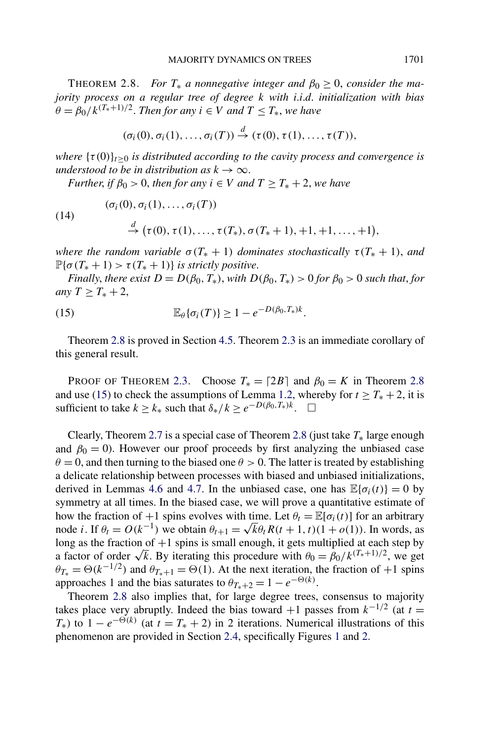**THEOREM 2.8.** *For $T_*$ a nonnegative integer and $\beta_0 \geq 0$, consider the majority process on a regular tree of degree $k$ with i.i.d. initialization with bias $\theta = \beta_0 / k^{(T_*+1)/2}$. Then for any $i \in V$ and $T \leq T_*$, we have*

$$(\sigma_i(0), \sigma_i(1), \dots, \sigma_i(T)) \xrightarrow{d} (\tau(0), \tau(1), \dots, \tau(T)),$$

*where $\{\tau(0)\}_{t\geq 0}$ is distributed according to the cavity process and convergence is understood to be in distribution as $k \to \infty$.*

*Further, if $\beta_0 > 0$, then for any $i \in V$ and $T \geq T_* + 2$, we have*

$$(\sigma_i(0), \sigma_i(1), \dots, \sigma_i(T)) \tag{14}$$
$$\xrightarrow{d} \big(\tau(0), \tau(1), \dots, \tau(T_*), \sigma(T_*+1), +1, +1, \dots, +1\big),$$

*where the random variable $\sigma(T_*+1)$ dominates stochastically $\tau(T_*+1)$, and $\mathbb{P}\{\sigma(T_*+1) > \tau(T_*+1)\}$ is strictly positive.*

*Finally, there exist $D = D(\beta_0, T_*)$, with $D(\beta_0, T_*) > 0$ for $\beta_0 > 0$ such that, for any $T \geq T_* + 2$,*

$$\mathbb{E}_\theta\{\sigma_i(T)\} \geq 1 - e^{-D(\beta_0, T_*)k}. \tag{15}$$

Theorem 2.8 is proved in Section 4.5. Theorem 2.3 is an immediate corollary of this general result.

PROOF OF THEOREM 2.3. Choose $T_* = \lceil 2B \rceil$ and $\beta_0 = K$ in Theorem 2.8 and use (15) to check the assumptions of Lemma 1.2, whereby for $t \geq T_* + 2$, it is sufficient to take $k \geq k_*$ such that $\delta_*/k \geq e^{-D(\beta_0, T_*)k}$. $\square$

Clearly, Theorem 2.7 is a special case of Theorem 2.8 (just take $T_*$ large enough and $\beta_0 = 0$). However our proof proceeds by first analyzing the unbiased case $\theta = 0$, and then turning to the biased one $\theta > 0$. The latter is treated by establishing a delicate relationship between processes with biased and unbiased initializations, derived in Lemmas 4.6 and 4.7. In the unbiased case, one has $\mathbb{E}\{\sigma_i(t)\} = 0$ by symmetry at all times. In the biased case, we will prove a quantitative estimate of how the fraction of $+1$ spins evolves with time. Let $\theta_t = \mathbb{E}[\sigma_i(t)]$ for an arbitrary node $i$. If $\theta_t = O(k^{-1})$ we obtain $\theta_{t+1} = \sqrt{k}\theta_t R(t+1, t)(1 + o(1))$. In words, as long as the fraction of $+1$ spins is small enough, it gets multiplied at each step by a factor of order $\sqrt{k}$. By iterating this procedure with $\theta_0 = \beta_0 / k^{(T_*+1)/2}$, we get $\theta_{T_*} = \Theta(k^{-1/2})$ and $\theta_{T_*+1} = \Theta(1)$. At the next iteration, the fraction of $+1$ spins approaches 1 and the bias saturates to $\theta_{T_*+2} = 1 - e^{-\Theta(k)}$.

Theorem 2.8 also implies that, for large degree trees, consensus to majority takes place very abruptly. Indeed the bias toward $+1$ passes from $k^{-1/2}$ (at $t = T_*$) to $1 - e^{-\Theta(k)}$ (at $t = T_* + 2$) in 2 iterations. Numerical illustrations of this phenomenon are provided in Section 2.4, specifically Figures 1 and 2.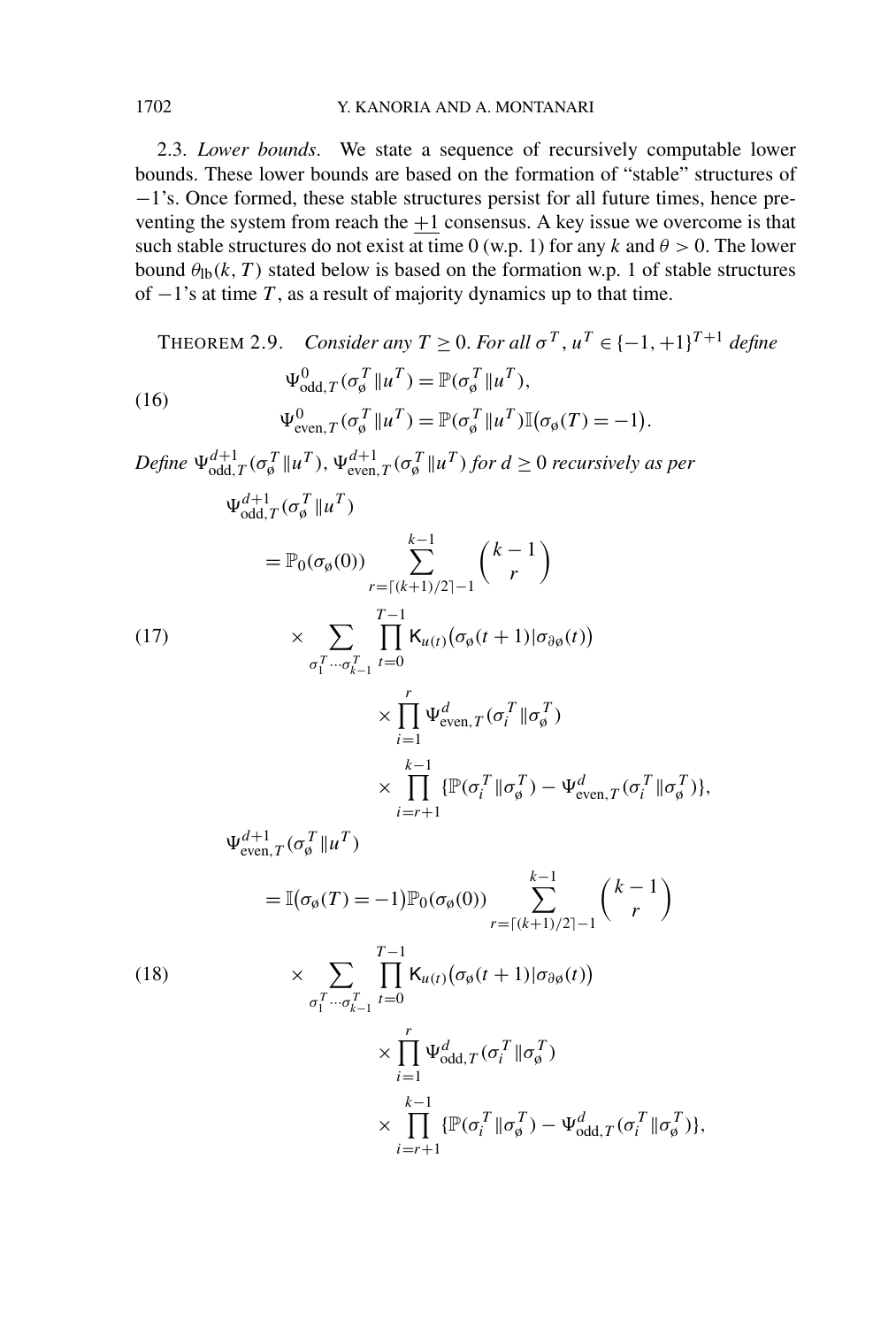2.3. *Lower bounds*. We state a sequence of recursively computable lower bounds. These lower bounds are based on the formation of "stable" structures of $-1$'s. Once formed, these stable structures persist for all future times, hence preventing the system from reach the $\underline{+1}$ consensus. A key issue we overcome is that such stable structures do not exist at time 0 (w.p. 1) for any $k$ and $\theta > 0$. The lower bound $\theta_{\text{lb}}(k, T)$ stated below is based on the formation w.p. 1 of stable structures of $-1$'s at time $T$, as a result of majority dynamics up to that time.

THEOREM 2.9. *Consider any $T \geq 0$. For all $\sigma^T, u^T \in \{-1, +1\}^{T+1}$ define*

$$
\begin{aligned}
&\Psi^0_{\text{odd},T}(\sigma^T_\varnothing \| u^T) = \mathbb{P}(\sigma^T_\varnothing \| u^T), \\
&\Psi^0_{\text{even},T}(\sigma^T_\varnothing \| u^T) = \mathbb{P}(\sigma^T_\varnothing \| u^T)\mathbb{I}(\sigma_\varnothing(T) = -1).
\end{aligned}
\tag{16}
$$

*Define $\Psi^{d+1}_{\text{odd},T}(\sigma^T_\varnothing \| u^T)$, $\Psi^{d+1}_{\text{even},T}(\sigma^T_\varnothing \| u^T)$ for $d \geq 0$ recursively as per*

$$
\begin{aligned}
&\Psi^{d+1}_{\text{odd},T}(\sigma^T_\varnothing \| u^T) \\
&\quad = \mathbb{P}_0(\sigma_\varnothing(0)) \sum_{r=\lceil (k+1)/2 \rceil - 1}^{k-1} \binom{k-1}{r} \\
&\qquad \times \sum_{\sigma^T_1 \cdots \sigma^T_{k-1}} \prod_{t=0}^{T-1} \mathsf{K}_{u(t)}\big(\sigma_\varnothing(t+1) | \sigma_{\partial\varnothing}(t)\big) \\
&\qquad \times \prod_{i=1}^{r} \Psi^d_{\text{even},T}(\sigma^T_i \| \sigma^T_\varnothing) \\
&\qquad \times \prod_{i=r+1}^{k-1} \{\mathbb{P}(\sigma^T_i \| \sigma^T_\varnothing) - \Psi^d_{\text{even},T}(\sigma^T_i \| \sigma^T_\varnothing)\},
\end{aligned}
\tag{17}
$$

$$
\begin{aligned}
&\Psi^{d+1}_{\text{even},T}(\sigma^T_\varnothing \| u^T) \\
&\quad = \mathbb{I}\big(\sigma_\varnothing(T) = -1\big)\mathbb{P}_0(\sigma_\varnothing(0)) \sum_{r=\lceil (k+1)/2 \rceil - 1}^{k-1} \binom{k-1}{r} \\
&\qquad \times \sum_{\sigma^T_1 \cdots \sigma^T_{k-1}} \prod_{t=0}^{T-1} \mathsf{K}_{u(t)}\big(\sigma_\varnothing(t+1) | \sigma_{\partial\varnothing}(t)\big) \\
&\qquad \times \prod_{i=1}^{r} \Psi^d_{\text{odd},T}(\sigma^T_i \| \sigma^T_\varnothing) \\
&\qquad \times \prod_{i=r+1}^{k-1} \{\mathbb{P}(\sigma^T_i \| \sigma^T_\varnothing) - \Psi^d_{\text{odd},T}(\sigma^T_i \| \sigma^T_\varnothing)\},
\end{aligned}
\tag{18}
$$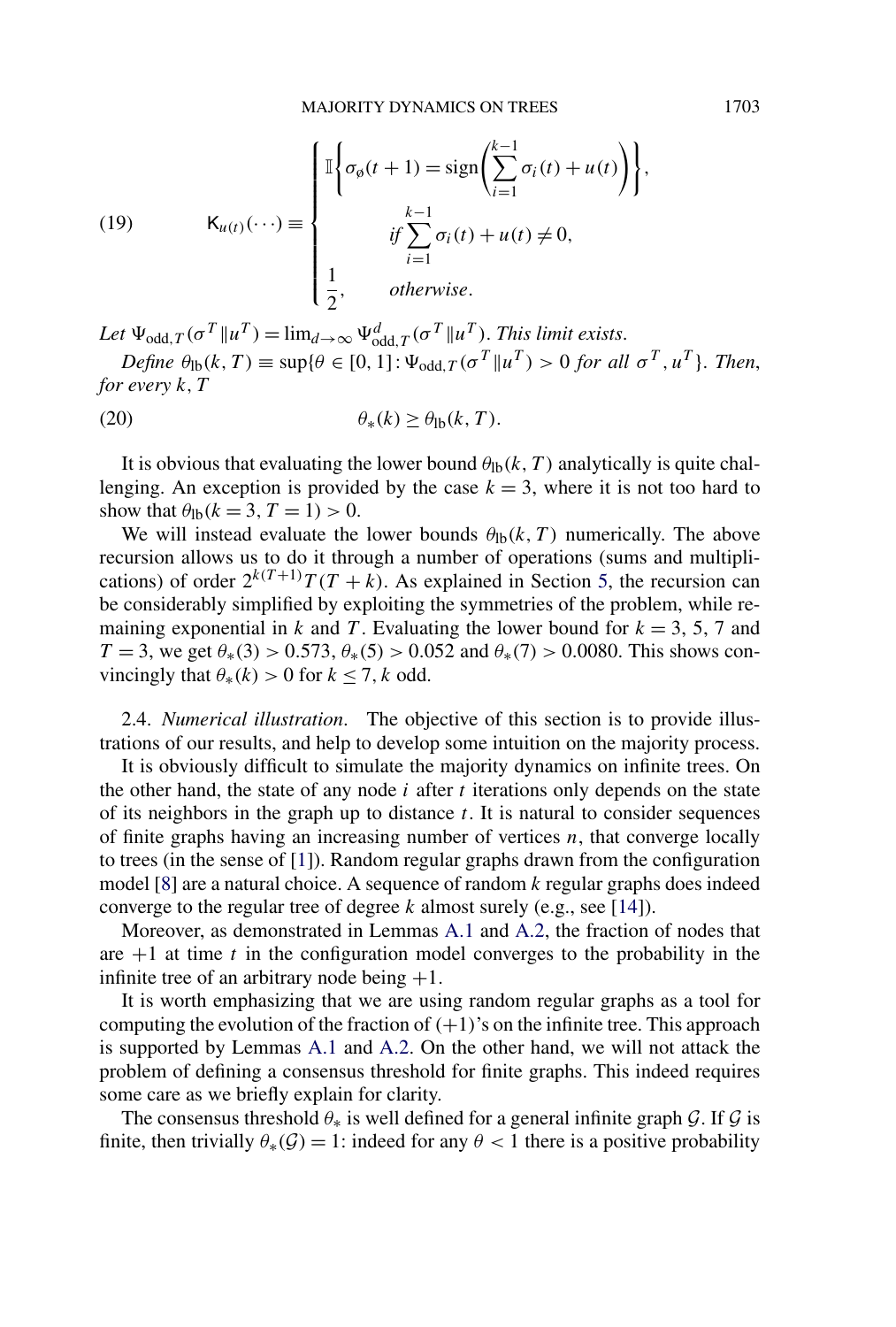$$
\mathsf{K}_{u(t)}(\cdots) \equiv \begin{cases} \mathbb{I}\left\{\sigma_{\o}(t+1) = \operatorname{sign}\left(\sum_{i=1}^{k-1} \sigma_i(t) + u(t)\right)\right\}, \\ \qquad \text{if } \sum_{i=1}^{k-1} \sigma_i(t) + u(t) \neq 0, \\ \frac{1}{2}, \qquad \text{otherwise}. \end{cases} \tag{19}
$$

*Let* $\Psi_{\text{odd},T}(\sigma^T \| u^T) = \lim_{d\to\infty} \Psi^d_{\text{odd},T}(\sigma^T \| u^T)$. *This limit exists.*

*Define* $\theta_{\text{lb}}(k, T) \equiv \sup\{\theta \in [0, 1] : \Psi_{\text{odd},T}(\sigma^T \| u^T) > 0$ *for all* $\sigma^T, u^T\}$. *Then, for every* $k, T$

$$
\theta_*(k) \geq \theta_{\text{lb}}(k, T). \tag{20}
$$

It is obvious that evaluating the lower bound $\theta_{\text{lb}}(k, T)$ analytically is quite challenging. An exception is provided by the case $k = 3$, where it is not too hard to show that $\theta_{\text{lb}}(k = 3, T = 1) > 0$.

We will instead evaluate the lower bounds $\theta_{\text{lb}}(k, T)$ numerically. The above recursion allows us to do it through a number of operations (sums and multiplications) of order $2^{k(T+1)}T(T + k)$. As explained in Section 5, the recursion can be considerably simplified by exploiting the symmetries of the problem, while remaining exponential in $k$ and $T$. Evaluating the lower bound for $k = 3, 5, 7$ and $T = 3$, we get $\theta_*(3) > 0.573$, $\theta_*(5) > 0.052$ and $\theta_*(7) > 0.0080$. This shows convincingly that $\theta_*(k) > 0$ for $k \leq 7$, $k$ odd.

2.4. *Numerical illustration.* The objective of this section is to provide illustrations of our results, and help to develop some intuition on the majority process.

It is obviously difficult to simulate the majority dynamics on infinite trees. On the other hand, the state of any node $i$ after $t$ iterations only depends on the state of its neighbors in the graph up to distance $t$. It is natural to consider sequences of finite graphs having an increasing number of vertices $n$, that converge locally to trees (in the sense of [1]). Random regular graphs drawn from the configuration model [8] are a natural choice. A sequence of random $k$ regular graphs does indeed converge to the regular tree of degree $k$ almost surely (e.g., see [14]).

Moreover, as demonstrated in Lemmas A.1 and A.2, the fraction of nodes that are $+1$ at time $t$ in the configuration model converges to the probability in the infinite tree of an arbitrary node being $+1$.

It is worth emphasizing that we are using random regular graphs as a tool for computing the evolution of the fraction of $(+1)$'s on the infinite tree. This approach is supported by Lemmas A.1 and A.2. On the other hand, we will not attack the problem of defining a consensus threshold for finite graphs. This indeed requires some care as we briefly explain for clarity.

The consensus threshold $\theta_*$ is well defined for a general infinite graph $\mathcal{G}$. If $\mathcal{G}$ is finite, then trivially $\theta_*(\mathcal{G}) = 1$: indeed for any $\theta < 1$ there is a positive probability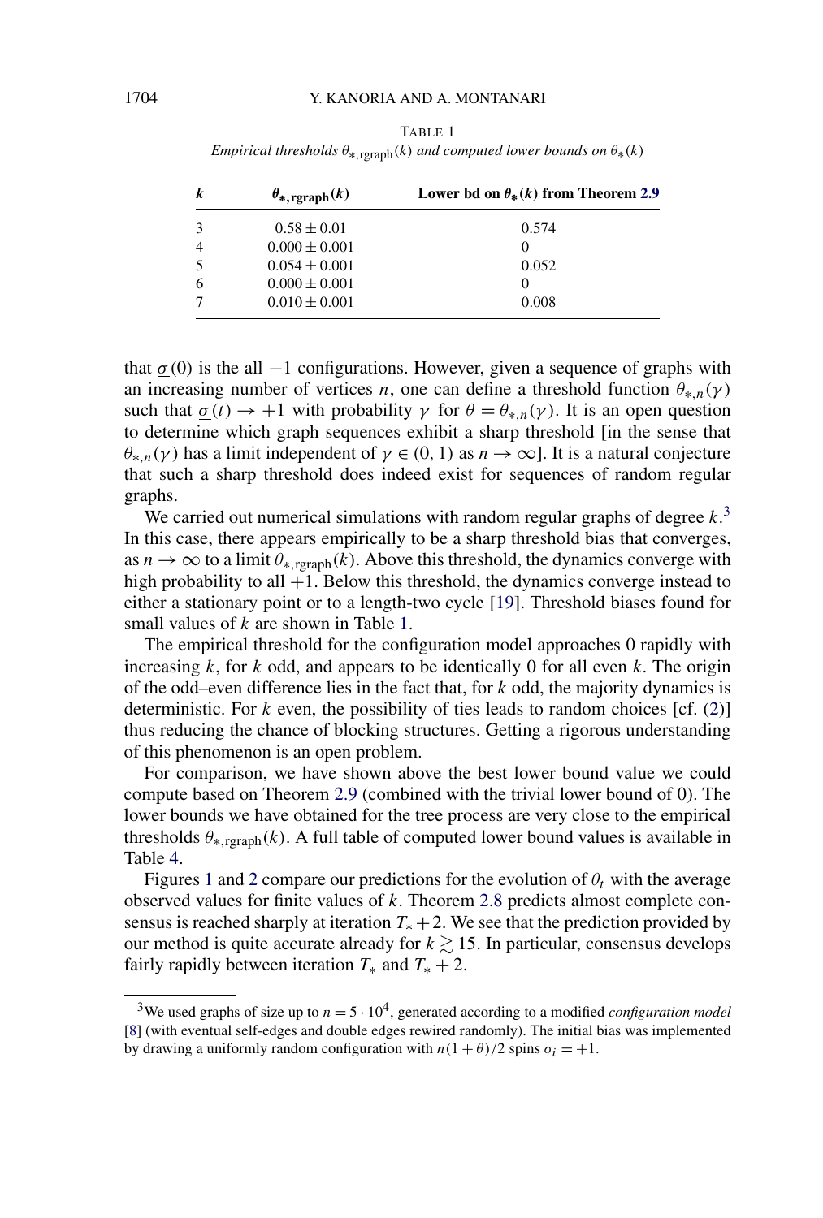TABLE 1

*Empirical thresholds $\theta_{*,\text{rgraph}}(k)$ and computed lower bounds on $\theta_*(k)$*

| $k$ | $\theta_{*,\text{rgraph}}(k)$ | **Lower bd on $\theta_*(k)$ from Theorem 2.9** |
|---|---|---|
| 3 | $0.58 \pm 0.01$ | 0.574 |
| 4 | $0.000 \pm 0.001$ | 0 |
| 5 | $0.054 \pm 0.001$ | 0.052 |
| 6 | $0.000 \pm 0.001$ | 0 |
| 7 | $0.010 \pm 0.001$ | 0.008 |

that $\underline{\sigma}(0)$ is the all $-1$ configurations. However, given a sequence of graphs with an increasing number of vertices $n$, one can define a threshold function $\theta_{*,n}(\gamma)$ such that $\underline{\sigma}(t) \to \underline{+1}$ with probability $\gamma$ for $\theta = \theta_{*,n}(\gamma)$. It is an open question to determine which graph sequences exhibit a sharp threshold [in the sense that $\theta_{*,n}(\gamma)$ has a limit independent of $\gamma \in (0, 1)$ as $n \to \infty$]. It is a natural conjecture that such a sharp threshold does indeed exist for sequences of random regular graphs.

We carried out numerical simulations with random regular graphs of degree $k$.[3] In this case, there appears empirically to be a sharp threshold bias that converges, as $n \to \infty$ to a limit $\theta_{*,\text{rgraph}}(k)$. Above this threshold, the dynamics converge with high probability to all $+1$. Below this threshold, the dynamics converge instead to either a stationary point or to a length-two cycle [19]. Threshold biases found for small values of $k$ are shown in Table 1.

The empirical threshold for the configuration model approaches 0 rapidly with increasing $k$, for $k$ odd, and appears to be identically 0 for all even $k$. The origin of the odd–even difference lies in the fact that, for $k$ odd, the majority dynamics is deterministic. For $k$ even, the possibility of ties leads to random choices [cf. (2)] thus reducing the chance of blocking structures. Getting a rigorous understanding of this phenomenon is an open problem.

For comparison, we have shown above the best lower bound value we could compute based on Theorem 2.9 (combined with the trivial lower bound of 0). The lower bounds we have obtained for the tree process are very close to the empirical thresholds $\theta_{*,\text{rgraph}}(k)$. A full table of computed lower bound values is available in Table 4.

Figures 1 and 2 compare our predictions for the evolution of $\theta_t$ with the average observed values for finite values of $k$. Theorem 2.8 predicts almost complete consensus is reached sharply at iteration $T_* + 2$. We see that the prediction provided by our method is quite accurate already for $k \gtrsim 15$. In particular, consensus develops fairly rapidly between iteration $T_*$ and $T_* + 2$.

[3] We used graphs of size up to $n = 5 \cdot 10^4$, generated according to a modified *configuration model* [8] (with eventual self-edges and double edges rewired randomly). The initial bias was implemented by drawing a uniformly random configuration with $n(1 + \theta)/2$ spins $\sigma_i = +1$.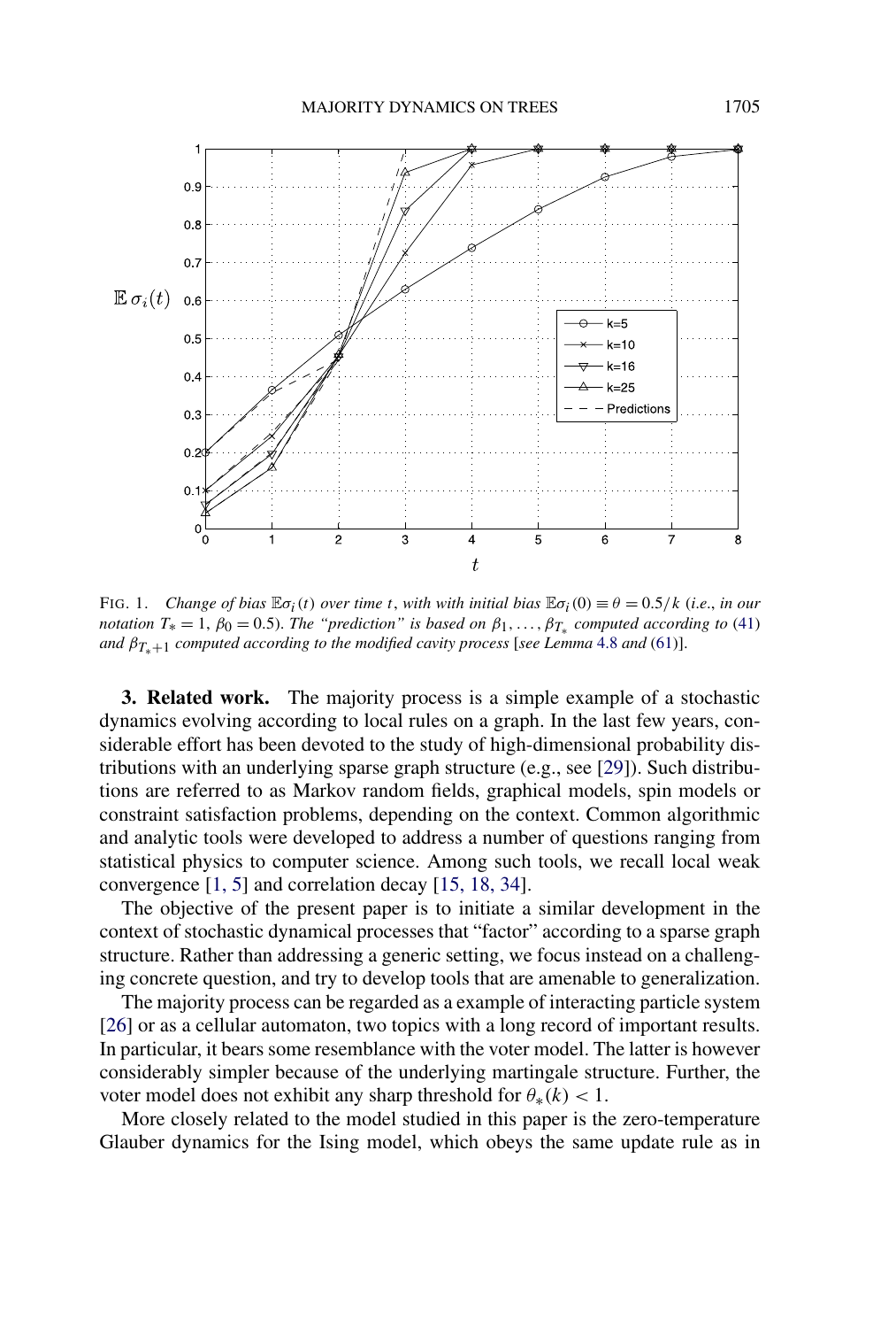FIG. 1. *Change of bias $\mathbb{E}\sigma_i(t)$ over time $t$, with with initial bias $\mathbb{E}\sigma_i(0) \equiv \theta = 0.5/k$ (i.e., in our notation $T_* = 1$, $\beta_0 = 0.5$). The "prediction" is based on $\beta_1, \dots, \beta_{T_*}$ computed according to* (41) *and $\beta_{T_*+1}$ computed according to the modified cavity process* [*see Lemma* 4.8 *and* (61)].

**3. Related work.** The majority process is a simple example of a stochastic dynamics evolving according to local rules on a graph. In the last few years, considerable effort has been devoted to the study of high-dimensional probability distributions with an underlying sparse graph structure (e.g., see [29]). Such distributions are referred to as Markov random fields, graphical models, spin models or constraint satisfaction problems, depending on the context. Common algorithmic and analytic tools were developed to address a number of questions ranging from statistical physics to computer science. Among such tools, we recall local weak convergence [1, 5] and correlation decay [15, 18, 34].

The objective of the present paper is to initiate a similar development in the context of stochastic dynamical processes that "factor" according to a sparse graph structure. Rather than addressing a generic setting, we focus instead on a challenging concrete question, and try to develop tools that are amenable to generalization.

The majority process can be regarded as a example of interacting particle system [26] or as a cellular automaton, two topics with a long record of important results. In particular, it bears some resemblance with the voter model. The latter is however considerably simpler because of the underlying martingale structure. Further, the voter model does not exhibit any sharp threshold for $\theta_*(k) < 1$.

More closely related to the model studied in this paper is the zero-temperature Glauber dynamics for the Ising model, which obeys the same update rule as in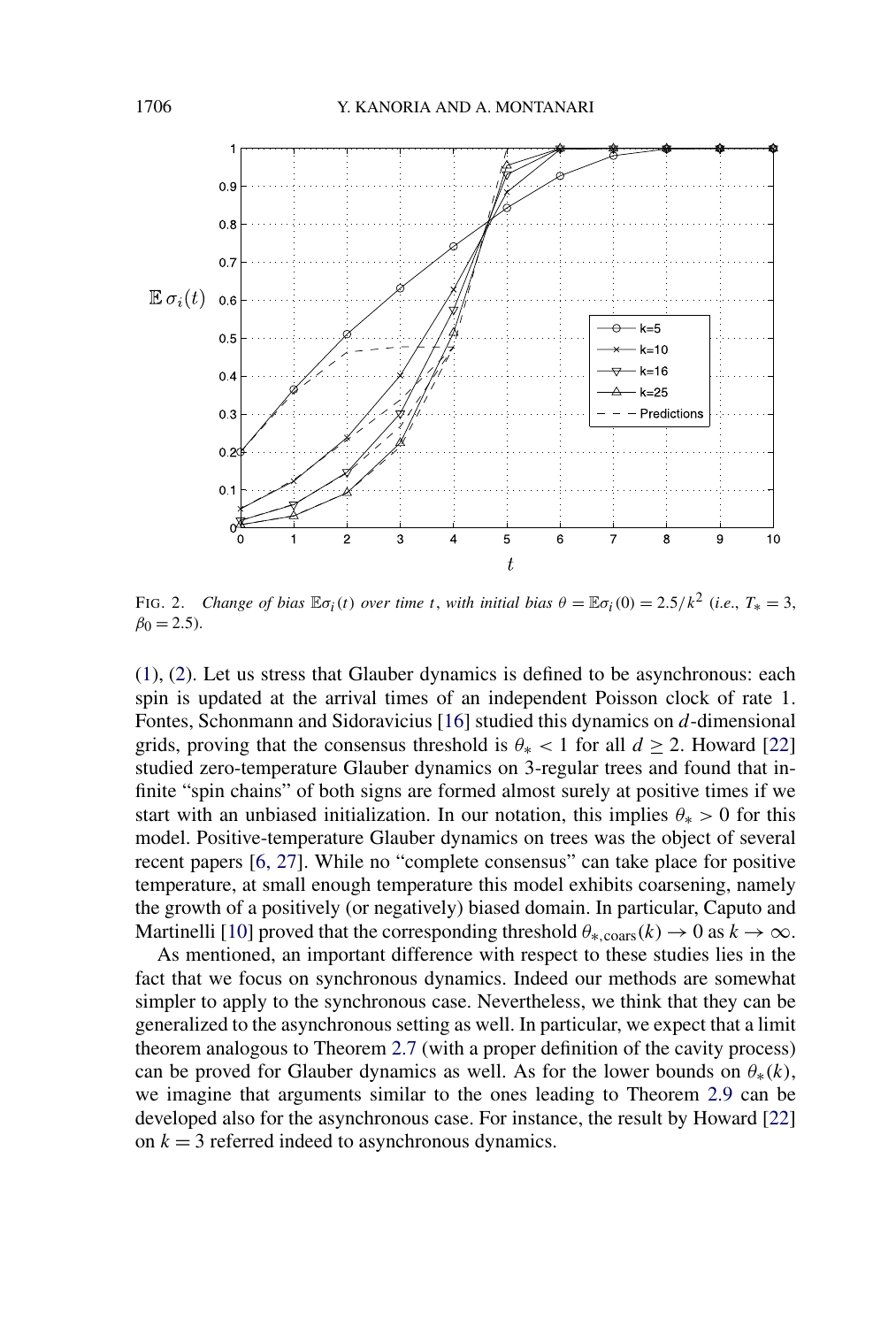FIG. 2. *Change of bias* $\mathbb{E}\sigma_i(t)$ *over time* $t$, *with initial bias* $\theta = \mathbb{E}\sigma_i(0) = 2.5/k^2$ (*i.e.*, $T_* = 3$, $\beta_0 = 2.5$).

(1), (2). Let us stress that Glauber dynamics is defined to be asynchronous: each spin is updated at the arrival times of an independent Poisson clock of rate 1. Fontes, Schonmann and Sidoravicius [16] studied this dynamics on $d$-dimensional grids, proving that the consensus threshold is $\theta_* < 1$ for all $d \geq 2$. Howard [22] studied zero-temperature Glauber dynamics on 3-regular trees and found that infinite "spin chains" of both signs are formed almost surely at positive times if we start with an unbiased initialization. In our notation, this implies $\theta_* > 0$ for this model. Positive-temperature Glauber dynamics on trees was the object of several recent papers [6, 27]. While no "complete consensus" can take place for positive temperature, at small enough temperature this model exhibits coarsening, namely the growth of a positively (or negatively) biased domain. In particular, Caputo and Martinelli [10] proved that the corresponding threshold $\theta_{*,\mathrm{coars}}(k) \to 0$ as $k \to \infty$.

As mentioned, an important difference with respect to these studies lies in the fact that we focus on synchronous dynamics. Indeed our methods are somewhat simpler to apply to the synchronous case. Nevertheless, we think that they can be generalized to the asynchronous setting as well. In particular, we expect that a limit theorem analogous to Theorem 2.7 (with a proper definition of the cavity process) can be proved for Glauber dynamics as well. As for the lower bounds on $\theta_*(k)$, we imagine that arguments similar to the ones leading to Theorem 2.9 can be developed also for the asynchronous case. For instance, the result by Howard [22] on $k = 3$ referred indeed to asynchronous dynamics.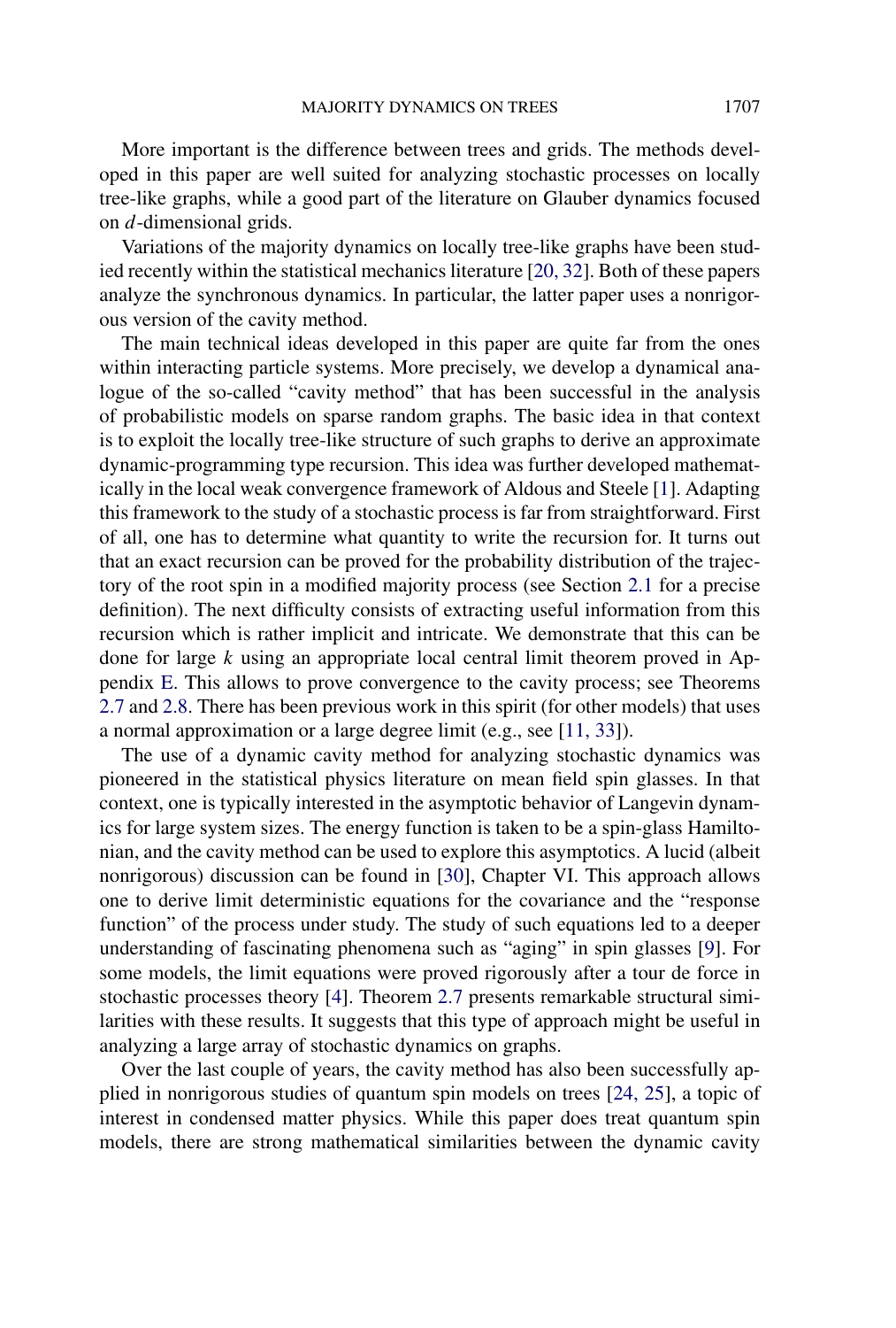More important is the difference between trees and grids. The methods developed in this paper are well suited for analyzing stochastic processes on locally tree-like graphs, while a good part of the literature on Glauber dynamics focused on $d$-dimensional grids.

Variations of the majority dynamics on locally tree-like graphs have been studied recently within the statistical mechanics literature [20, 32]. Both of these papers analyze the synchronous dynamics. In particular, the latter paper uses a nonrigorous version of the cavity method.

The main technical ideas developed in this paper are quite far from the ones within interacting particle systems. More precisely, we develop a dynamical analogue of the so-called "cavity method" that has been successful in the analysis of probabilistic models on sparse random graphs. The basic idea in that context is to exploit the locally tree-like structure of such graphs to derive an approximate dynamic-programming type recursion. This idea was further developed mathematically in the local weak convergence framework of Aldous and Steele [1]. Adapting this framework to the study of a stochastic process is far from straightforward. First of all, one has to determine what quantity to write the recursion for. It turns out that an exact recursion can be proved for the probability distribution of the trajectory of the root spin in a modified majority process (see Section 2.1 for a precise definition). The next difficulty consists of extracting useful information from this recursion which is rather implicit and intricate. We demonstrate that this can be done for large $k$ using an appropriate local central limit theorem proved in Appendix E. This allows to prove convergence to the cavity process; see Theorems 2.7 and 2.8. There has been previous work in this spirit (for other models) that uses a normal approximation or a large degree limit (e.g., see [11, 33]).

The use of a dynamic cavity method for analyzing stochastic dynamics was pioneered in the statistical physics literature on mean field spin glasses. In that context, one is typically interested in the asymptotic behavior of Langevin dynamics for large system sizes. The energy function is taken to be a spin-glass Hamiltonian, and the cavity method can be used to explore this asymptotics. A lucid (albeit nonrigorous) discussion can be found in [30], Chapter VI. This approach allows one to derive limit deterministic equations for the covariance and the "response function" of the process under study. The study of such equations led to a deeper understanding of fascinating phenomena such as "aging" in spin glasses [9]. For some models, the limit equations were proved rigorously after a tour de force in stochastic processes theory [4]. Theorem 2.7 presents remarkable structural similarities with these results. It suggests that this type of approach might be useful in analyzing a large array of stochastic dynamics on graphs.

Over the last couple of years, the cavity method has also been successfully applied in nonrigorous studies of quantum spin models on trees [24, 25], a topic of interest in condensed matter physics. While this paper does treat quantum spin models, there are strong mathematical similarities between the dynamic cavity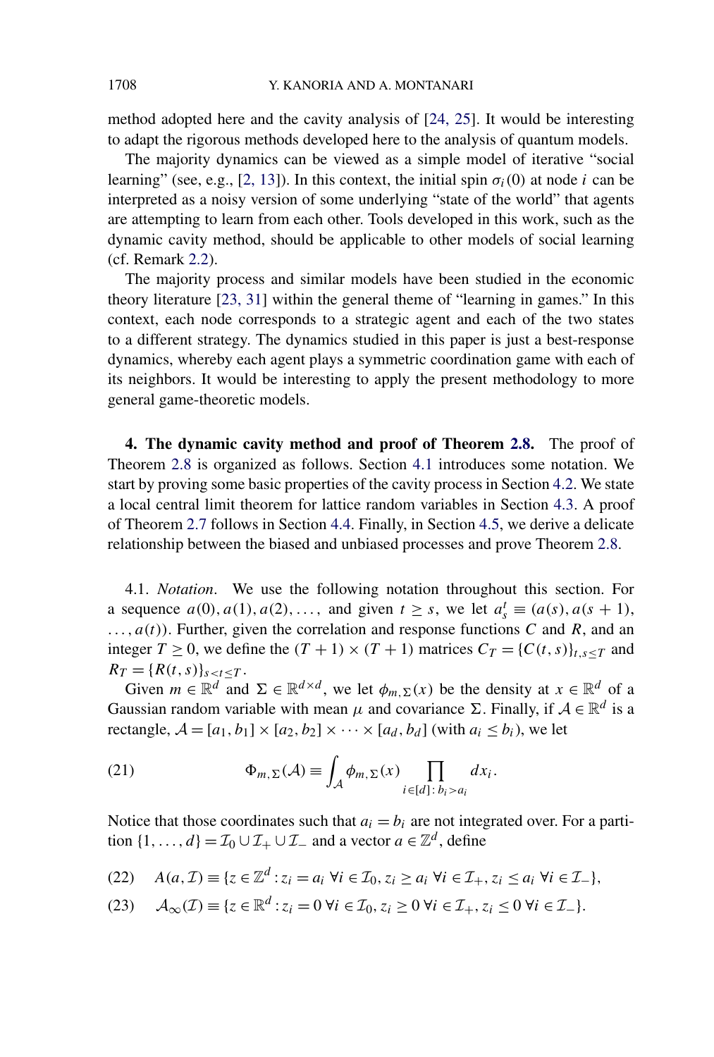method adopted here and the cavity analysis of [24, 25]. It would be interesting to adapt the rigorous methods developed here to the analysis of quantum models.

The majority dynamics can be viewed as a simple model of iterative "social learning" (see, e.g., [2, 13]). In this context, the initial spin $\sigma_i(0)$ at node $i$ can be interpreted as a noisy version of some underlying "state of the world" that agents are attempting to learn from each other. Tools developed in this work, such as the dynamic cavity method, should be applicable to other models of social learning (cf. Remark 2.2).

The majority process and similar models have been studied in the economic theory literature [23, 31] within the general theme of "learning in games." In this context, each node corresponds to a strategic agent and each of the two states to a different strategy. The dynamics studied in this paper is just a best-response dynamics, whereby each agent plays a symmetric coordination game with each of its neighbors. It would be interesting to apply the present methodology to more general game-theoretic models.

## 4. The dynamic cavity method and proof of Theorem 2.8.

The proof of Theorem 2.8 is organized as follows. Section 4.1 introduces some notation. We start by proving some basic properties of the cavity process in Section 4.2. We state a local central limit theorem for lattice random variables in Section 4.3. A proof of Theorem 2.7 follows in Section 4.4. Finally, in Section 4.5, we derive a delicate relationship between the biased and unbiased processes and prove Theorem 2.8.

### 4.1. *Notation*.

We use the following notation throughout this section. For a sequence $a(0), a(1), a(2), \dots,$ and given $t \geq s$, we let $a_s^t \equiv (a(s), a(s+1), \dots, a(t))$. Further, given the correlation and response functions $C$ and $R$, and an integer $T \geq 0$, we define the $(T+1) \times (T+1)$ matrices $C_T = \{C(t,s)\}_{t,s \leq T}$ and $R_T = \{R(t,s)\}_{s<t\leq T}$.

Given $m \in \mathbb{R}^d$ and $\Sigma \in \mathbb{R}^{d\times d}$, we let $\phi_{m,\Sigma}(x)$ be the density at $x \in \mathbb{R}^d$ of a Gaussian random variable with mean $\mu$ and covariance $\Sigma$. Finally, if $\mathcal{A} \in \mathbb{R}^d$ is a rectangle, $\mathcal{A} = [a_1, b_1] \times [a_2, b_2] \times \cdots \times [a_d, b_d]$ (with $a_i \leq b_i$), we let

$$\Phi_{m,\Sigma}(\mathcal{A}) \equiv \int_{\mathcal{A}} \phi_{m,\Sigma}(x) \prod_{i \in [d]:\, b_i > a_i} dx_i. \tag{21}$$

Notice that those coordinates such that $a_i = b_i$ are not integrated over. For a partition $\{1, \dots, d\} = \mathcal{I}_0 \cup \mathcal{I}_+ \cup \mathcal{I}_-$ and a vector $a \in \mathbb{Z}^d$, define

$$A(a, \mathcal{I}) \equiv \{z \in \mathbb{Z}^d : z_i = a_i \ \forall i \in \mathcal{I}_0, z_i \geq a_i \ \forall i \in \mathcal{I}_+, z_i \leq a_i \ \forall i \in \mathcal{I}_-\}, \tag{22}$$

$$\mathcal{A}_\infty(\mathcal{I}) \equiv \{z \in \mathbb{R}^d : z_i = 0 \ \forall i \in \mathcal{I}_0, z_i \geq 0 \ \forall i \in \mathcal{I}_+, z_i \leq 0 \ \forall i \in \mathcal{I}_-\}. \tag{23}$$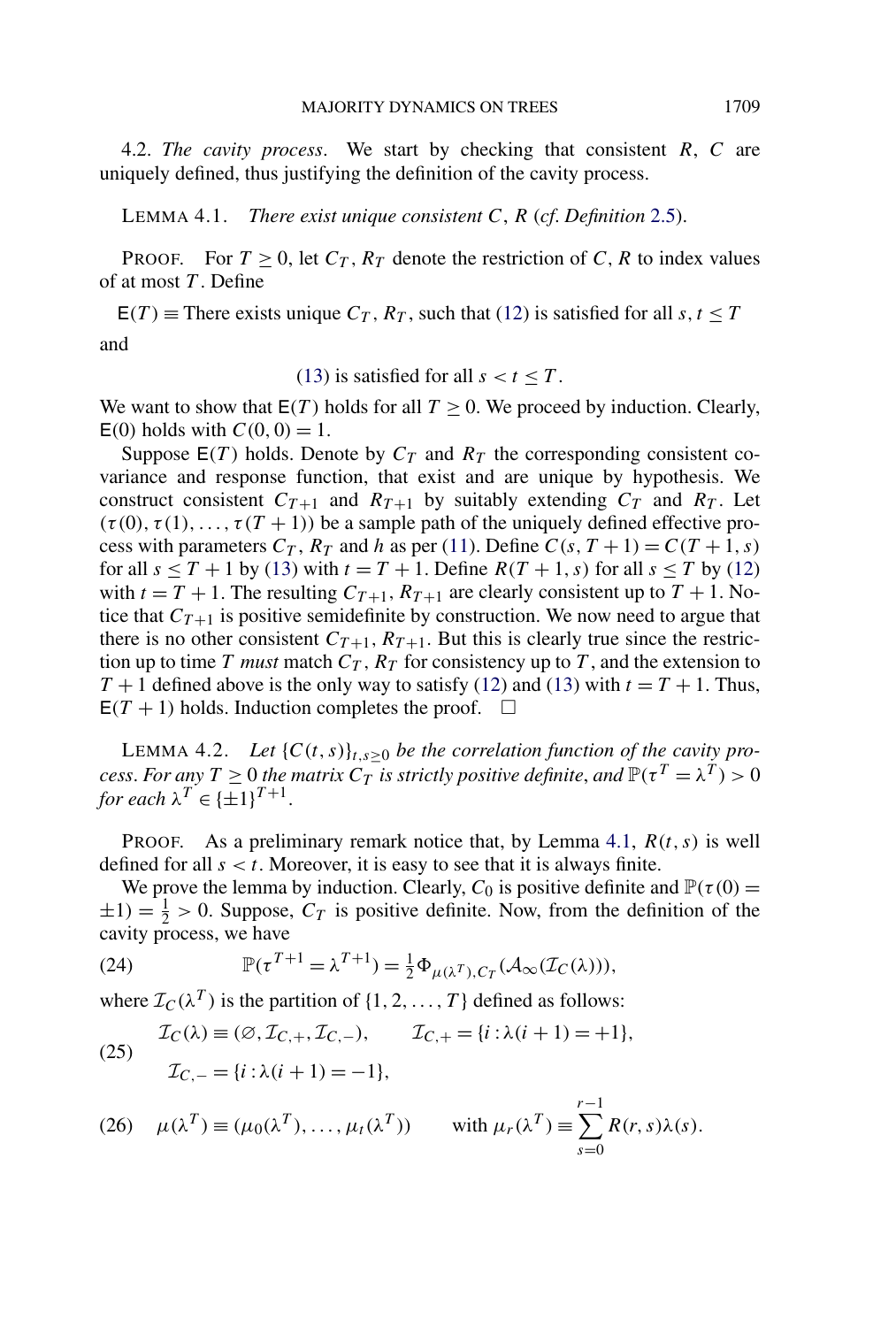4.2. *The cavity process.* We start by checking that consistent $R$, $C$ are uniquely defined, thus justifying the definition of the cavity process.

LEMMA 4.1. *There exist unique consistent $C$, $R$ (cf. Definition 2.5).*

PROOF. For $T \geq 0$, let $C_T$, $R_T$ denote the restriction of $C$, $R$ to index values of at most $T$. Define

$\mathsf{E}(T) \equiv$ There exists unique $C_T$, $R_T$, such that (12) is satisfied for all $s, t \leq T$ and

$$\text{(13) is satisfied for all } s < t \leq T.$$

We want to show that $\mathsf{E}(T)$ holds for all $T \geq 0$. We proceed by induction. Clearly, $\mathsf{E}(0)$ holds with $C(0,0) = 1$.

Suppose $\mathsf{E}(T)$ holds. Denote by $C_T$ and $R_T$ the corresponding consistent covariance and response function, that exist and are unique by hypothesis. We construct consistent $C_{T+1}$ and $R_{T+1}$ by suitably extending $C_T$ and $R_T$. Let $(\tau(0), \tau(1), \ldots, \tau(T+1))$ be a sample path of the uniquely defined effective process with parameters $C_T$, $R_T$ and $h$ as per (11). Define $C(s, T+1) = C(T+1, s)$ for all $s \leq T+1$ by (13) with $t = T+1$. Define $R(T+1, s)$ for all $s \leq T$ by (12) with $t = T+1$. The resulting $C_{T+1}$, $R_{T+1}$ are clearly consistent up to $T+1$. Notice that $C_{T+1}$ is positive semidefinite by construction. We now need to argue that there is no other consistent $C_{T+1}$, $R_{T+1}$. But this is clearly true since the restriction up to time $T$ *must* match $C_T$, $R_T$ for consistency up to $T$, and the extension to $T+1$ defined above is the only way to satisfy (12) and (13) with $t = T+1$. Thus, $\mathsf{E}(T+1)$ holds. Induction completes the proof. $\square$

LEMMA 4.2. *Let $\{C(t,s)\}_{t,s \geq 0}$ be the correlation function of the cavity process. For any $T \geq 0$ the matrix $C_T$ is strictly positive definite, and $\mathbb{P}(\tau^T = \lambda^T) > 0$ for each $\lambda^T \in \{\pm 1\}^{T+1}$.*

PROOF. As a preliminary remark notice that, by Lemma 4.1, $R(t,s)$ is well defined for all $s < t$. Moreover, it is easy to see that it is always finite.

We prove the lemma by induction. Clearly, $C_0$ is positive definite and $\mathbb{P}(\tau(0) = \pm 1) = \frac{1}{2} > 0$. Suppose, $C_T$ is positive definite. Now, from the definition of the cavity process, we have

$$\mathbb{P}(\tau^{T+1} = \lambda^{T+1}) = \tfrac{1}{2} \Phi_{\mu(\lambda^T), C_T}(\mathcal{A}_\infty(\mathcal{I}_C(\lambda))), \tag{24}$$

where $\mathcal{I}_C(\lambda^T)$ is the partition of $\{1, 2, \ldots, T\}$ defined as follows:

$$\begin{aligned} &\mathcal{I}_C(\lambda) \equiv (\varnothing, \mathcal{I}_{C,+}, \mathcal{I}_{C,-}), \qquad \mathcal{I}_{C,+} = \{i : \lambda(i+1) = +1\}, \\ &\mathcal{I}_{C,-} = \{i : \lambda(i+1) = -1\}, \end{aligned} \tag{25}$$

$$\mu(\lambda^T) \equiv (\mu_0(\lambda^T), \ldots, \mu_t(\lambda^T)) \qquad \text{with } \mu_r(\lambda^T) \equiv \sum_{s=0}^{r-1} R(r,s)\lambda(s). \tag{26}$$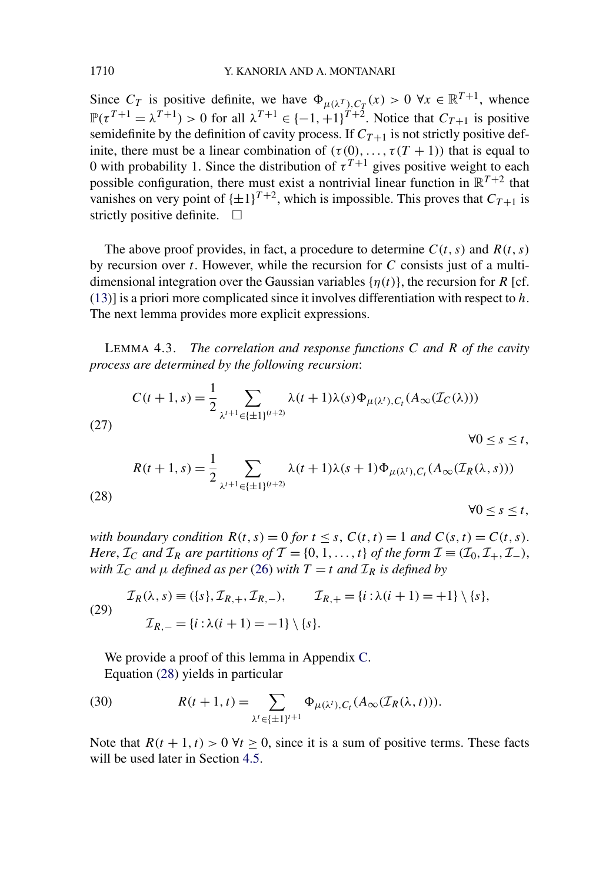Since $C_T$ is positive definite, we have $\Phi_{\mu(\lambda^T),C_T}(x) > 0\ \forall x \in \mathbb{R}^{T+1}$, whence $\mathbb{P}(\tau^{T+1} = \lambda^{T+1}) > 0$ for all $\lambda^{T+1} \in \{-1,+1\}^{T+2}$. Notice that $C_{T+1}$ is positive semidefinite by the definition of cavity process. If $C_{T+1}$ is not strictly positive definite, there must be a linear combination of $(\tau(0),\dots,\tau(T+1))$ that is equal to 0 with probability 1. Since the distribution of $\tau^{T+1}$ gives positive weight to each possible configuration, there must exist a nontrivial linear function in $\mathbb{R}^{T+2}$ that vanishes on very point of $\{\pm 1\}^{T+2}$, which is impossible. This proves that $C_{T+1}$ is strictly positive definite. $\square$

The above proof provides, in fact, a procedure to determine $C(t,s)$ and $R(t,s)$ by recursion over $t$. However, while the recursion for $C$ consists just of a multidimensional integration over the Gaussian variables $\{\eta(t)\}$, the recursion for $R$ [cf. (13)] is a priori more complicated since it involves differentiation with respect to $h$. The next lemma provides more explicit expressions.

LEMMA 4.3. *The correlation and response functions $C$ and $R$ of the cavity process are determined by the following recursion*:

$$C(t+1,s) = \frac{1}{2}\sum_{\lambda^{t+1}\in\{\pm 1\}^{(t+2)}} \lambda(t+1)\lambda(s)\Phi_{\mu(\lambda^t),C_t}(A_\infty(\mathcal{I}_C(\lambda))) \qquad \forall 0 \le s \le t, \tag{27}$$

$$R(t+1,s) = \frac{1}{2}\sum_{\lambda^{t+1}\in\{\pm 1\}^{(t+2)}} \lambda(t+1)\lambda(s+1)\Phi_{\mu(\lambda^t),C_t}(A_\infty(\mathcal{I}_R(\lambda,s))) \qquad \forall 0 \le s \le t, \tag{28}$$

*with boundary condition $R(t,s) = 0$ for $t \le s$, $C(t,t) = 1$ and $C(s,t) = C(t,s)$. Here, $\mathcal{I}_C$ and $\mathcal{I}_R$ are partitions of $\mathcal{T} = \{0,1,\dots,t\}$ of the form $\mathcal{I} \equiv (\mathcal{I}_0, \mathcal{I}_+, \mathcal{I}_-)$, with $\mathcal{I}_C$ and $\mu$ defined as per* (26) *with $T = t$ and $\mathcal{I}_R$ is defined by*

$$\mathcal{I}_R(\lambda,s) \equiv (\{s\}, \mathcal{I}_{R,+}, \mathcal{I}_{R,-}), \qquad \mathcal{I}_{R,+} = \{i : \lambda(i+1) = +1\} \setminus \{s\}, \tag{29}$$
$$\mathcal{I}_{R,-} = \{i : \lambda(i+1) = -1\} \setminus \{s\}.$$

We provide a proof of this lemma in Appendix C.

Equation (28) yields in particular

$$R(t+1,t) = \sum_{\lambda^t\in\{\pm 1\}^{t+1}} \Phi_{\mu(\lambda^t),C_t}(A_\infty(\mathcal{I}_R(\lambda,t))). \tag{30}$$

Note that $R(t+1,t) > 0\ \forall t \ge 0$, since it is a sum of positive terms. These facts will be used later in Section 4.5.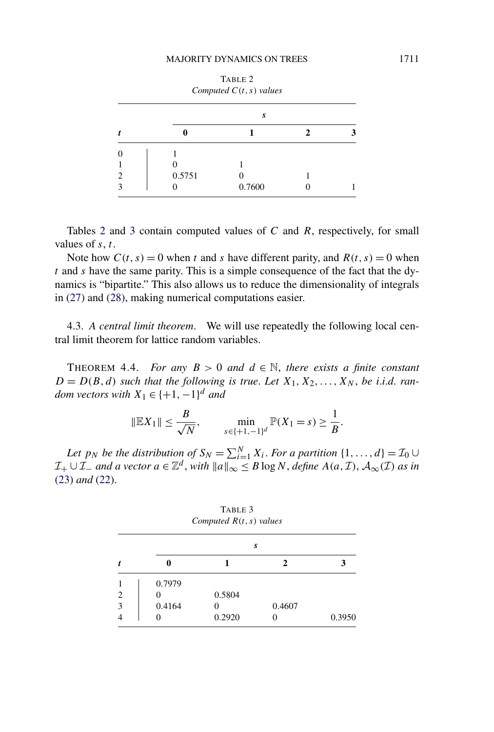TABLE 2
*Computed $C(t, s)$ values*

| $t$ | $s$ | | | |
|---|---|---|---|---|
| | **0** | **1** | **2** | **3** |
| 0 | 1 | | | |
| 1 | 0 | 1 | | |
| 2 | 0.5751 | 0 | 1 | |
| 3 | 0 | 0.7600 | 0 | 1 |

Tables 2 and 3 contain computed values of $C$ and $R$, respectively, for small values of $s, t$.

Note how $C(t, s) = 0$ when $t$ and $s$ have different parity, and $R(t, s) = 0$ when $t$ and $s$ have the same parity. This is a simple consequence of the fact that the dynamics is "bipartite." This also allows us to reduce the dimensionality of integrals in (27) and (28), making numerical computations easier.

4.3. *A central limit theorem.* We will use repeatedly the following local central limit theorem for lattice random variables.

THEOREM 4.4. *For any $B > 0$ and $d \in \mathbb{N}$, there exists a finite constant $D = D(B, d)$ such that the following is true. Let $X_1, X_2, \dots, X_N$, be i.i.d. random vectors with $X_1 \in \{+1, -1\}^d$ and*

$$\|\mathbb{E}X_1\| \leq \frac{B}{\sqrt{N}}, \qquad \min_{s \in \{+1,-1\}^d} \mathbb{P}(X_1 = s) \geq \frac{1}{B}.$$

*Let $p_N$ be the distribution of $S_N = \sum_{i=1}^{N} X_i$. For a partition $\{1, \dots, d\} = \mathcal{I}_0 \cup \mathcal{I}_+ \cup \mathcal{I}_-$ and a vector $a \in \mathbb{Z}^d$, with $\|a\|_\infty \leq B \log N$, define $A(a, \mathcal{I})$, $\mathcal{A}_\infty(\mathcal{I})$ as in* (23) *and* (22).

TABLE 3
*Computed $R(t, s)$ values*

| $t$ | $s$ | | | |
|---|---|---|---|---|
| | **0** | **1** | **2** | **3** |
| 1 | 0.7979 | | | |
| 2 | 0 | 0.5804 | | |
| 3 | 0.4164 | 0 | 0.4607 | |
| 4 | 0 | 0.2920 | 0 | 0.3950 |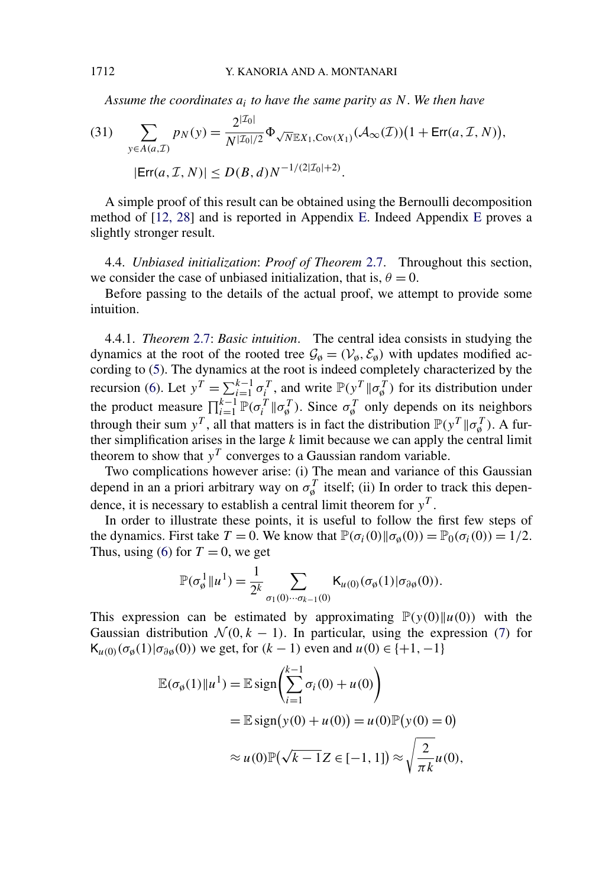*Assume the coordinates $a_i$ to have the same parity as $N$. We then have*

$$\sum_{y\in A(a,\mathcal{I})} p_N(y) = \frac{2^{|\mathcal{I}_0|}}{N^{|\mathcal{I}_0|/2}} \Phi_{\sqrt{N}\mathbb{E}X_1, \mathrm{Cov}(X_1)}(\mathcal{A}_\infty(\mathcal{I}))\big(1+\mathsf{Err}(a,\mathcal{I},N)\big), \tag{31}$$

$$|\mathsf{Err}(a,\mathcal{I},N)| \le D(B,d) N^{-1/(2|\mathcal{I}_0|+2)}.$$

A simple proof of this result can be obtained using the Bernoulli decomposition method of [12, 28] and is reported in Appendix E. Indeed Appendix E proves a slightly stronger result.

4.4. *Unbiased initialization*: *Proof of Theorem* 2.7. Throughout this section, we consider the case of unbiased initialization, that is, $\theta = 0$.

Before passing to the details of the actual proof, we attempt to provide some intuition.

4.4.1. *Theorem* 2.7: *Basic intuition*. The central idea consists in studying the dynamics at the root of the rooted tree $\mathcal{G}_\o = (\mathcal{V}_\o, \mathcal{E}_\o)$ with updates modified according to (5). The dynamics at the root is indeed completely characterized by the recursion (6). Let $y^T = \sum_{i=1}^{k-1} \sigma_i^T$, and write $\mathbb{P}(y^T \| \sigma_\o^T)$ for its distribution under the product measure $\prod_{i=1}^{k-1} \mathbb{P}(\sigma_i^T \| \sigma_\o^T)$. Since $\sigma_\o^T$ only depends on its neighbors through their sum $y^T$, all that matters is in fact the distribution $\mathbb{P}(y^T \| \sigma_\o^T)$. A further simplification arises in the large $k$ limit because we can apply the central limit theorem to show that $y^T$ converges to a Gaussian random variable.

Two complications however arise: (i) The mean and variance of this Gaussian depend in an a priori arbitrary way on $\sigma_\o^T$ itself; (ii) In order to track this dependence, it is necessary to establish a central limit theorem for $y^T$.

In order to illustrate these points, it is useful to follow the first few steps of the dynamics. First take $T = 0$. We know that $\mathbb{P}(\sigma_i(0) \| \sigma_\o(0)) = \mathbb{P}_0(\sigma_i(0)) = 1/2$. Thus, using (6) for $T = 0$, we get

$$\mathbb{P}(\sigma_\o^1 \| u^1) = \frac{1}{2^k} \sum_{\sigma_1(0)\cdots\sigma_{k-1}(0)} \mathsf{K}_{u(0)}(\sigma_\o(1)|\sigma_{\partial\o}(0)).$$

This expression can be estimated by approximating $\mathbb{P}(y(0)\|u(0))$ with the Gaussian distribution $\mathcal{N}(0, k-1)$. In particular, using the expression (7) for $\mathsf{K}_{u(0)}(\sigma_\o(1)|\sigma_{\partial\o}(0))$ we get, for $(k-1)$ even and $u(0) \in \{+1, -1\}$

$$\begin{aligned}
\mathbb{E}(\sigma_\o(1)\|u^1) &= \mathbb{E}\,\mathrm{sign}\left(\sum_{i=1}^{k-1} \sigma_i(0) + u(0)\right) \\
&= \mathbb{E}\,\mathrm{sign}\big(y(0) + u(0)\big) = u(0)\mathbb{P}\big(y(0) = 0\big) \\
&\approx u(0)\mathbb{P}\big(\sqrt{k-1}Z \in [-1, 1]\big) \approx \sqrt{\frac{2}{\pi k}} u(0),
\end{aligned}$$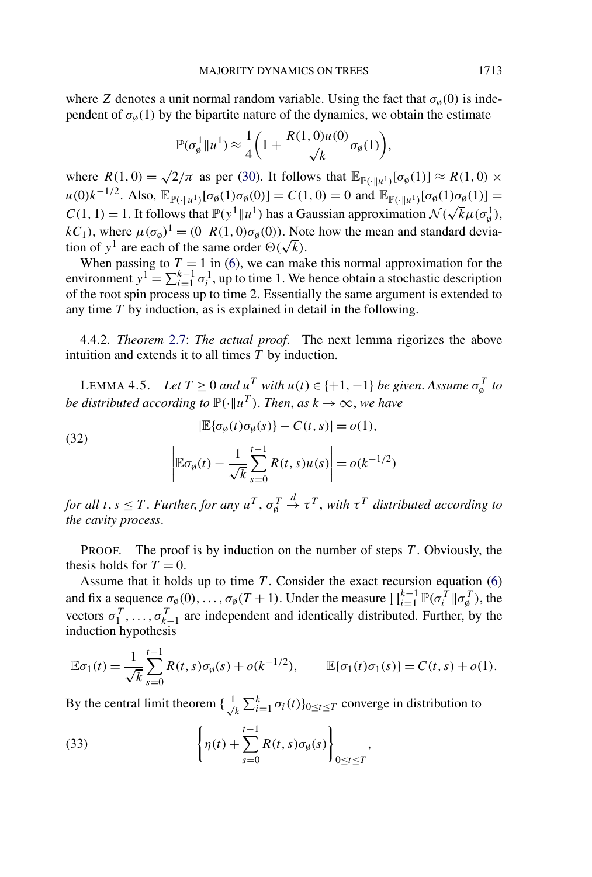where $Z$ denotes a unit normal random variable. Using the fact that $\sigma_\emptyset(0)$ is independent of $\sigma_\emptyset(1)$ by the bipartite nature of the dynamics, we obtain the estimate

$$\mathbb{P}(\sigma_\emptyset^1 \| u^1) \approx \frac{1}{4}\left(1 + \frac{R(1,0)u(0)}{\sqrt{k}}\sigma_\emptyset(1)\right),$$

where $R(1,0) = \sqrt{2/\pi}$ as per (30). It follows that $\mathbb{E}_{\mathbb{P}(\cdot\|u^1)}[\sigma_\emptyset(1)] \approx R(1,0) \times u(0)k^{-1/2}$. Also, $\mathbb{E}_{\mathbb{P}(\cdot\|u^1)}[\sigma_\emptyset(1)\sigma_\emptyset(0)] = C(1,0) = 0$ and $\mathbb{E}_{\mathbb{P}(\cdot\|u^1)}[\sigma_\emptyset(1)\sigma_\emptyset(1)] = C(1,1) = 1$. It follows that $\mathbb{P}(y^1\|u^1)$ has a Gaussian approximation $\mathcal{N}(\sqrt{k}\mu(\sigma_\emptyset^1), kC_1)$, where $\mu(\sigma_\emptyset)^1 = (0 \;\; R(1,0)\sigma_\emptyset(0))$. Note how the mean and standard deviation of $y^1$ are each of the same order $\Theta(\sqrt{k})$.

When passing to $T = 1$ in (6), we can make this normal approximation for the environment $y^1 = \sum_{i=1}^{k-1} \sigma_i^1$, up to time 1. We hence obtain a stochastic description of the root spin process up to time 2. Essentially the same argument is extended to any time $T$ by induction, as is explained in detail in the following.

4.4.2. *Theorem 2.7: The actual proof.* The next lemma rigorizes the above intuition and extends it to all times $T$ by induction.

LEMMA 4.5. *Let $T \geq 0$ and $u^T$ with $u(t) \in \{+1, -1\}$ be given. Assume $\sigma_\emptyset^T$ to be distributed according to $\mathbb{P}(\cdot\|u^T)$. Then, as $k \to \infty$, we have*

$$|\mathbb{E}\{\sigma_\emptyset(t)\sigma_\emptyset(s)\} - C(t,s)| = o(1),$$
$$\left|\mathbb{E}\sigma_\emptyset(t) - \frac{1}{\sqrt{k}}\sum_{s=0}^{t-1} R(t,s)u(s)\right| = o(k^{-1/2}) \tag{32}$$

*for all $t, s \leq T$. Further, for any $u^T$, $\sigma_\emptyset^T \xrightarrow{d} \tau^T$, with $\tau^T$ distributed according to the cavity process.*

PROOF. The proof is by induction on the number of steps $T$. Obviously, the thesis holds for $T = 0$.

Assume that it holds up to time $T$. Consider the exact recursion equation (6) and fix a sequence $\sigma_\emptyset(0), \ldots, \sigma_\emptyset(T+1)$. Under the measure $\prod_{i=1}^{k-1} \mathbb{P}(\sigma_i^T \| \sigma_\emptyset^T)$, the vectors $\sigma_1^T, \ldots, \sigma_{k-1}^T$ are independent and identically distributed. Further, by the induction hypothesis

$$\mathbb{E}\sigma_1(t) = \frac{1}{\sqrt{k}}\sum_{s=0}^{t-1} R(t,s)\sigma_\emptyset(s) + o(k^{-1/2}), \qquad \mathbb{E}\{\sigma_1(t)\sigma_1(s)\} = C(t,s) + o(1).$$

By the central limit theorem $\{\frac{1}{\sqrt{k}}\sum_{i=1}^{k} \sigma_i(t)\}_{0\leq t\leq T}$ converge in distribution to

$$\left\{\eta(t) + \sum_{s=0}^{t-1} R(t,s)\sigma_\emptyset(s)\right\}_{0\leq t\leq T}, \tag{33}$$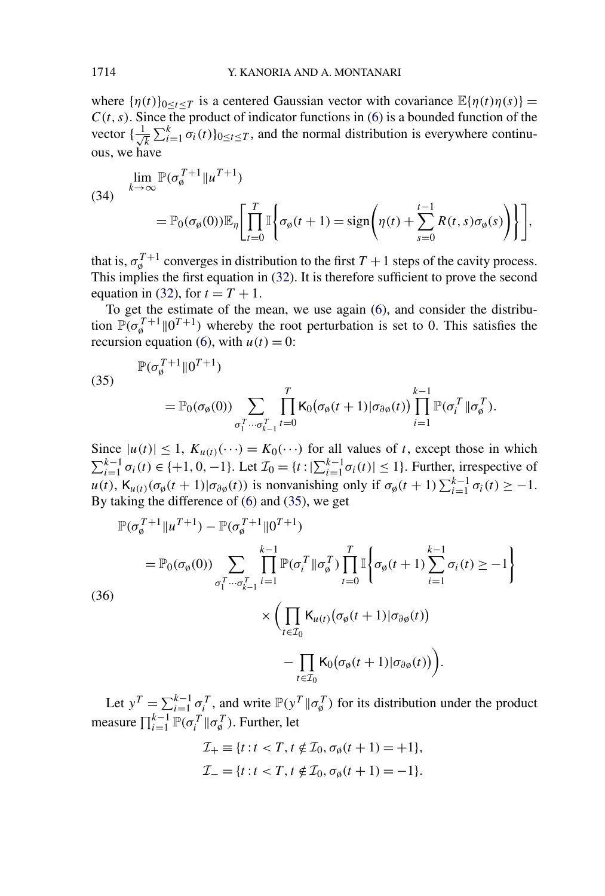where $\{\eta(t)\}_{0\le t\le T}$ is a centered Gaussian vector with covariance $\mathbb{E}\{\eta(t)\eta(s)\} = C(t,s)$. Since the product of indicator functions in (6) is a bounded function of the vector $\{\frac{1}{\sqrt{k}}\sum_{i=1}^{k}\sigma_i(t)\}_{0\le t\le T}$, and the normal distribution is everywhere continuous, we have

$$
\begin{aligned}
&\lim_{k\to\infty}\mathbb{P}(\sigma_\varnothing^{T+1}\|u^{T+1}) \\
&\qquad = \mathbb{P}_0(\sigma_\varnothing(0))\mathbb{E}_\eta\left[\prod_{t=0}^{T}\mathbb{I}\left\{\sigma_\varnothing(t+1) = \operatorname{sign}\left(\eta(t) + \sum_{s=0}^{t-1}R(t,s)\sigma_\varnothing(s)\right)\right\}\right],
\end{aligned} \tag{34}
$$

that is, $\sigma_\varnothing^{T+1}$ converges in distribution to the first $T+1$ steps of the cavity process. This implies the first equation in (32). It is therefore sufficient to prove the second equation in (32), for $t = T+1$.

To get the estimate of the mean, we use again (6), and consider the distribution $\mathbb{P}(\sigma_\varnothing^{T+1}\|0^{T+1})$ whereby the root perturbation is set to 0. This satisfies the recursion equation (6), with $u(t) = 0$:

$$
\begin{aligned}
&\mathbb{P}(\sigma_\varnothing^{T+1}\|0^{T+1}) \\
&\qquad = \mathbb{P}_0(\sigma_\varnothing(0))\sum_{\sigma_1^T\cdots\sigma_{k-1}^T}\prod_{t=0}^{T}\mathsf{K}_0\big(\sigma_\varnothing(t+1)|\sigma_{\partial\varnothing}(t)\big)\prod_{i=1}^{k-1}\mathbb{P}(\sigma_i^T\|\sigma_\varnothing^T).
\end{aligned} \tag{35}
$$

Since $|u(t)|\le 1$, $K_{u(t)}(\cdots) = K_0(\cdots)$ for all values of $t$, except those in which $\sum_{i=1}^{k-1}\sigma_i(t)\in\{+1,0,-1\}$. Let $\mathcal{I}_0 = \{t : |\sum_{i=1}^{k-1}\sigma_i(t)|\le 1\}$. Further, irrespective of $u(t)$, $\mathsf{K}_{u(t)}(\sigma_\varnothing(t+1)|\sigma_{\partial\varnothing}(t))$ is nonvanishing only if $\sigma_\varnothing(t+1)\sum_{i=1}^{k-1}\sigma_i(t)\ge -1$. By taking the difference of (6) and (35), we get

$$
\begin{aligned}
&\mathbb{P}(\sigma_\varnothing^{T+1}\|u^{T+1}) - \mathbb{P}(\sigma_\varnothing^{T+1}\|0^{T+1}) \\
&\quad = \mathbb{P}_0(\sigma_\varnothing(0))\sum_{\sigma_1^T\cdots\sigma_{k-1}^T}\prod_{i=1}^{k-1}\mathbb{P}(\sigma_i^T\|\sigma_\varnothing^T)\prod_{t=0}^{T}\mathbb{I}\left\{\sigma_\varnothing(t+1)\sum_{i=1}^{k-1}\sigma_i(t)\ge -1\right\} \\
&\qquad\qquad \times\left(\prod_{t\in\mathcal{I}_0}\mathsf{K}_{u(t)}\big(\sigma_\varnothing(t+1)|\sigma_{\partial\varnothing}(t)\big)\right. \\
&\qquad\qquad\qquad \left. - \prod_{t\in\mathcal{I}_0}\mathsf{K}_0\big(\sigma_\varnothing(t+1)|\sigma_{\partial\varnothing}(t)\big)\right).
\end{aligned} \tag{36}
$$

Let $y^T = \sum_{i=1}^{k-1}\sigma_i^T$, and write $\mathbb{P}(y^T\|\sigma_\varnothing^T)$ for its distribution under the product measure $\prod_{i=1}^{k-1}\mathbb{P}(\sigma_i^T\|\sigma_\varnothing^T)$. Further, let

$$
\begin{aligned}
\mathcal{I}_+ &\equiv \{t : t < T, t\notin\mathcal{I}_0, \sigma_\varnothing(t+1) = +1\}, \\
\mathcal{I}_- &= \{t : t < T, t\notin\mathcal{I}_0, \sigma_\varnothing(t+1) = -1\}.
\end{aligned}
$$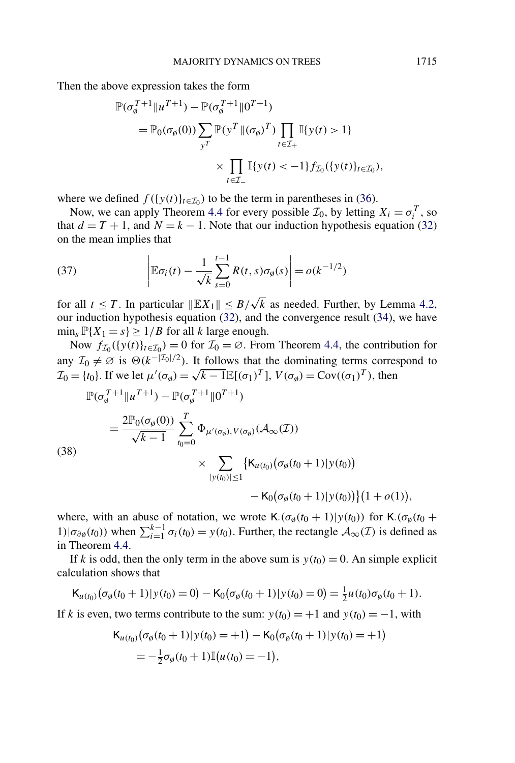Then the above expression takes the form

$$
\begin{aligned}
\mathbb{P}(\sigma_\emptyset^{T+1}\|u^{T+1}) - \mathbb{P}(\sigma_\emptyset^{T+1}\|0^{T+1}) \\
= \mathbb{P}_0(\sigma_\emptyset(0)) \sum_{y^T} \mathbb{P}(y^T\|(\sigma_\emptyset)^T) \prod_{t\in\mathcal{I}_+} \mathbb{I}\{y(t)>1\} \\
\times \prod_{t\in\mathcal{I}_-} \mathbb{I}\{y(t)<-1\} f_{\mathcal{I}_0}(\{y(t)\}_{t\in\mathcal{I}_0}),
\end{aligned}
$$

where we defined $f(\{y(t)\}_{t\in\mathcal{I}_0})$ to be the term in parentheses in (36).

Now, we can apply Theorem 4.4 for every possible $\mathcal{I}_0$, by letting $X_i = \sigma_i^T$, so that $d = T+1$, and $N = k-1$. Note that our induction hypothesis equation (32) on the mean implies that

$$
\left| \mathbb{E}\sigma_i(t) - \frac{1}{\sqrt{k}} \sum_{s=0}^{t-1} R(t,s)\sigma_\emptyset(s) \right| = o(k^{-1/2}) \tag{37}
$$

for all $t \le T$. In particular $\|\mathbb{E}X_1\| \le B/\sqrt{k}$ as needed. Further, by Lemma 4.2, our induction hypothesis equation (32), and the convergence result (34), we have $\min_s \mathbb{P}\{X_1 = s\} \ge 1/B$ for all $k$ large enough.

Now $f_{\mathcal{I}_0}(\{y(t)\}_{t\in\mathcal{I}_0}) = 0$ for $\mathcal{I}_0 = \emptyset$. From Theorem 4.4, the contribution for any $\mathcal{I}_0 \neq \emptyset$ is $\Theta(k^{-|\mathcal{I}_0|/2})$. It follows that the dominating terms correspond to $\mathcal{I}_0 = \{t_0\}$. If we let $\mu'(\sigma_\emptyset) = \sqrt{k-1}\mathbb{E}[(\sigma_1)^T]$, $V(\sigma_\emptyset) = \mathrm{Cov}((\sigma_1)^T)$, then

$$
\begin{aligned}
\mathbb{P}(\sigma_\emptyset^{T+1}\|u^{T+1}) - \mathbb{P}(\sigma_\emptyset^{T+1}\|0^{T+1}) \\
= \frac{2\mathbb{P}_0(\sigma_\emptyset(0))}{\sqrt{k-1}} \sum_{t_0=0}^{T} \Phi_{\mu'(\sigma_\emptyset), V(\sigma_\emptyset)}(\mathcal{A}_\infty(\mathcal{I})) \\
\times \sum_{|y(t_0)|\le 1} \big\{ \mathsf{K}_{u(t_0)}\big(\sigma_\emptyset(t_0+1)|y(t_0)\big) \\
- \mathsf{K}_0\big(\sigma_\emptyset(t_0+1)|y(t_0)\big)\big\}\big(1+o(1)\big),
\end{aligned}
\tag{38}
$$

where, with an abuse of notation, we wrote $\mathsf{K}_\cdot(\sigma_\emptyset(t_0+1)|y(t_0))$ for $\mathsf{K}_\cdot(\sigma_\emptyset(t_0+1)|\sigma_{\partial\emptyset}(t_0))$ when $\sum_{i=1}^{k-1}\sigma_i(t_0) = y(t_0)$. Further, the rectangle $\mathcal{A}_\infty(\mathcal{I})$ is defined as in Theorem 4.4.

If $k$ is odd, then the only term in the above sum is $y(t_0) = 0$. An simple explicit calculation shows that

$$
\mathsf{K}_{u(t_0)}\big(\sigma_\emptyset(t_0+1)|y(t_0)=0\big) - \mathsf{K}_0\big(\sigma_\emptyset(t_0+1)|y(t_0)=0\big) = \tfrac{1}{2}u(t_0)\sigma_\emptyset(t_0+1).
$$

If $k$ is even, two terms contribute to the sum: $y(t_0) = +1$ and $y(t_0) = -1$, with

$$
\begin{aligned}
\mathsf{K}_{u(t_0)}\big(\sigma_\emptyset(t_0+1)|y(t_0)=+1\big) - \mathsf{K}_0\big(\sigma_\emptyset(t_0+1)|y(t_0)=+1\big) \\
= -\tfrac{1}{2}\sigma_\emptyset(t_0+1)\mathbb{I}\big(u(t_0)=-1\big),
\end{aligned}
$$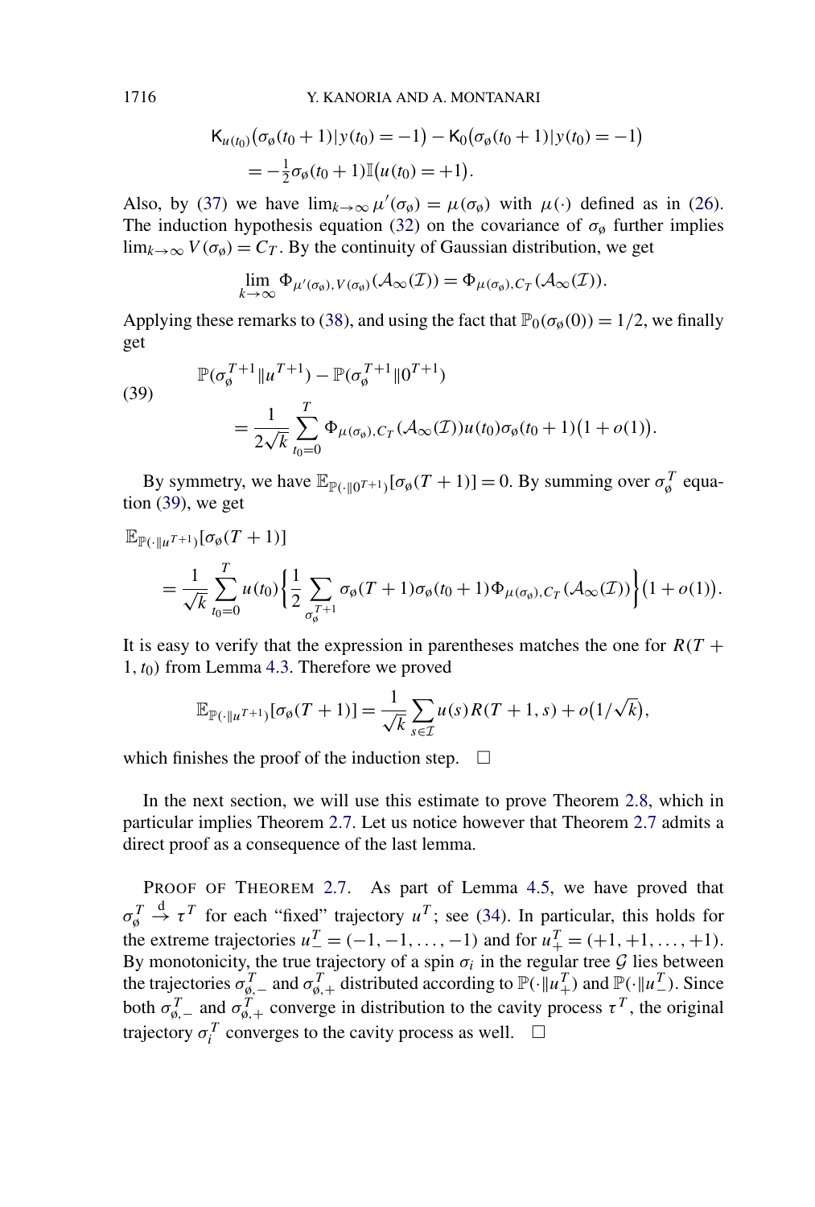$$
\begin{aligned}
&\mathsf{K}_{u(t_0)}\big(\sigma_\emptyset(t_0+1)|y(t_0)=-1\big)-\mathsf{K}_0\big(\sigma_\emptyset(t_0+1)|y(t_0)=-1\big)\\
&\quad=-\tfrac{1}{2}\sigma_\emptyset(t_0+1)\mathbb{I}\big(u(t_0)=+1\big).
\end{aligned}
$$

Also, by (37) we have $\lim_{k\to\infty}\mu'(\sigma_\emptyset)=\mu(\sigma_\emptyset)$ with $\mu(\cdot)$ defined as in (26). The induction hypothesis equation (32) on the covariance of $\sigma_\emptyset$ further implies $\lim_{k\to\infty}V(\sigma_\emptyset)=C_T$. By the continuity of Gaussian distribution, we get

$$
\lim_{k\to\infty}\Phi_{\mu'(\sigma_\emptyset),V(\sigma_\emptyset)}(\mathcal{A}_\infty(\mathcal{I}))=\Phi_{\mu(\sigma_\emptyset),C_T}(\mathcal{A}_\infty(\mathcal{I})).
$$

Applying these remarks to (38), and using the fact that $\mathbb{P}_0(\sigma_\emptyset(0))=1/2$, we finally get

$$
\begin{aligned}
&\mathbb{P}(\sigma_\emptyset^{T+1}\|u^{T+1})-\mathbb{P}(\sigma_\emptyset^{T+1}\|0^{T+1})\\
&\quad=\frac{1}{2\sqrt{k}}\sum_{t_0=0}^{T}\Phi_{\mu(\sigma_\emptyset),C_T}(\mathcal{A}_\infty(\mathcal{I}))u(t_0)\sigma_\emptyset(t_0+1)\big(1+o(1)\big).
\end{aligned}
\tag{39}
$$

By symmetry, we have $\mathbb{E}_{\mathbb{P}(\cdot\|0^{T+1})}[\sigma_\emptyset(T+1)]=0$. By summing over $\sigma_\emptyset^T$ equation (39), we get

$$
\begin{aligned}
&\mathbb{E}_{\mathbb{P}(\cdot\|u^{T+1})}[\sigma_\emptyset(T+1)]\\
&\quad=\frac{1}{\sqrt{k}}\sum_{t_0=0}^{T}u(t_0)\left\{\frac{1}{2}\sum_{\sigma_\emptyset^{T+1}}\sigma_\emptyset(T+1)\sigma_\emptyset(t_0+1)\Phi_{\mu(\sigma_\emptyset),C_T}(\mathcal{A}_\infty(\mathcal{I}))\right\}\big(1+o(1)\big).
\end{aligned}
$$

It is easy to verify that the expression in parentheses matches the one for $R(T+1,t_0)$ from Lemma 4.3. Therefore we proved

$$
\mathbb{E}_{\mathbb{P}(\cdot\|u^{T+1})}[\sigma_\emptyset(T+1)]=\frac{1}{\sqrt{k}}\sum_{s\in\mathcal{I}}u(s)R(T+1,s)+o\big(1/\sqrt{k}\big),
$$

which finishes the proof of the induction step. $\square$

In the next section, we will use this estimate to prove Theorem 2.8, which in particular implies Theorem 2.7. Let us notice however that Theorem 2.7 admits a direct proof as a consequence of the last lemma.

PROOF OF THEOREM 2.7. As part of Lemma 4.5, we have proved that $\sigma_\emptyset^T\xrightarrow{\text{d}}\tau^T$ for each "fixed" trajectory $u^T$; see (34). In particular, this holds for the extreme trajectories $u_-^T=(-1,-1,\dots,-1)$ and for $u_+^T=(+1,+1,\dots,+1)$. By monotonicity, the true trajectory of a spin $\sigma_i$ in the regular tree $\mathcal{G}$ lies between the trajectories $\sigma_{\emptyset,-}^T$ and $\sigma_{\emptyset,+}^T$ distributed according to $\mathbb{P}(\cdot\|u_+^T)$ and $\mathbb{P}(\cdot\|u_-^T)$. Since both $\sigma_{\emptyset,-}^T$ and $\sigma_{\emptyset,+}^T$ converge in distribution to the cavity process $\tau^T$, the original trajectory $\sigma_i^T$ converges to the cavity process as well. $\square$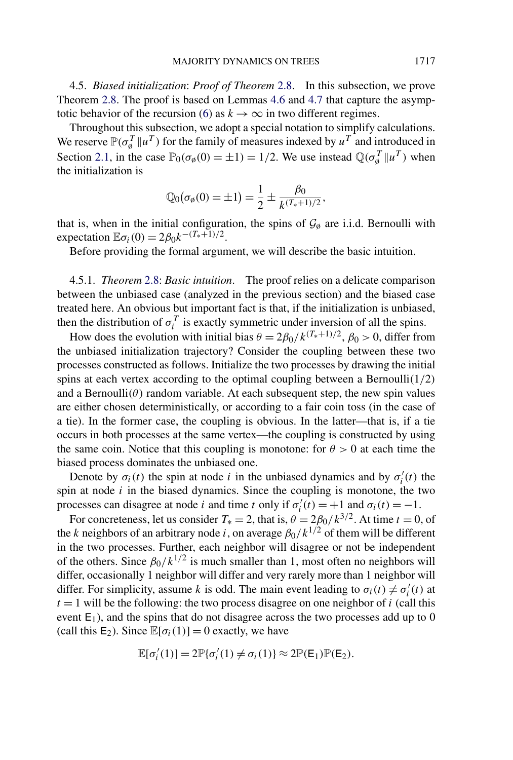4.5. *Biased initialization*: *Proof of Theorem* 2.8. In this subsection, we prove Theorem 2.8. The proof is based on Lemmas 4.6 and 4.7 that capture the asymptotic behavior of the recursion (6) as $k \to \infty$ in two different regimes.

Throughout this subsection, we adopt a special notation to simplify calculations. We reserve $\mathbb{P}(\sigma_\emptyset^T \| u^T)$ for the family of measures indexed by $u^T$ and introduced in Section 2.1, in the case $\mathbb{P}_0(\sigma_\emptyset(0) = \pm 1) = 1/2$. We use instead $\mathbb{Q}(\sigma_\emptyset^T \| u^T)$ when the initialization is

$$\mathbb{Q}_0(\sigma_\emptyset(0) = \pm 1) = \frac{1}{2} \pm \frac{\beta_0}{k^{(T_*+1)/2}},$$

that is, when in the initial configuration, the spins of $\mathcal{G}_\emptyset$ are i.i.d. Bernoulli with expectation $\mathbb{E}\sigma_i(0) = 2\beta_0 k^{-(T_*+1)/2}$.

Before providing the formal argument, we will describe the basic intuition.

4.5.1. *Theorem* 2.8: *Basic intuition*. The proof relies on a delicate comparison between the unbiased case (analyzed in the previous section) and the biased case treated here. An obvious but important fact is that, if the initialization is unbiased, then the distribution of $\sigma_i^T$ is exactly symmetric under inversion of all the spins.

How does the evolution with initial bias $\theta = 2\beta_0/k^{(T_*+1)/2}$, $\beta_0 > 0$, differ from the unbiased initialization trajectory? Consider the coupling between these two processes constructed as follows. Initialize the two processes by drawing the initial spins at each vertex according to the optimal coupling between a Bernoulli(1/2) and a Bernoulli($\theta$) random variable. At each subsequent step, the new spin values are either chosen deterministically, or according to a fair coin toss (in the case of a tie). In the former case, the coupling is obvious. In the latter—that is, if a tie occurs in both processes at the same vertex—the coupling is constructed by using the same coin. Notice that this coupling is monotone: for $\theta > 0$ at each time the biased process dominates the unbiased one.

Denote by $\sigma_i(t)$ the spin at node $i$ in the unbiased dynamics and by $\sigma_i'(t)$ the spin at node $i$ in the biased dynamics. Since the coupling is monotone, the two processes can disagree at node $i$ and time $t$ only if $\sigma_i'(t) = +1$ and $\sigma_i(t) = -1$.

For concreteness, let us consider $T_* = 2$, that is, $\theta = 2\beta_0/k^{3/2}$. At time $t = 0$, of the $k$ neighbors of an arbitrary node $i$, on average $\beta_0/k^{1/2}$ of them will be different in the two processes. Further, each neighbor will disagree or not be independent of the others. Since $\beta_0/k^{1/2}$ is much smaller than 1, most often no neighbors will differ, occasionally 1 neighbor will differ and very rarely more than 1 neighbor will differ. For simplicity, assume $k$ is odd. The main event leading to $\sigma_i(t) \neq \sigma_i'(t)$ at $t = 1$ will be the following: the two process disagree on one neighbor of $i$ (call this event $\mathsf{E}_1$), and the spins that do not disagree across the two processes add up to 0 (call this $\mathsf{E}_2$). Since $\mathbb{E}[\sigma_i(1)] = 0$ exactly, we have

$$\mathbb{E}[\sigma_i'(1)] = 2\mathbb{P}\{\sigma_i'(1) \neq \sigma_i(1)\} \approx 2\mathbb{P}(\mathsf{E}_1)\mathbb{P}(\mathsf{E}_2).$$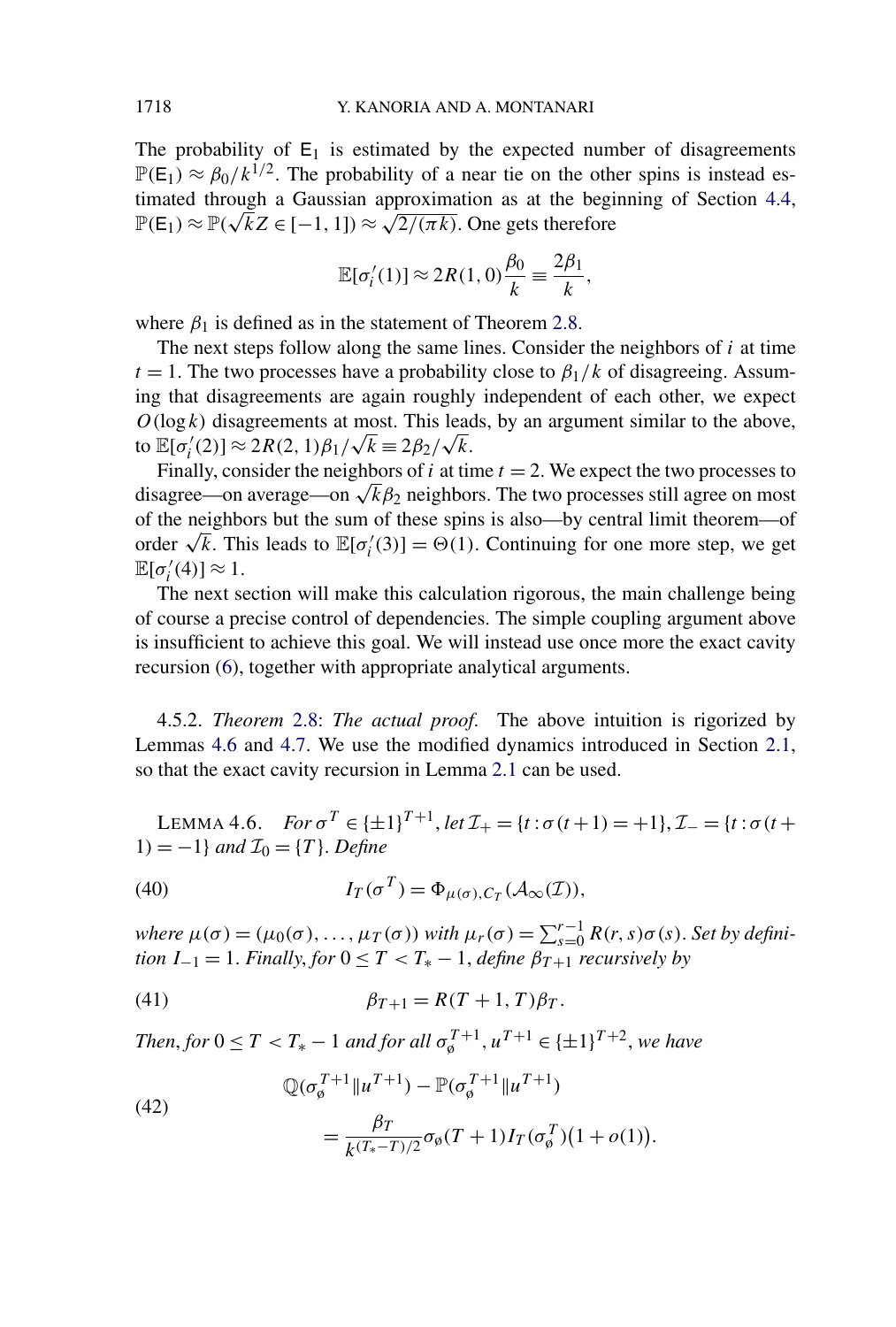The probability of $\mathsf{E}_1$ is estimated by the expected number of disagreements $\mathbb{P}(\mathsf{E}_1) \approx \beta_0/k^{1/2}$. The probability of a near tie on the other spins is instead estimated through a Gaussian approximation as at the beginning of Section 4.4, $\mathbb{P}(\mathsf{E}_1) \approx \mathbb{P}(\sqrt{k}Z \in [-1, 1]) \approx \sqrt{2/(\pi k)}$. One gets therefore

$$\mathbb{E}[\sigma_i'(1)] \approx 2R(1, 0)\frac{\beta_0}{k} \equiv \frac{2\beta_1}{k},$$

where $\beta_1$ is defined as in the statement of Theorem 2.8.

The next steps follow along the same lines. Consider the neighbors of $i$ at time $t = 1$. The two processes have a probability close to $\beta_1/k$ of disagreeing. Assuming that disagreements are again roughly independent of each other, we expect $O(\log k)$ disagreements at most. This leads, by an argument similar to the above, to $\mathbb{E}[\sigma_i'(2)] \approx 2R(2, 1)\beta_1/\sqrt{k} \equiv 2\beta_2/\sqrt{k}$.

Finally, consider the neighbors of $i$ at time $t = 2$. We expect the two processes to disagree—on average—on $\sqrt{k}\beta_2$ neighbors. The two processes still agree on most of the neighbors but the sum of these spins is also—by central limit theorem—of order $\sqrt{k}$. This leads to $\mathbb{E}[\sigma_i'(3)] = \Theta(1)$. Continuing for one more step, we get $\mathbb{E}[\sigma_i'(4)] \approx 1$.

The next section will make this calculation rigorous, the main challenge being of course a precise control of dependencies. The simple coupling argument above is insufficient to achieve this goal. We will instead use once more the exact cavity recursion (6), together with appropriate analytical arguments.

4.5.2. *Theorem* 2.8: *The actual proof.* The above intuition is rigorized by Lemmas 4.6 and 4.7. We use the modified dynamics introduced in Section 2.1, so that the exact cavity recursion in Lemma 2.1 can be used.

LEMMA 4.6. *For $\sigma^T \in \{\pm 1\}^{T+1}$, let $\mathcal{I}_+ = \{t : \sigma(t+1) = +1\}$, $\mathcal{I}_- = \{t : \sigma(t+1) = -1\}$ and $\mathcal{I}_0 = \{T\}$. Define*

$$I_T(\sigma^T) = \Phi_{\mu(\sigma), C_T}(\mathcal{A}_\infty(\mathcal{I})), \tag{40}$$

*where $\mu(\sigma) = (\mu_0(\sigma), \dots, \mu_T(\sigma))$ with $\mu_r(\sigma) = \sum_{s=0}^{r-1} R(r, s)\sigma(s)$. Set by definition $I_{-1} = 1$. Finally, for $0 \le T < T_* - 1$, define $\beta_{T+1}$ recursively by*

$$\beta_{T+1} = R(T + 1, T)\beta_T. \tag{41}$$

*Then, for $0 \le T < T_* - 1$ and for all $\sigma_\varnothing^{T+1}, u^{T+1} \in \{\pm 1\}^{T+2}$, we have*

$$\begin{aligned} &\mathbb{Q}(\sigma_\varnothing^{T+1} \| u^{T+1}) - \mathbb{P}(\sigma_\varnothing^{T+1} \| u^{T+1}) \\ &\qquad = \frac{\beta_T}{k^{(T_*-T)/2}} \sigma_\varnothing(T + 1) I_T(\sigma_\varnothing^T)\big(1 + o(1)\big). \end{aligned} \tag{42}$$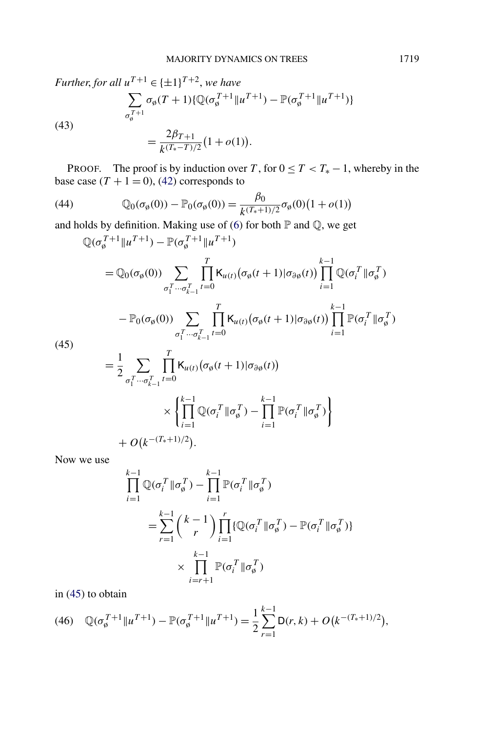*Further, for all $u^{T+1} \in \{\pm 1\}^{T+2}$, we have*

$$
\begin{aligned}
&\sum_{\sigma_\o^{T+1}} \sigma_\o(T+1)\{\mathbb{Q}(\sigma_\o^{T+1} \| u^{T+1}) - \mathbb{P}(\sigma_\o^{T+1} \| u^{T+1})\} \\
&\qquad = \frac{2\beta_{T+1}}{k^{(T_*-T)/2}}\bigl(1+o(1)\bigr).
\end{aligned} \tag{43}
$$

PROOF. The proof is by induction over $T$, for $0 \le T < T_* - 1$, whereby in the base case ($T+1=0$), (42) corresponds to

$$
\mathbb{Q}_0(\sigma_\o(0)) - \mathbb{P}_0(\sigma_\o(0)) = \frac{\beta_0}{k^{(T_*+1)/2}}\sigma_\o(0)\bigl(1+o(1)\bigr) \tag{44}
$$

and holds by definition. Making use of (6) for both $\mathbb{P}$ and $\mathbb{Q}$, we get

$$
\begin{aligned}
&\mathbb{Q}(\sigma_\o^{T+1} \| u^{T+1}) - \mathbb{P}(\sigma_\o^{T+1} \| u^{T+1}) \\
&\quad = \mathbb{Q}_0(\sigma_\o(0)) \sum_{\sigma_1^T \cdots \sigma_{k-1}^T} \prod_{t=0}^{T} \mathsf{K}_{u(t)}\bigl(\sigma_\o(t+1) | \sigma_{\partial\o}(t)\bigr) \prod_{i=1}^{k-1} \mathbb{Q}(\sigma_i^T \| \sigma_\o^T) \\
&\qquad - \mathbb{P}_0(\sigma_\o(0)) \sum_{\sigma_1^T \cdots \sigma_{k-1}^T} \prod_{t=0}^{T} \mathsf{K}_{u(t)}\bigl(\sigma_\o(t+1) | \sigma_{\partial\o}(t)\bigr) \prod_{i=1}^{k-1} \mathbb{P}(\sigma_i^T \| \sigma_\o^T) \\
&\quad = \frac{1}{2} \sum_{\sigma_1^T \cdots \sigma_{k-1}^T} \prod_{t=0}^{T} \mathsf{K}_{u(t)}\bigl(\sigma_\o(t+1) | \sigma_{\partial\o}(t)\bigr) \\
&\qquad\qquad \times \left\{ \prod_{i=1}^{k-1} \mathbb{Q}(\sigma_i^T \| \sigma_\o^T) - \prod_{i=1}^{k-1} \mathbb{P}(\sigma_i^T \| \sigma_\o^T) \right\} \\
&\qquad + O\bigl(k^{-(T_*+1)/2}\bigr).
\end{aligned} \tag{45}
$$

Now we use

$$
\begin{aligned}
&\prod_{i=1}^{k-1} \mathbb{Q}(\sigma_i^T \| \sigma_\o^T) - \prod_{i=1}^{k-1} \mathbb{P}(\sigma_i^T \| \sigma_\o^T) \\
&\qquad = \sum_{r=1}^{k-1} \binom{k-1}{r} \prod_{i=1}^{r} \{\mathbb{Q}(\sigma_i^T \| \sigma_\o^T) - \mathbb{P}(\sigma_i^T \| \sigma_\o^T)\} \\
&\qquad\qquad \times \prod_{i=r+1}^{k-1} \mathbb{P}(\sigma_i^T \| \sigma_\o^T)
\end{aligned}
$$

in (45) to obtain

$$
\mathbb{Q}(\sigma_\o^{T+1} \| u^{T+1}) - \mathbb{P}(\sigma_\o^{T+1} \| u^{T+1}) = \frac{1}{2} \sum_{r=1}^{k-1} \mathsf{D}(r,k) + O\bigl(k^{-(T_*+1)/2}\bigr), \tag{46}
$$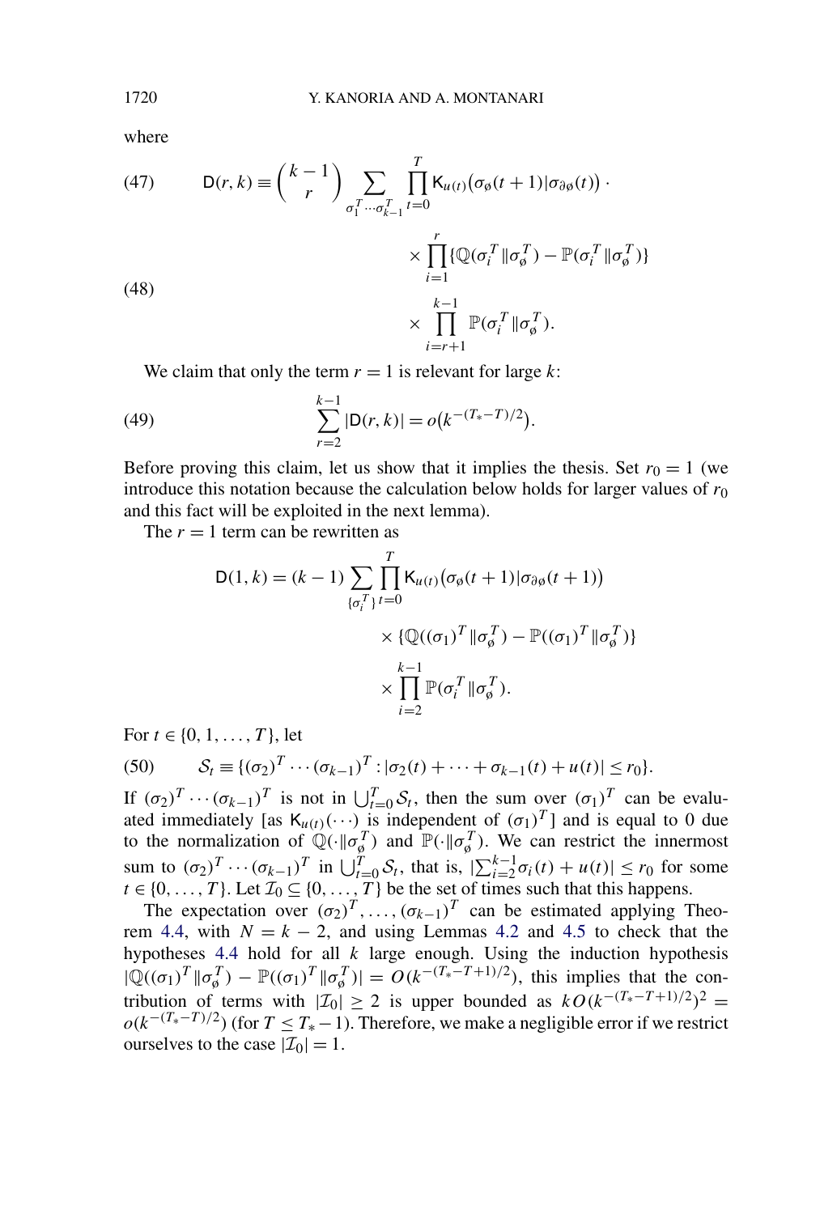where

$$
\mathsf{D}(r,k) \equiv \binom{k-1}{r} \sum_{\sigma_1^T \cdots \sigma_{k-1}^T} \prod_{t=0}^{T} \mathsf{K}_{u(t)}\big(\sigma_{\o}(t+1) | \sigma_{\partial \o}(t)\big) \cdot \tag{47}
$$

$$
\times \prod_{i=1}^{r} \{\mathbb{Q}(\sigma_i^T \| \sigma_{\o}^T) - \mathbb{P}(\sigma_i^T \| \sigma_{\o}^T)\}
$$

$$
\times \prod_{i=r+1}^{k-1} \mathbb{P}(\sigma_i^T \| \sigma_{\o}^T). \tag{48}
$$

We claim that only the term $r = 1$ is relevant for large $k$:

$$
\sum_{r=2}^{k-1} |\mathsf{D}(r,k)| = o\big(k^{-(T_*-T)/2}\big). \tag{49}
$$

Before proving this claim, let us show that it implies the thesis. Set $r_0 = 1$ (we introduce this notation because the calculation below holds for larger values of $r_0$ and this fact will be exploited in the next lemma).

The $r = 1$ term can be rewritten as

$$
\begin{aligned}
\mathsf{D}(1,k) = (k-1) \sum_{\{\sigma_i^T\}} \prod_{t=0}^{T} & \mathsf{K}_{u(t)}\big(\sigma_{\o}(t+1) | \sigma_{\partial \o}(t+1)\big) \\
& \times \{\mathbb{Q}((\sigma_1)^T \| \sigma_{\o}^T) - \mathbb{P}((\sigma_1)^T \| \sigma_{\o}^T)\} \\
& \times \prod_{i=2}^{k-1} \mathbb{P}(\sigma_i^T \| \sigma_{\o}^T).
\end{aligned}
$$

For $t \in \{0, 1, \dots, T\}$, let

$$
\mathcal{S}_t \equiv \{(\sigma_2)^T \cdots (\sigma_{k-1})^T : |\sigma_2(t) + \cdots + \sigma_{k-1}(t) + u(t)| \leq r_0\}. \tag{50}
$$

If $(\sigma_2)^T \cdots (\sigma_{k-1})^T$ is not in $\bigcup_{t=0}^T \mathcal{S}_t$, then the sum over $(\sigma_1)^T$ can be evaluated immediately [as $\mathsf{K}_{u(t)}(\cdots)$ is independent of $(\sigma_1)^T$] and is equal to 0 due to the normalization of $\mathbb{Q}(\cdot \| \sigma_{\o}^T)$ and $\mathbb{P}(\cdot \| \sigma_{\o}^T)$. We can restrict the innermost sum to $(\sigma_2)^T \cdots (\sigma_{k-1})^T$ in $\bigcup_{t=0}^T \mathcal{S}_t$, that is, $|\sum_{i=2}^{k-1} \sigma_i(t) + u(t)| \leq r_0$ for some $t \in \{0, \dots, T\}$. Let $\mathcal{I}_0 \subseteq \{0, \dots, T\}$ be the set of times such that this happens.

The expectation over $(\sigma_2)^T, \dots, (\sigma_{k-1})^T$ can be estimated applying Theorem 4.4, with $N = k - 2$, and using Lemmas 4.2 and 4.5 to check that the hypotheses 4.4 hold for all $k$ large enough. Using the induction hypothesis $|\mathbb{Q}((\sigma_1)^T \| \sigma_{\o}^T) - \mathbb{P}((\sigma_1)^T \| \sigma_{\o}^T)| = O(k^{-(T_*-T+1)/2})$, this implies that the contribution of terms with $|\mathcal{I}_0| \geq 2$ is upper bounded as $kO(k^{-(T_*-T+1)/2})^2 = o(k^{-(T_*-T)/2})$ (for $T \leq T_* - 1$). Therefore, we make a negligible error if we restrict ourselves to the case $|\mathcal{I}_0| = 1$.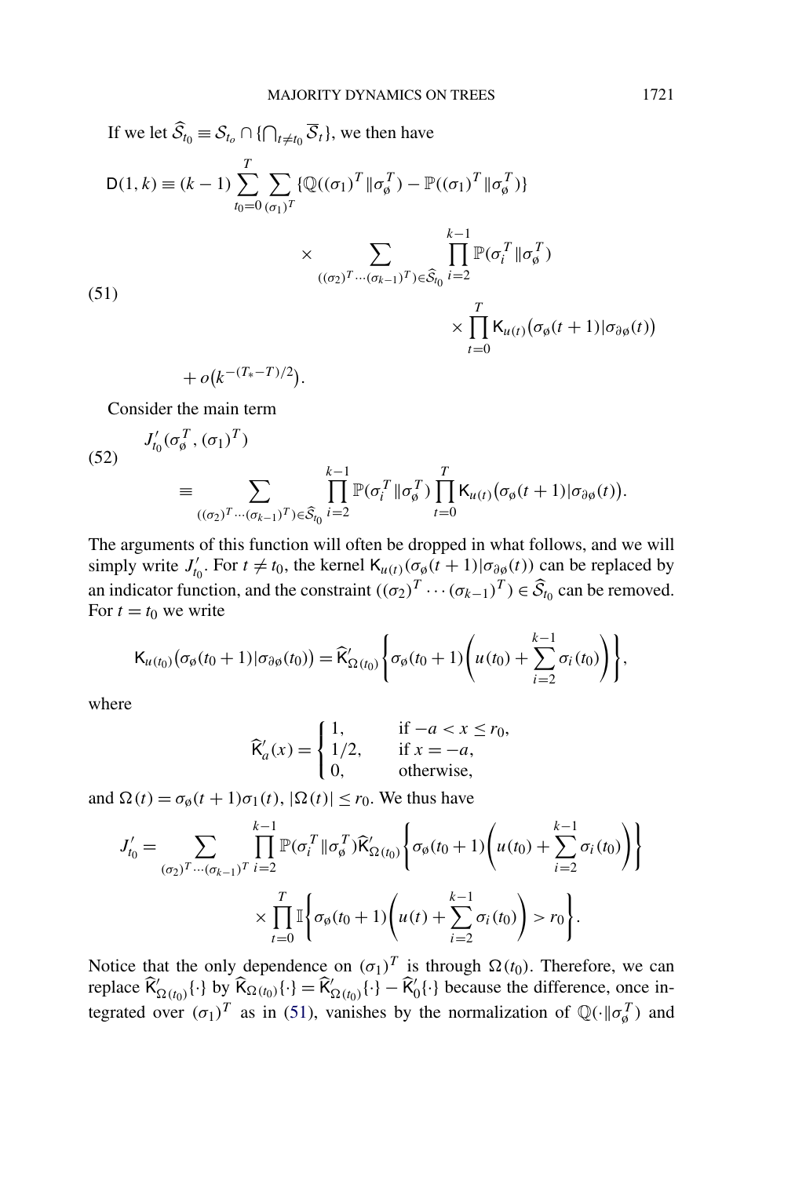If we let $\widehat{\mathcal{S}}_{t_0} \equiv \mathcal{S}_{t_o} \cap \{\bigcap_{t \neq t_0} \overline{\mathcal{S}}_t\}$, we then have

$$
\begin{aligned}
\mathsf{D}(1,k) \equiv (k-1) \sum_{t_0=0}^{T} \sum_{(\sigma_1)^T} &\{\mathbb{Q}((\sigma_1)^T \| \sigma_\varnothing^T) - \mathbb{P}((\sigma_1)^T \| \sigma_\varnothing^T)\} \\
&\times \sum_{((\sigma_2)^T \cdots (\sigma_{k-1})^T) \in \widehat{\mathcal{S}}_{t_0}} \prod_{i=2}^{k-1} \mathbb{P}(\sigma_i^T \| \sigma_\varnothing^T) \\
&\qquad \times \prod_{t=0}^{T} \mathsf{K}_{u(t)}\big(\sigma_\varnothing(t+1) | \sigma_{\partial\varnothing}(t)\big) \\
&+ o\big(k^{-(T_*-T)/2}\big).
\end{aligned}
\tag{51}
$$

Consider the main term

$$
\begin{aligned}
&J'_{t_0}(\sigma_\varnothing^T, (\sigma_1)^T) \\
&\quad \equiv \sum_{((\sigma_2)^T \cdots (\sigma_{k-1})^T) \in \widehat{\mathcal{S}}_{t_0}} \prod_{i=2}^{k-1} \mathbb{P}(\sigma_i^T \| \sigma_\varnothing^T) \prod_{t=0}^{T} \mathsf{K}_{u(t)}\big(\sigma_\varnothing(t+1) | \sigma_{\partial\varnothing}(t)\big).
\end{aligned}
\tag{52}
$$

The arguments of this function will often be dropped in what follows, and we will simply write $J'_{t_0}$. For $t \neq t_0$, the kernel $\mathsf{K}_{u(t)}(\sigma_\varnothing(t+1)|\sigma_{\partial\varnothing}(t))$ can be replaced by an indicator function, and the constraint $((\sigma_2)^T \cdots (\sigma_{k-1})^T) \in \widehat{\mathcal{S}}_{t_0}$ can be removed. For $t = t_0$ we write

$$
\mathsf{K}_{u(t_0)}\big(\sigma_\varnothing(t_0+1)|\sigma_{\partial\varnothing}(t_0)\big) = \widehat{\mathsf{K}}'_{\Omega(t_0)}\left\{\sigma_\varnothing(t_0+1)\left(u(t_0) + \sum_{i=2}^{k-1} \sigma_i(t_0)\right)\right\},
$$

where

$$
\widehat{\mathsf{K}}'_a(x) = \begin{cases} 1, & \text{if } -a < x \leq r_0, \\ 1/2, & \text{if } x = -a, \\ 0, & \text{otherwise,} \end{cases}
$$

and $\Omega(t) = \sigma_\varnothing(t+1)\sigma_1(t)$, $|\Omega(t)| \leq r_0$. We thus have

$$
\begin{aligned}
J'_{t_0} = \sum_{(\sigma_2)^T \cdots (\sigma_{k-1})^T} \prod_{i=2}^{k-1} \mathbb{P}(\sigma_i^T \| \sigma_\varnothing^T) &\widehat{\mathsf{K}}'_{\Omega(t_0)}\left\{\sigma_\varnothing(t_0+1)\left(u(t_0) + \sum_{i=2}^{k-1} \sigma_i(t_0)\right)\right\} \\
&\times \prod_{t=0}^{T} \mathbb{I}\left\{\sigma_\varnothing(t_0+1)\left(u(t) + \sum_{i=2}^{k-1} \sigma_i(t_0)\right) > r_0\right\}.
\end{aligned}
$$

Notice that the only dependence on $(\sigma_1)^T$ is through $\Omega(t_0)$. Therefore, we can replace $\widehat{\mathsf{K}}'_{\Omega(t_0)}\{\cdot\}$ by $\widehat{\mathsf{K}}_{\Omega(t_0)}\{\cdot\} = \widehat{\mathsf{K}}'_{\Omega(t_0)}\{\cdot\} - \widehat{\mathsf{K}}'_0\{\cdot\}$ because the difference, once integrated over $(\sigma_1)^T$ as in (51), vanishes by the normalization of $\mathbb{Q}(\cdot \| \sigma_\varnothing^T)$ and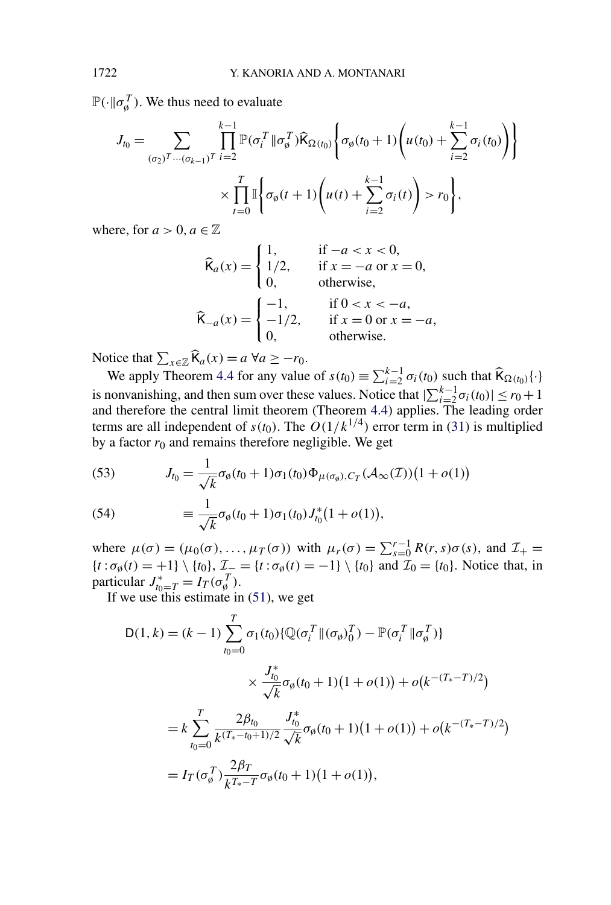$\mathbb{P}(\cdot\|\sigma_\emptyset^T)$. We thus need to evaluate

$$J_{t_0} = \sum_{(\sigma_2)^T\cdots(\sigma_{k-1})^T} \prod_{i=2}^{k-1} \mathbb{P}(\sigma_i^T\|\sigma_\emptyset^T)\widehat{\mathsf{K}}_{\Omega(t_0)}\left\{\sigma_\emptyset(t_0+1)\left(u(t_0)+\sum_{i=2}^{k-1}\sigma_i(t_0)\right)\right\}$$
$$\times \prod_{t=0}^{T} \mathbb{I}\left\{\sigma_\emptyset(t+1)\left(u(t)+\sum_{i=2}^{k-1}\sigma_i(t)\right) > r_0\right\},$$

where, for $a>0, a\in\mathbb{Z}$

$$\widehat{\mathsf{K}}_a(x) = \begin{cases} 1, & \text{if } -a<x<0,\\ 1/2, & \text{if } x=-a \text{ or } x=0,\\ 0, & \text{otherwise,}\end{cases}$$

$$\widehat{\mathsf{K}}_{-a}(x) = \begin{cases} -1, & \text{if } 0<x<-a,\\ -1/2, & \text{if } x=0 \text{ or } x=-a,\\ 0, & \text{otherwise.}\end{cases}$$

Notice that $\sum_{x\in\mathbb{Z}}\widehat{\mathsf{K}}_a(x)=a\ \forall a\geq -r_0$.

We apply Theorem 4.4 for any value of $s(t_0)\equiv\sum_{i=2}^{k-1}\sigma_i(t_0)$ such that $\widehat{\mathsf{K}}_{\Omega(t_0)}\{\cdot\}$ is nonvanishing, and then sum over these values. Notice that $|\sum_{i=2}^{k-1}\sigma_i(t_0)|\leq r_0+1$ and therefore the central limit theorem (Theorem 4.4) applies. The leading order terms are all independent of $s(t_0)$. The $O(1/k^{1/4})$ error term in (31) is multiplied by a factor $r_0$ and remains therefore negligible. We get

$$J_{t_0} = \frac{1}{\sqrt{k}}\sigma_\emptyset(t_0+1)\sigma_1(t_0)\Phi_{\mu(\sigma_\emptyset),C_T}(\mathcal{A}_\infty(\mathcal{I}))\big(1+o(1)\big) \tag{53}$$

$$\equiv \frac{1}{\sqrt{k}}\sigma_\emptyset(t_0+1)\sigma_1(t_0)J_{t_0}^*\big(1+o(1)\big), \tag{54}$$

where $\mu(\sigma)=(\mu_0(\sigma),\ldots,\mu_T(\sigma))$ with $\mu_r(\sigma)=\sum_{s=0}^{r-1}R(r,s)\sigma(s)$, and $\mathcal{I}_+=\{t:\sigma_\emptyset(t)=+1\}\setminus\{t_0\}$, $\mathcal{I}_-=\{t:\sigma_\emptyset(t)=-1\}\setminus\{t_0\}$ and $\mathcal{I}_0=\{t_0\}$. Notice that, in particular $J_{t_0=T}^*=I_T(\sigma_\emptyset^T)$.

If we use this estimate in (51), we get

$$\begin{aligned}\mathsf{D}(1,k) &= (k-1)\sum_{t_0=0}^{T}\sigma_1(t_0)\{\mathbb{Q}(\sigma_i^T\|(\sigma_\emptyset)_0^T)-\mathbb{P}(\sigma_i^T\|\sigma_\emptyset^T)\}\\ &\qquad\qquad\times\frac{J_{t_0}^*}{\sqrt{k}}\sigma_\emptyset(t_0+1)\big(1+o(1)\big)+o\big(k^{-(T_*-T)/2}\big)\\ &= k\sum_{t_0=0}^{T}\frac{2\beta_{t_0}}{k^{(T_*-t_0+1)/2}}\frac{J_{t_0}^*}{\sqrt{k}}\sigma_\emptyset(t_0+1)\big(1+o(1)\big)+o\big(k^{-(T_*-T)/2}\big)\\ &= I_T(\sigma_\emptyset^T)\frac{2\beta_T}{k^{T_*-T}}\sigma_\emptyset(t_0+1)\big(1+o(1)\big),\end{aligned}$$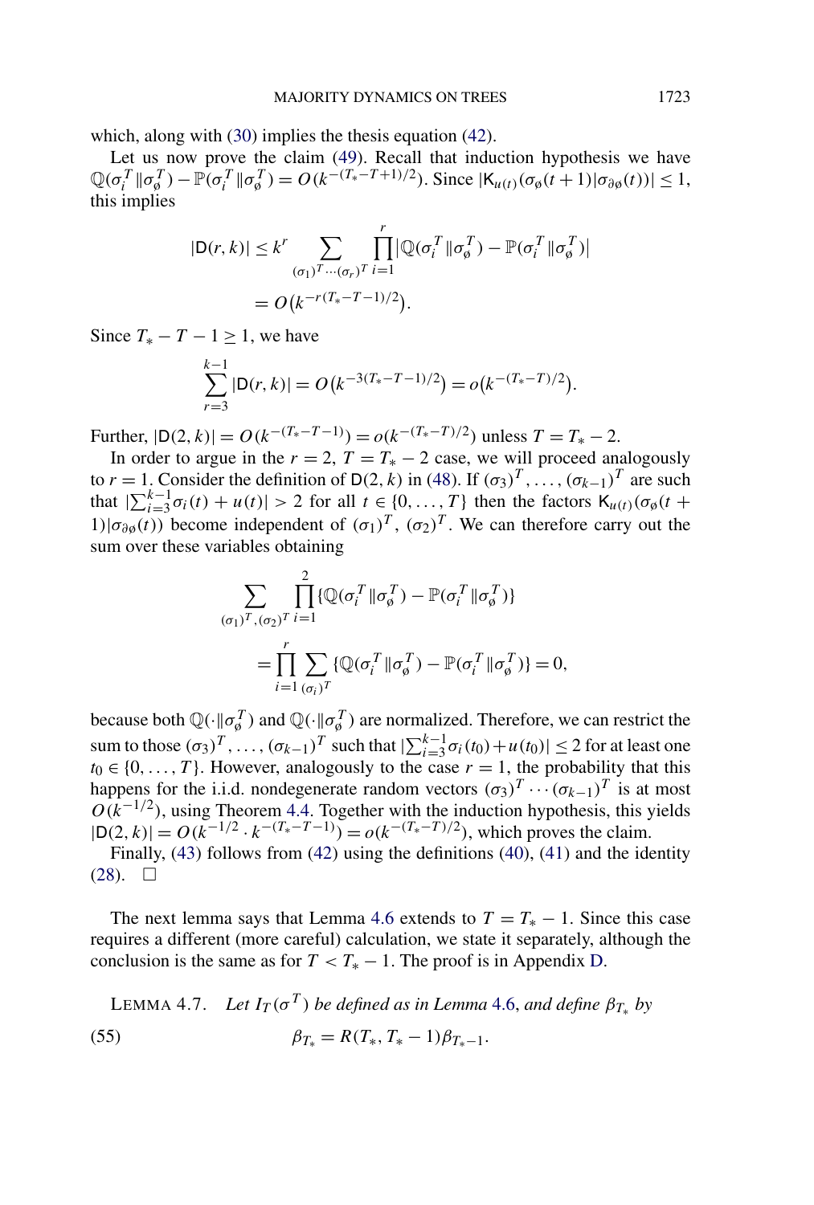which, along with (30) implies the thesis equation (42).

Let us now prove the claim (49). Recall that induction hypothesis we have $\mathbb{Q}(\sigma_i^T \| \sigma_\emptyset^T) - \mathbb{P}(\sigma_i^T \| \sigma_\emptyset^T) = O(k^{-(T_*-T+1)/2})$. Since $|\mathsf{K}_{u(t)}(\sigma_\emptyset(t+1)|\sigma_{\partial\emptyset}(t))| \le 1$, this implies

$$|\mathsf{D}(r,k)| \le k^r \sum_{(\sigma_1)^T \cdots (\sigma_r)^T} \prod_{i=1}^r \bigl|\mathbb{Q}(\sigma_i^T \| \sigma_\emptyset^T) - \mathbb{P}(\sigma_i^T \| \sigma_\emptyset^T)\bigr|$$

$$= O\bigl(k^{-r(T_*-T-1)/2}\bigr).$$

Since $T_* - T - 1 \ge 1$, we have

$$\sum_{r=3}^{k-1} |\mathsf{D}(r,k)| = O\bigl(k^{-3(T_*-T-1)/2}\bigr) = o\bigl(k^{-(T_*-T)/2}\bigr).$$

Further, $|\mathsf{D}(2,k)| = O(k^{-(T_*-T-1)}) = o(k^{-(T_*-T)/2})$ unless $T = T_* - 2$.

In order to argue in the $r = 2$, $T = T_* - 2$ case, we will proceed analogously to $r = 1$. Consider the definition of $\mathsf{D}(2,k)$ in (48). If $(\sigma_3)^T, \dots, (\sigma_{k-1})^T$ are such that $|\sum_{i=3}^{k-1} \sigma_i(t) + u(t)| > 2$ for all $t \in \{0, \dots, T\}$ then the factors $\mathsf{K}_{u(t)}(\sigma_\emptyset(t+1)|\sigma_{\partial\emptyset}(t))$ become independent of $(\sigma_1)^T$, $(\sigma_2)^T$. We can therefore carry out the sum over these variables obtaining

$$\sum_{(\sigma_1)^T,(\sigma_2)^T} \prod_{i=1}^2 \{\mathbb{Q}(\sigma_i^T \| \sigma_\emptyset^T) - \mathbb{P}(\sigma_i^T \| \sigma_\emptyset^T)\}$$

$$= \prod_{i=1}^r \sum_{(\sigma_i)^T} \{\mathbb{Q}(\sigma_i^T \| \sigma_\emptyset^T) - \mathbb{P}(\sigma_i^T \| \sigma_\emptyset^T)\} = 0,$$

because both $\mathbb{Q}(\cdot \| \sigma_\emptyset^T)$ and $\mathbb{Q}(\cdot \| \sigma_\emptyset^T)$ are normalized. Therefore, we can restrict the sum to those $(\sigma_3)^T, \dots, (\sigma_{k-1})^T$ such that $|\sum_{i=3}^{k-1} \sigma_i(t_0) + u(t_0)| \le 2$ for at least one $t_0 \in \{0, \dots, T\}$. However, analogously to the case $r = 1$, the probability that this happens for the i.i.d. nondegenerate random vectors $(\sigma_3)^T \cdots (\sigma_{k-1})^T$ is at most $O(k^{-1/2})$, using Theorem 4.4. Together with the induction hypothesis, this yields $|\mathsf{D}(2,k)| = O(k^{-1/2} \cdot k^{-(T_*-T-1)}) = o(k^{-(T_*-T)/2})$, which proves the claim.

Finally, (43) follows from (42) using the definitions (40), (41) and the identity (28). $\square$

The next lemma says that Lemma 4.6 extends to $T = T_* - 1$. Since this case requires a different (more careful) calculation, we state it separately, although the conclusion is the same as for $T < T_* - 1$. The proof is in Appendix D.

LEMMA 4.7. *Let $I_T(\sigma^T)$ be defined as in Lemma 4.6, and define $\beta_{T_*}$ by*

$$\beta_{T_*} = R(T_*, T_* - 1)\beta_{T_*-1}. \tag{55}$$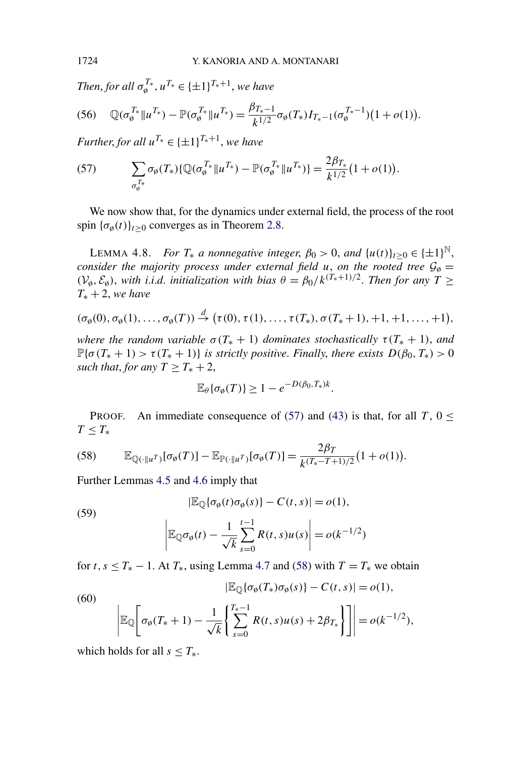*Then, for all* $\sigma_\varnothing^{T_*}, u^{T_*} \in \{\pm 1\}^{T_*+1}$, *we have*

$$\mathbb{Q}(\sigma_\varnothing^{T_*} \| u^{T_*}) - \mathbb{P}(\sigma_\varnothing^{T_*} \| u^{T_*}) = \frac{\beta_{T_*-1}}{k^{1/2}} \sigma_\varnothing(T_*) I_{T_*-1}(\sigma_\varnothing^{T_*-1})(1+o(1)). \tag{56}$$

*Further, for all* $u^{T_*} \in \{\pm 1\}^{T_*+1}$, *we have*

$$\sum_{\sigma_\varnothing^{T_*}} \sigma_\varnothing(T_*)\{\mathbb{Q}(\sigma_\varnothing^{T_*} \| u^{T_*}) - \mathbb{P}(\sigma_\varnothing^{T_*} \| u^{T_*})\} = \frac{2\beta_{T_*}}{k^{1/2}}(1+o(1)). \tag{57}$$

We now show that, for the dynamics under external field, the process of the root spin $\{\sigma_\varnothing(t)\}_{t \geq 0}$ converges as in Theorem 2.8.

LEMMA 4.8. *For* $T_*$ *a nonnegative integer*, $\beta_0 > 0$, *and* $\{u(t)\}_{t \geq 0} \in \{\pm 1\}^{\mathbb{N}}$, *consider the majority process under external field* $u$, *on the rooted tree* $\mathcal{G}_\varnothing = (\mathcal{V}_\varnothing, \mathcal{E}_\varnothing)$, *with i.i.d. initialization with bias* $\theta = \beta_0/k^{(T_*+1)/2}$. *Then for any* $T \geq T_* + 2$, *we have*

$$(\sigma_\varnothing(0), \sigma_\varnothing(1), \ldots, \sigma_\varnothing(T)) \xrightarrow{d} (\tau(0), \tau(1), \ldots, \tau(T_*), \sigma(T_*+1), +1, +1, \ldots, +1),$$

*where the random variable* $\sigma(T_*+1)$ *dominates stochastically* $\tau(T_*+1)$, *and* $\mathbb{P}\{\sigma(T_*+1) > \tau(T_*+1)\}$ *is strictly positive. Finally, there exists* $D(\beta_0, T_*) > 0$ *such that, for any* $T \geq T_* + 2$,

$$\mathbb{E}_\theta\{\sigma_\varnothing(T)\} \geq 1 - e^{-D(\beta_0, T_*)k}.$$

PROOF. An immediate consequence of (57) and (43) is that, for all $T$, $0 \leq T \leq T_*$

$$\mathbb{E}_{\mathbb{Q}(\cdot \| u^T)}[\sigma_\varnothing(T)] - \mathbb{E}_{\mathbb{P}(\cdot \| u^T)}[\sigma_\varnothing(T)] = \frac{2\beta_T}{k^{(T_*-T+1)/2}}(1+o(1)). \tag{58}$$

Further Lemmas 4.5 and 4.6 imply that

$$\begin{aligned} &|\mathbb{E}_\mathbb{Q}\{\sigma_\varnothing(t)\sigma_\varnothing(s)\} - C(t,s)| = o(1), \\ &\left| \mathbb{E}_\mathbb{Q}\sigma_\varnothing(t) - \frac{1}{\sqrt{k}} \sum_{s=0}^{t-1} R(t,s)u(s) \right| = o(k^{-1/2}) \end{aligned} \tag{59}$$

for $t, s \leq T_* - 1$. At $T_*$, using Lemma 4.7 and (58) with $T = T_*$ we obtain

$$\begin{aligned} &|\mathbb{E}_\mathbb{Q}\{\sigma_\varnothing(T_*)\sigma_\varnothing(s)\} - C(t,s)| = o(1), \\ &\left| \mathbb{E}_\mathbb{Q}\left[ \sigma_\varnothing(T_*+1) - \frac{1}{\sqrt{k}} \left\{ \sum_{s=0}^{T_*-1} R(t,s)u(s) + 2\beta_{T_*} \right\} \right] \right| = o(k^{-1/2}), \end{aligned} \tag{60}$$

which holds for all $s \leq T_*$.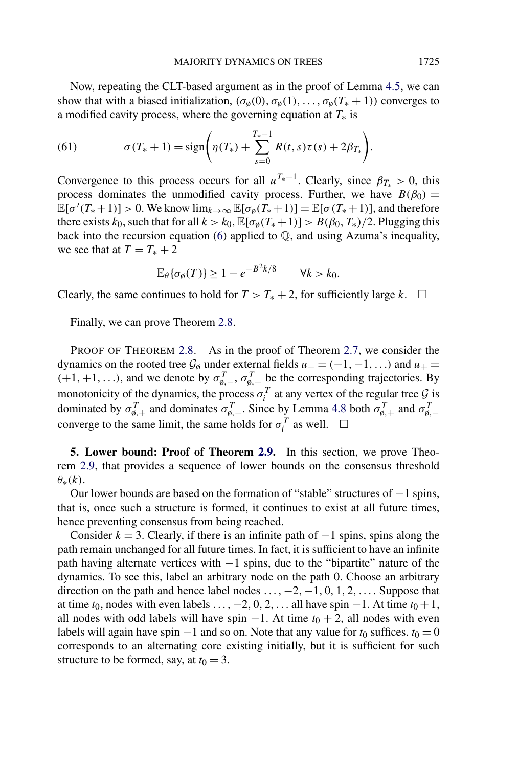Now, repeating the CLT-based argument as in the proof of Lemma 4.5, we can show that with a biased initialization, $(\sigma_\emptyset(0), \sigma_\emptyset(1), \dots, \sigma_\emptyset(T_* + 1))$ converges to a modified cavity process, where the governing equation at $T_*$ is

$$\sigma(T_* + 1) = \operatorname{sign}\left(\eta(T_*) + \sum_{s=0}^{T_*-1} R(t,s)\tau(s) + 2\beta_{T_*}\right). \tag{61}$$

Convergence to this process occurs for all $u^{T_*+1}$. Clearly, since $\beta_{T_*} > 0$, this process dominates the unmodified cavity process. Further, we have $B(\beta_0) = \mathbb{E}[\sigma'(T_* + 1)] > 0$. We know $\lim_{k\to\infty} \mathbb{E}[\sigma_\emptyset(T_* + 1)] = \mathbb{E}[\sigma(T_* + 1)]$, and therefore there exists $k_0$, such that for all $k > k_0$, $\mathbb{E}[\sigma_\emptyset(T_* + 1)] > B(\beta_0, T_*)/2$. Plugging this back into the recursion equation (6) applied to $\mathbb{Q}$, and using Azuma's inequality, we see that at $T = T_* + 2$

$$\mathbb{E}_\theta\{\sigma_\emptyset(T)\} \geq 1 - e^{-B^2 k/8} \qquad \forall k > k_0.$$

Clearly, the same continues to hold for $T > T_* + 2$, for sufficiently large $k$. $\square$

Finally, we can prove Theorem 2.8.

PROOF OF THEOREM 2.8. As in the proof of Theorem 2.7, we consider the dynamics on the rooted tree $\mathcal{G}_\emptyset$ under external fields $u_- = (-1, -1, \dots)$ and $u_+ = (+1, +1, \dots)$, and we denote by $\sigma^T_{\emptyset,-}$, $\sigma^T_{\emptyset,+}$ be the corresponding trajectories. By monotonicity of the dynamics, the process $\sigma^T_i$ at any vertex of the regular tree $\mathcal{G}$ is dominated by $\sigma^T_{\emptyset,+}$ and dominates $\sigma^T_{\emptyset,-}$. Since by Lemma 4.8 both $\sigma^T_{\emptyset,+}$ and $\sigma^T_{\emptyset,-}$ converge to the same limit, the same holds for $\sigma^T_i$ as well. $\square$

## 5. Lower bound: Proof of Theorem 2.9.

In this section, we prove Theorem 2.9, that provides a sequence of lower bounds on the consensus threshold $\theta_*(k)$.

Our lower bounds are based on the formation of "stable" structures of $-1$ spins, that is, once such a structure is formed, it continues to exist at all future times, hence preventing consensus from being reached.

Consider $k = 3$. Clearly, if there is an infinite path of $-1$ spins, spins along the path remain unchanged for all future times. In fact, it is sufficient to have an infinite path having alternate vertices with $-1$ spins, due to the "bipartite" nature of the dynamics. To see this, label an arbitrary node on the path 0. Choose an arbitrary direction on the path and hence label nodes $\dots, -2, -1, 0, 1, 2, \dots$. Suppose that at time $t_0$, nodes with even labels $\dots, -2, 0, 2, \dots$ all have spin $-1$. At time $t_0 + 1$, all nodes with odd labels will have spin $-1$. At time $t_0 + 2$, all nodes with even labels will again have spin $-1$ and so on. Note that any value for $t_0$ suffices. $t_0 = 0$ corresponds to an alternating core existing initially, but it is sufficient for such structure to be formed, say, at $t_0 = 3$.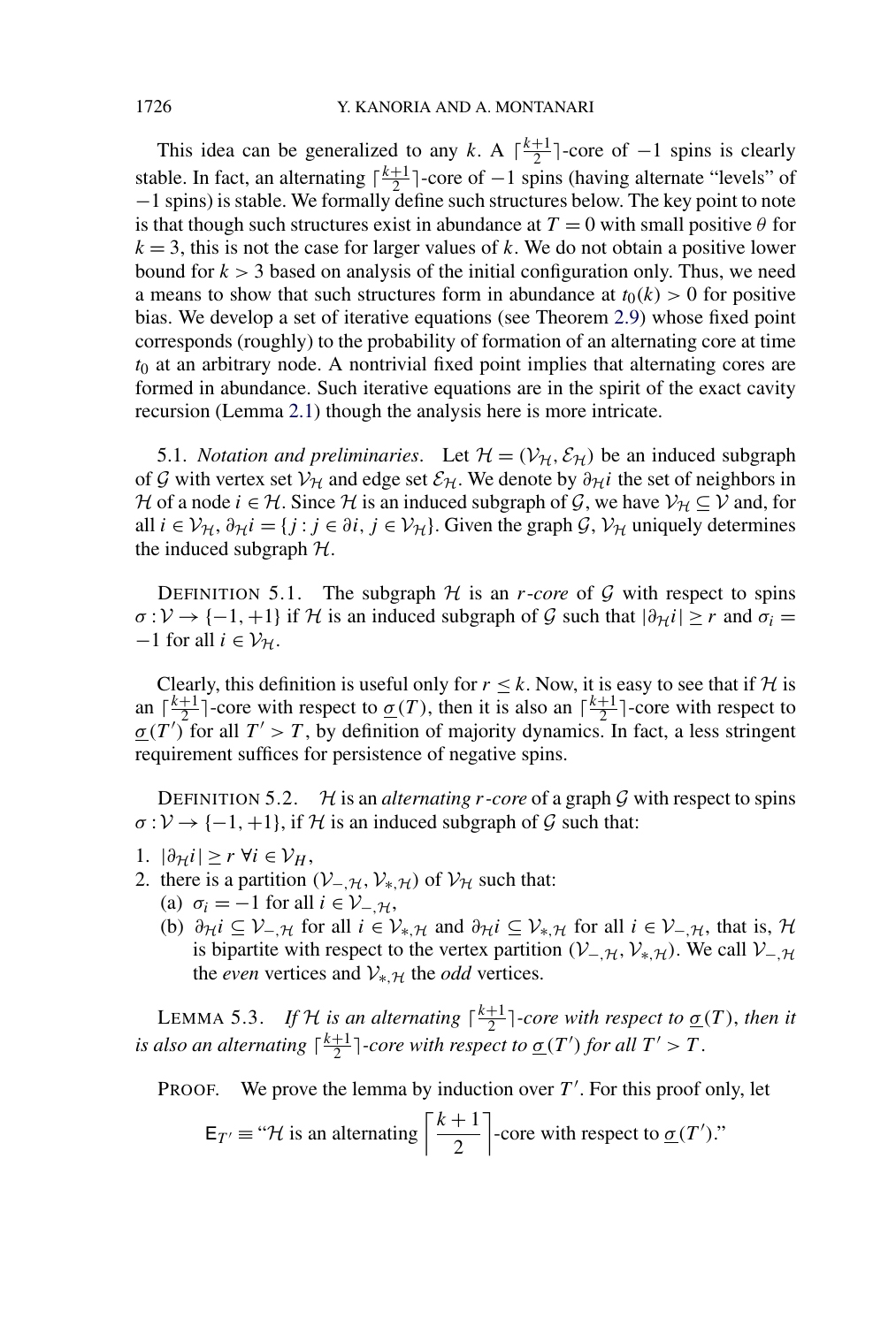This idea can be generalized to any $k$. A $\lceil \frac{k+1}{2} \rceil$-core of $-1$ spins is clearly stable. In fact, an alternating $\lceil \frac{k+1}{2} \rceil$-core of $-1$ spins (having alternate "levels" of $-1$ spins) is stable. We formally define such structures below. The key point to note is that though such structures exist in abundance at $T = 0$ with small positive $\theta$ for $k = 3$, this is not the case for larger values of $k$. We do not obtain a positive lower bound for $k > 3$ based on analysis of the initial configuration only. Thus, we need a means to show that such structures form in abundance at $t_0(k) > 0$ for positive bias. We develop a set of iterative equations (see Theorem 2.9) whose fixed point corresponds (roughly) to the probability of formation of an alternating core at time $t_0$ at an arbitrary node. A nontrivial fixed point implies that alternating cores are formed in abundance. Such iterative equations are in the spirit of the exact cavity recursion (Lemma 2.1) though the analysis here is more intricate.

5.1. *Notation and preliminaries*. Let $\mathcal{H} = (\mathcal{V}_{\mathcal{H}}, \mathcal{E}_{\mathcal{H}})$ be an induced subgraph of $\mathcal{G}$ with vertex set $\mathcal{V}_{\mathcal{H}}$ and edge set $\mathcal{E}_{\mathcal{H}}$. We denote by $\partial_{\mathcal{H}} i$ the set of neighbors in $\mathcal{H}$ of a node $i \in \mathcal{H}$. Since $\mathcal{H}$ is an induced subgraph of $\mathcal{G}$, we have $\mathcal{V}_{\mathcal{H}} \subseteq \mathcal{V}$ and, for all $i \in \mathcal{V}_{\mathcal{H}}$, $\partial_{\mathcal{H}} i = \{j : j \in \partial i, j \in \mathcal{V}_{\mathcal{H}}\}$. Given the graph $\mathcal{G}$, $\mathcal{V}_{\mathcal{H}}$ uniquely determines the induced subgraph $\mathcal{H}$.

DEFINITION 5.1. The subgraph $\mathcal{H}$ is an *r-core* of $\mathcal{G}$ with respect to spins $\sigma : \mathcal{V} \to \{-1, +1\}$ if $\mathcal{H}$ is an induced subgraph of $\mathcal{G}$ such that $|\partial_{\mathcal{H}} i| \geq r$ and $\sigma_i = -1$ for all $i \in \mathcal{V}_{\mathcal{H}}$.

Clearly, this definition is useful only for $r \leq k$. Now, it is easy to see that if $\mathcal{H}$ is an $\lceil \frac{k+1}{2} \rceil$-core with respect to $\underline{\sigma}(T)$, then it is also an $\lceil \frac{k+1}{2} \rceil$-core with respect to $\underline{\sigma}(T')$ for all $T' > T$, by definition of majority dynamics. In fact, a less stringent requirement suffices for persistence of negative spins.

DEFINITION 5.2. $\mathcal{H}$ is an *alternating r-core* of a graph $\mathcal{G}$ with respect to spins $\sigma : \mathcal{V} \to \{-1, +1\}$, if $\mathcal{H}$ is an induced subgraph of $\mathcal{G}$ such that:

1. $|\partial_{\mathcal{H}} i| \geq r \ \forall i \in \mathcal{V}_H$,
2. there is a partition $(\mathcal{V}_{-,\mathcal{H}}, \mathcal{V}_{*,\mathcal{H}})$ of $\mathcal{V}_{\mathcal{H}}$ such that:
   (a) $\sigma_i = -1$ for all $i \in \mathcal{V}_{-,\mathcal{H}}$,
   (b) $\partial_{\mathcal{H}} i \subseteq \mathcal{V}_{-,\mathcal{H}}$ for all $i \in \mathcal{V}_{*,\mathcal{H}}$ and $\partial_{\mathcal{H}} i \subseteq \mathcal{V}_{*,\mathcal{H}}$ for all $i \in \mathcal{V}_{-,\mathcal{H}}$, that is, $\mathcal{H}$ is bipartite with respect to the vertex partition $(\mathcal{V}_{-,\mathcal{H}}, \mathcal{V}_{*,\mathcal{H}})$. We call $\mathcal{V}_{-,\mathcal{H}}$ the *even* vertices and $\mathcal{V}_{*,\mathcal{H}}$ the *odd* vertices.

LEMMA 5.3. *If $\mathcal{H}$ is an alternating $\lceil \frac{k+1}{2} \rceil$-core with respect to $\underline{\sigma}(T)$, then it is also an alternating $\lceil \frac{k+1}{2} \rceil$-core with respect to $\underline{\sigma}(T')$ for all $T' > T$.*

PROOF. We prove the lemma by induction over $T'$. For this proof only, let

$$\mathsf{E}_{T'} \equiv \text{“}\mathcal{H} \text{ is an alternating } \left\lceil \frac{k+1}{2} \right\rceil \text{-core with respect to } \underline{\sigma}(T')\text{.”}$$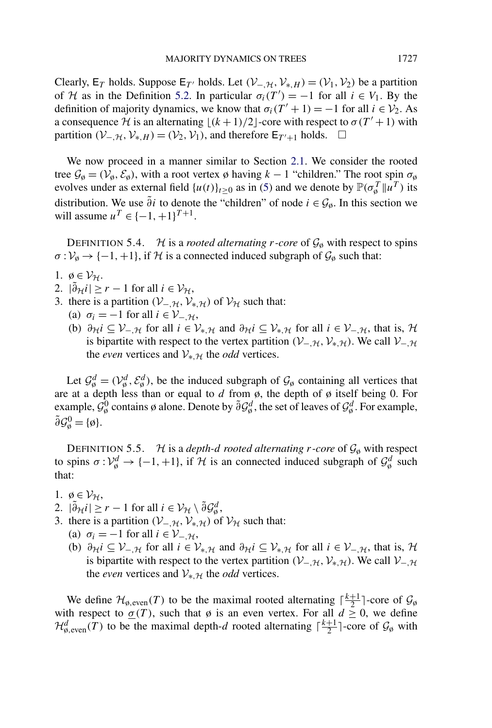Clearly, $\mathsf{E}_T$ holds. Suppose $\mathsf{E}_{T'}$ holds. Let $(\mathcal{V}_{-,\mathcal{H}}, \mathcal{V}_{*,H}) = (\mathcal{V}_1, \mathcal{V}_2)$ be a partition of $\mathcal{H}$ as in the Definition 5.2. In particular $\sigma_i(T') = -1$ for all $i \in V_1$. By the definition of majority dynamics, we know that $\sigma_i(T'+1) = -1$ for all $i \in \mathcal{V}_2$. As a consequence $\mathcal{H}$ is an alternating $\lfloor (k+1)/2 \rfloor$-core with respect to $\sigma(T'+1)$ with partition $(\mathcal{V}_{-,\mathcal{H}}, \mathcal{V}_{*,H}) = (\mathcal{V}_2, \mathcal{V}_1)$, and therefore $\mathsf{E}_{T'+1}$ holds. $\square$

We now proceed in a manner similar to Section 2.1. We consider the rooted tree $\mathcal{G}_\emptyset = (\mathcal{V}_\emptyset, \mathcal{E}_\emptyset)$, with a root vertex $\emptyset$ having $k-1$ "children." The root spin $\sigma_\emptyset$ evolves under as external field $\{u(t)\}_{t \geq 0}$ as in (5) and we denote by $\mathbb{P}(\sigma_\emptyset^T \| u^T)$ its distribution. We use $\tilde{\partial} i$ to denote the "children" of node $i \in \mathcal{G}_\emptyset$. In this section we will assume $u^T \in \{-1, +1\}^{T+1}$.

Definition 5.4. $\mathcal{H}$ is a *rooted alternating $r$-core* of $\mathcal{G}_\emptyset$ with respect to spins $\sigma : \mathcal{V}_\emptyset \to \{-1, +1\}$, if $\mathcal{H}$ is a connected induced subgraph of $\mathcal{G}_\emptyset$ such that:

1. $\emptyset \in \mathcal{V}_\mathcal{H}$.
2. $|\tilde{\partial}_\mathcal{H} i| \geq r - 1$ for all $i \in \mathcal{V}_\mathcal{H}$,
3. there is a partition $(\mathcal{V}_{-,\mathcal{H}}, \mathcal{V}_{*,\mathcal{H}})$ of $\mathcal{V}_\mathcal{H}$ such that:
   (a) $\sigma_i = -1$ for all $i \in \mathcal{V}_{-,\mathcal{H}}$,
   (b) $\partial_\mathcal{H} i \subseteq \mathcal{V}_{-,\mathcal{H}}$ for all $i \in \mathcal{V}_{*,\mathcal{H}}$ and $\partial_\mathcal{H} i \subseteq \mathcal{V}_{*,\mathcal{H}}$ for all $i \in \mathcal{V}_{-,\mathcal{H}}$, that is, $\mathcal{H}$ is bipartite with respect to the vertex partition $(\mathcal{V}_{-,\mathcal{H}}, \mathcal{V}_{*,\mathcal{H}})$. We call $\mathcal{V}_{-,\mathcal{H}}$ the *even* vertices and $\mathcal{V}_{*,\mathcal{H}}$ the *odd* vertices.

Let $\mathcal{G}_\emptyset^d = (\mathcal{V}_\emptyset^d, \mathcal{E}_\emptyset^d)$, be the induced subgraph of $\mathcal{G}_\emptyset$ containing all vertices that are at a depth less than or equal to $d$ from $\emptyset$, the depth of $\emptyset$ itself being 0. For example, $\mathcal{G}_\emptyset^0$ contains $\emptyset$ alone. Denote by $\tilde{\partial}\mathcal{G}_\emptyset^d$, the set of leaves of $\mathcal{G}_\emptyset^d$. For example, $\tilde{\partial}\mathcal{G}_\emptyset^0 = \{\emptyset\}$.

Definition 5.5. $\mathcal{H}$ is a *depth-$d$ rooted alternating $r$-core* of $\mathcal{G}_\emptyset$ with respect to spins $\sigma : \mathcal{V}_\emptyset^d \to \{-1, +1\}$, if $\mathcal{H}$ is an connected induced subgraph of $\mathcal{G}_\emptyset^d$ such that:

1. $\emptyset \in \mathcal{V}_\mathcal{H}$,
2. $|\tilde{\partial}_\mathcal{H} i| \geq r - 1$ for all $i \in \mathcal{V}_\mathcal{H} \setminus \tilde{\partial}\mathcal{G}_\emptyset^d$,
3. there is a partition $(\mathcal{V}_{-,\mathcal{H}}, \mathcal{V}_{*,\mathcal{H}})$ of $\mathcal{V}_\mathcal{H}$ such that:
   (a) $\sigma_i = -1$ for all $i \in \mathcal{V}_{-,\mathcal{H}}$,
   (b) $\partial_\mathcal{H} i \subseteq \mathcal{V}_{-,\mathcal{H}}$ for all $i \in \mathcal{V}_{*,\mathcal{H}}$ and $\partial_\mathcal{H} i \subseteq \mathcal{V}_{*,\mathcal{H}}$ for all $i \in \mathcal{V}_{-,\mathcal{H}}$, that is, $\mathcal{H}$ is bipartite with respect to the vertex partition $(\mathcal{V}_{-,\mathcal{H}}, \mathcal{V}_{*,\mathcal{H}})$. We call $\mathcal{V}_{-,\mathcal{H}}$ the *even* vertices and $\mathcal{V}_{*,\mathcal{H}}$ the *odd* vertices.

We define $\mathcal{H}_{\emptyset,\text{even}}(T)$ to be the maximal rooted alternating $\lceil \frac{k+1}{2} \rceil$-core of $\mathcal{G}_\emptyset$ with respect to $\underline{\sigma}(T)$, such that $\emptyset$ is an even vertex. For all $d \geq 0$, we define $\mathcal{H}_{\emptyset,\text{even}}^d(T)$ to be the maximal depth-$d$ rooted alternating $\lceil \frac{k+1}{2} \rceil$-core of $\mathcal{G}_\emptyset$ with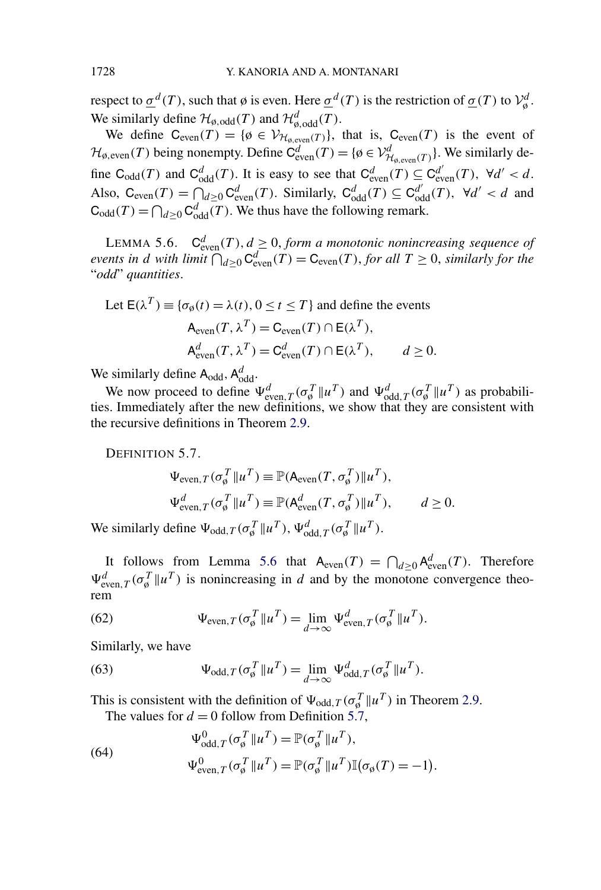respect to $\underline{\sigma}^d(T)$, such that ø is even. Here $\underline{\sigma}^d(T)$ is the restriction of $\underline{\sigma}(T)$ to $\mathcal{V}_ø^d$. We similarly define $\mathcal{H}_{ø,\text{odd}}(T)$ and $\mathcal{H}_{ø,\text{odd}}^d(T)$.

We define $\mathsf{C}_{\text{even}}(T) = \{ø \in \mathcal{V}_{\mathcal{H}_{ø,\text{even}}(T)}\}$, that is, $\mathsf{C}_{\text{even}}(T)$ is the event of $\mathcal{H}_{ø,\text{even}}(T)$ being nonempty. Define $\mathsf{C}_{\text{even}}^d(T) = \{ø \in \mathcal{V}^d_{\mathcal{H}_{ø,\text{even}}(T)}\}$. We similarly define $\mathsf{C}_{\text{odd}}(T)$ and $\mathsf{C}_{\text{odd}}^d(T)$. It is easy to see that $\mathsf{C}_{\text{even}}^d(T) \subseteq \mathsf{C}_{\text{even}}^{d'}(T)$, $\forall d' < d$. Also, $\mathsf{C}_{\text{even}}(T) = \bigcap_{d \geq 0} \mathsf{C}_{\text{even}}^d(T)$. Similarly, $\mathsf{C}_{\text{odd}}^d(T) \subseteq \mathsf{C}_{\text{odd}}^{d'}(T)$, $\forall d' < d$ and $\mathsf{C}_{\text{odd}}(T) = \bigcap_{d \geq 0} \mathsf{C}_{\text{odd}}^d(T)$. We thus have the following remark.

LEMMA 5.6. *$\mathsf{C}_{\text{even}}^d(T)$, $d \geq 0$, form a monotonic nonincreasing sequence of events in $d$ with limit $\bigcap_{d \geq 0} \mathsf{C}_{\text{even}}^d(T) = \mathsf{C}_{\text{even}}(T)$, for all $T \geq 0$, similarly for the "odd" quantities.*

Let $\mathsf{E}(\lambda^T) \equiv \{\sigma_ø(t) = \lambda(t), 0 \leq t \leq T\}$ and define the events

$$\mathsf{A}_{\text{even}}(T, \lambda^T) = \mathsf{C}_{\text{even}}(T) \cap \mathsf{E}(\lambda^T),$$
$$\mathsf{A}_{\text{even}}^d(T, \lambda^T) = \mathsf{C}_{\text{even}}^d(T) \cap \mathsf{E}(\lambda^T), \qquad d \geq 0.$$

We similarly define $\mathsf{A}_{\text{odd}}$, $\mathsf{A}_{\text{odd}}^d$.

We now proceed to define $\Psi_{\text{even},T}^d(\sigma_ø^T \| u^T)$ and $\Psi_{\text{odd},T}^d(\sigma_ø^T \| u^T)$ as probabilities. Immediately after the new definitions, we show that they are consistent with the recursive definitions in Theorem 2.9.

DEFINITION 5.7.

$$\Psi_{\text{even},T}(\sigma_ø^T \| u^T) \equiv \mathbb{P}(\mathsf{A}_{\text{even}}(T, \sigma_ø^T) \| u^T),$$
$$\Psi_{\text{even},T}^d(\sigma_ø^T \| u^T) \equiv \mathbb{P}(\mathsf{A}_{\text{even}}^d(T, \sigma_ø^T) \| u^T), \qquad d \geq 0.$$

We similarly define $\Psi_{\text{odd},T}(\sigma_ø^T \| u^T)$, $\Psi_{\text{odd},T}^d(\sigma_ø^T \| u^T)$.

It follows from Lemma 5.6 that $\mathsf{A}_{\text{even}}(T) = \bigcap_{d \geq 0} \mathsf{A}_{\text{even}}^d(T)$. Therefore $\Psi_{\text{even},T}^d(\sigma_ø^T \| u^T)$ is nonincreasing in $d$ and by the monotone convergence theorem

$$\Psi_{\text{even},T}(\sigma_ø^T \| u^T) = \lim_{d \to \infty} \Psi_{\text{even},T}^d(\sigma_ø^T \| u^T). \tag{62}$$

Similarly, we have

$$\Psi_{\text{odd},T}(\sigma_ø^T \| u^T) = \lim_{d \to \infty} \Psi_{\text{odd},T}^d(\sigma_ø^T \| u^T). \tag{63}$$

This is consistent with the definition of $\Psi_{\text{odd},T}(\sigma_ø^T \| u^T)$ in Theorem 2.9.

The values for $d = 0$ follow from Definition 5.7,

$$\begin{aligned} &\Psi_{\text{odd},T}^0(\sigma_ø^T \| u^T) = \mathbb{P}(\sigma_ø^T \| u^T), \\ &\Psi_{\text{even},T}^0(\sigma_ø^T \| u^T) = \mathbb{P}(\sigma_ø^T \| u^T)\mathbb{I}(\sigma_ø(T) = -1). \end{aligned} \tag{64}$$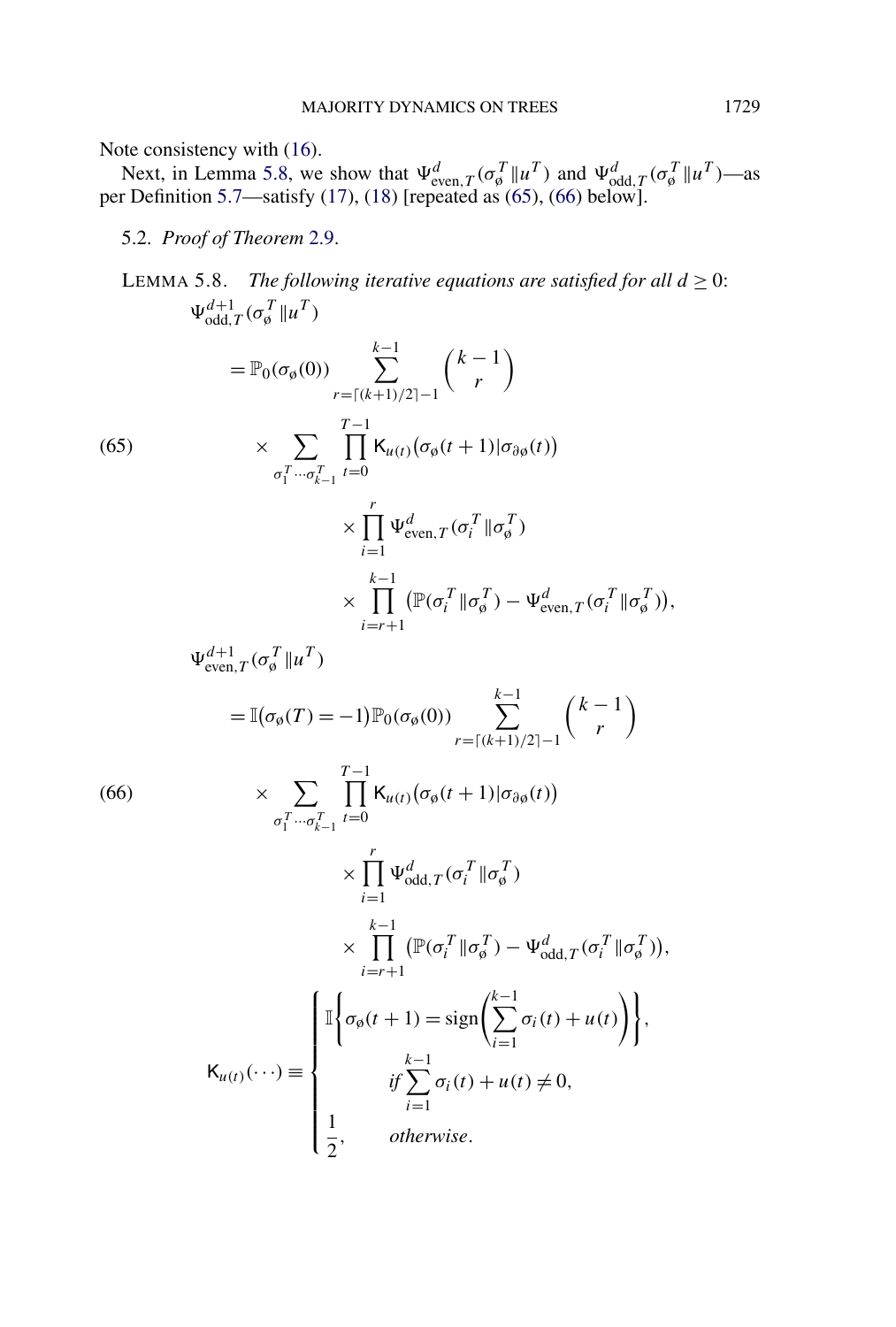Note consistency with (16).

Next, in Lemma 5.8, we show that $\Psi^d_{\text{even},T}(\sigma_\varnothing^T \| u^T)$ and $\Psi^d_{\text{odd},T}(\sigma_\varnothing^T \| u^T)$—as per Definition 5.7—satisfy (17), (18) [repeated as (65), (66) below].

## 5.2. *Proof of Theorem* 2.9.

LEMMA 5.8. *The following iterative equations are satisfied for all* $d \geq 0$:

$$
\begin{aligned}
&\Psi^{d+1}_{\text{odd},T}(\sigma_\varnothing^T \| u^T) \\
&\quad = \mathbb{P}_0(\sigma_\varnothing(0)) \sum_{r=\lceil (k+1)/2 \rceil - 1}^{k-1} \binom{k-1}{r} \\
&\qquad \times \sum_{\sigma_1^T \cdots \sigma_{k-1}^T} \prod_{t=0}^{T-1} \mathsf{K}_{u(t)}\big(\sigma_\varnothing(t+1) | \sigma_{\partial\varnothing}(t)\big) \\
&\qquad \times \prod_{i=1}^{r} \Psi^d_{\text{even},T}(\sigma_i^T \| \sigma_\varnothing^T) \\
&\qquad \times \prod_{i=r+1}^{k-1} \big(\mathbb{P}(\sigma_i^T \| \sigma_\varnothing^T) - \Psi^d_{\text{even},T}(\sigma_i^T \| \sigma_\varnothing^T)\big),
\end{aligned} \tag{65}
$$

$$
\begin{aligned}
&\Psi^{d+1}_{\text{even},T}(\sigma_\varnothing^T \| u^T) \\
&\quad = \mathbb{I}\big(\sigma_\varnothing(T) = -1\big) \mathbb{P}_0(\sigma_\varnothing(0)) \sum_{r=\lceil (k+1)/2 \rceil - 1}^{k-1} \binom{k-1}{r} \\
&\qquad \times \sum_{\sigma_1^T \cdots \sigma_{k-1}^T} \prod_{t=0}^{T-1} \mathsf{K}_{u(t)}\big(\sigma_\varnothing(t+1) | \sigma_{\partial\varnothing}(t)\big) \\
&\qquad \times \prod_{i=1}^{r} \Psi^d_{\text{odd},T}(\sigma_i^T \| \sigma_\varnothing^T) \\
&\qquad \times \prod_{i=r+1}^{k-1} \big(\mathbb{P}(\sigma_i^T \| \sigma_\varnothing^T) - \Psi^d_{\text{odd},T}(\sigma_i^T \| \sigma_\varnothing^T)\big),
\end{aligned} \tag{66}
$$

$$
\mathsf{K}_{u(t)}(\cdots) \equiv \begin{cases} \mathbb{I}\left\{\sigma_\varnothing(t+1) = \operatorname{sign}\left(\displaystyle\sum_{i=1}^{k-1} \sigma_i(t) + u(t)\right)\right\}, \\ \qquad \textit{if} \displaystyle\sum_{i=1}^{k-1} \sigma_i(t) + u(t) \neq 0, \\ \dfrac{1}{2}, \qquad \textit{otherwise}. \end{cases}
$$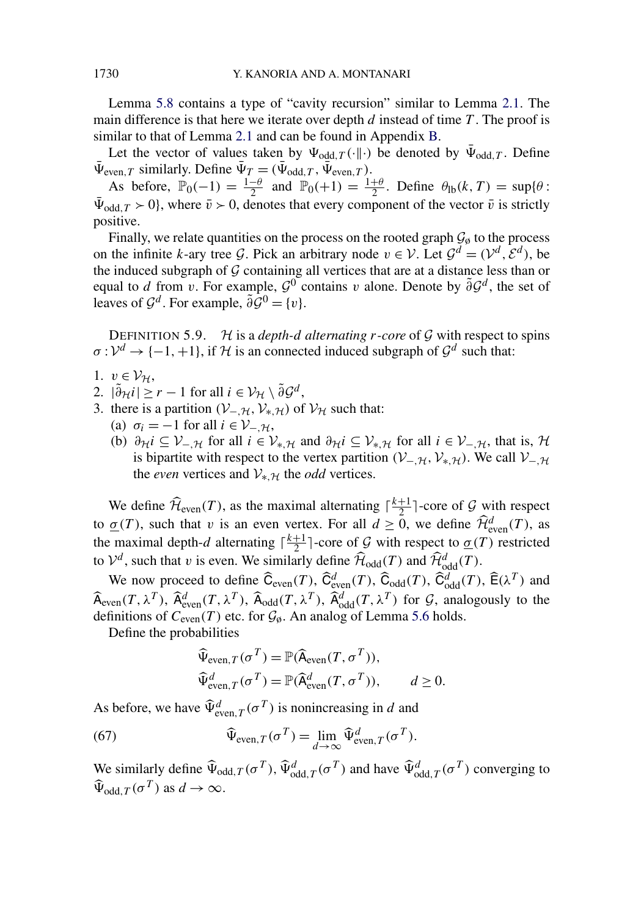Lemma 5.8 contains a type of "cavity recursion" similar to Lemma 2.1. The main difference is that here we iterate over depth $d$ instead of time $T$. The proof is similar to that of Lemma 2.1 and can be found in Appendix B.

Let the vector of values taken by $\Psi_{\text{odd},T}(\cdot\|\cdot)$ be denoted by $\bar{\Psi}_{\text{odd},T}$. Define $\bar{\Psi}_{\text{even},T}$ similarly. Define $\bar{\Psi}_T = (\bar{\Psi}_{\text{odd},T}, \bar{\Psi}_{\text{even},T})$.

As before, $\mathbb{P}_0(-1) = \frac{1-\theta}{2}$ and $\mathbb{P}_0(+1) = \frac{1+\theta}{2}$. Define $\theta_{\text{lb}}(k,T) = \sup\{\theta : \bar{\Psi}_{\text{odd},T} \succ 0\}$, where $\bar{v} \succ 0$, denotes that every component of the vector $\bar{v}$ is strictly positive.

Finally, we relate quantities on the process on the rooted graph $\mathcal{G}_\emptyset$ to the process on the infinite $k$-ary tree $\mathcal{G}$. Pick an arbitrary node $v \in \mathcal{V}$. Let $\mathcal{G}^d = (\mathcal{V}^d, \mathcal{E}^d)$, be the induced subgraph of $\mathcal{G}$ containing all vertices that are at a distance less than or equal to $d$ from $v$. For example, $\mathcal{G}^0$ contains $v$ alone. Denote by $\tilde{\partial}\mathcal{G}^d$, the set of leaves of $\mathcal{G}^d$. For example, $\tilde{\partial}\mathcal{G}^0 = \{v\}$.

DEFINITION 5.9. $\mathcal{H}$ is a *depth-$d$ alternating $r$-core* of $\mathcal{G}$ with respect to spins $\sigma : \mathcal{V}^d \to \{-1,+1\}$, if $\mathcal{H}$ is an connected induced subgraph of $\mathcal{G}^d$ such that:

1. $v \in \mathcal{V}_{\mathcal{H}}$,
2. $|\tilde{\partial}_{\mathcal{H}} i| \geq r-1$ for all $i \in \mathcal{V}_{\mathcal{H}} \setminus \tilde{\partial}\mathcal{G}^d$,
3. there is a partition $(\mathcal{V}_{-,\mathcal{H}}, \mathcal{V}_{*,\mathcal{H}})$ of $\mathcal{V}_{\mathcal{H}}$ such that:
   (a) $\sigma_i = -1$ for all $i \in \mathcal{V}_{-,\mathcal{H}}$,
   (b) $\partial_{\mathcal{H}} i \subseteq \mathcal{V}_{-,\mathcal{H}}$ for all $i \in \mathcal{V}_{*,\mathcal{H}}$ and $\partial_{\mathcal{H}} i \subseteq \mathcal{V}_{*,\mathcal{H}}$ for all $i \in \mathcal{V}_{-,\mathcal{H}}$, that is, $\mathcal{H}$ is bipartite with respect to the vertex partition $(\mathcal{V}_{-,\mathcal{H}}, \mathcal{V}_{*,\mathcal{H}})$. We call $\mathcal{V}_{-,\mathcal{H}}$ the *even* vertices and $\mathcal{V}_{*,\mathcal{H}}$ the *odd* vertices.

We define $\widehat{\mathcal{H}}_{\text{even}}(T)$, as the maximal alternating $\lceil \frac{k+1}{2} \rceil$-core of $\mathcal{G}$ with respect to $\underline{\sigma}(T)$, such that $v$ is an even vertex. For all $d \geq 0$, we define $\widehat{\mathcal{H}}^d_{\text{even}}(T)$, as the maximal depth-$d$ alternating $\lceil \frac{k+1}{2} \rceil$-core of $\mathcal{G}$ with respect to $\underline{\sigma}(T)$ restricted to $\mathcal{V}^d$, such that $v$ is even. We similarly define $\widehat{\mathcal{H}}_{\text{odd}}(T)$ and $\widehat{\mathcal{H}}^d_{\text{odd}}(T)$.

We now proceed to define $\widehat{\mathsf{C}}_{\text{even}}(T)$, $\widehat{\mathsf{C}}^d_{\text{even}}(T)$, $\widehat{\mathsf{C}}_{\text{odd}}(T)$, $\widehat{\mathsf{C}}^d_{\text{odd}}(T)$, $\widehat{\mathsf{E}}(\lambda^T)$ and $\widehat{\mathsf{A}}_{\text{even}}(T, \lambda^T)$, $\widehat{\mathsf{A}}^d_{\text{even}}(T, \lambda^T)$, $\widehat{\mathsf{A}}_{\text{odd}}(T, \lambda^T)$, $\widehat{\mathsf{A}}^d_{\text{odd}}(T, \lambda^T)$ for $\mathcal{G}$, analogously to the definitions of $C_{\text{even}}(T)$ etc. for $\mathcal{G}_\emptyset$. An analog of Lemma 5.6 holds.

Define the probabilities

$$
\begin{aligned}
\widehat{\Psi}_{\text{even},T}(\sigma^T) &= \mathbb{P}(\widehat{\mathsf{A}}_{\text{even}}(T, \sigma^T)), \\
\widehat{\Psi}^d_{\text{even},T}(\sigma^T) &= \mathbb{P}(\widehat{\mathsf{A}}^d_{\text{even}}(T, \sigma^T)), \qquad d \geq 0.
\end{aligned}
$$

As before, we have $\widehat{\Psi}^d_{\text{even},T}(\sigma^T)$ is nonincreasing in $d$ and

$$
\widehat{\Psi}_{\text{even},T}(\sigma^T) = \lim_{d\to\infty} \widehat{\Psi}^d_{\text{even},T}(\sigma^T). \tag{67}
$$

We similarly define $\widehat{\Psi}_{\text{odd},T}(\sigma^T)$, $\widehat{\Psi}^d_{\text{odd},T}(\sigma^T)$ and have $\widehat{\Psi}^d_{\text{odd},T}(\sigma^T)$ converging to $\widehat{\Psi}_{\text{odd},T}(\sigma^T)$ as $d \to \infty$.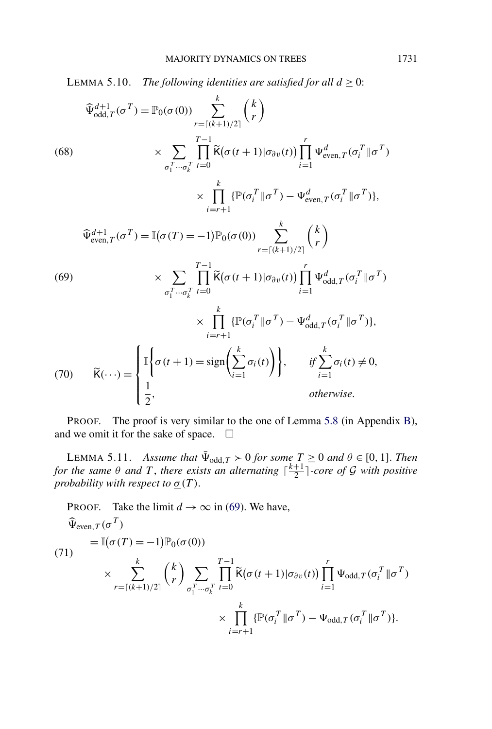LEMMA 5.10. *The following identities are satisfied for all $d \geq 0$:*

$$\widehat{\Psi}^{d+1}_{\text{odd},T}(\sigma^T) = \mathbb{P}_0(\sigma(0)) \sum_{r=\lceil (k+1)/2 \rceil}^{k} \binom{k}{r} \times \sum_{\sigma_1^T \cdots \sigma_k^T} \prod_{t=0}^{T-1} \widetilde{\mathsf{K}}\big(\sigma(t+1)|\sigma_{\partial v}(t)\big) \prod_{i=1}^{r} \Psi^d_{\text{even},T}(\sigma_i^T \| \sigma^T) \times \prod_{i=r+1}^{k} \{\mathbb{P}(\sigma_i^T \| \sigma^T) - \Psi^d_{\text{even},T}(\sigma_i^T \| \sigma^T)\}, \tag{68}$$

$$\widehat{\Psi}^{d+1}_{\text{even},T}(\sigma^T) = \mathbb{I}\big(\sigma(T) = -1\big)\mathbb{P}_0(\sigma(0)) \sum_{r=\lceil (k+1)/2 \rceil}^{k} \binom{k}{r} \times \sum_{\sigma_1^T \cdots \sigma_k^T} \prod_{t=0}^{T-1} \widetilde{\mathsf{K}}\big(\sigma(t+1)|\sigma_{\partial v}(t)\big) \prod_{i=1}^{r} \Psi^d_{\text{odd},T}(\sigma_i^T \| \sigma^T) \times \prod_{i=r+1}^{k} \{\mathbb{P}(\sigma_i^T \| \sigma^T) - \Psi^d_{\text{odd},T}(\sigma_i^T \| \sigma^T)\}, \tag{69}$$

$$\widetilde{\mathsf{K}}(\cdots) \equiv \begin{cases} \mathbb{I}\left\{\sigma(t+1) = \operatorname{sign}\left(\sum_{i=1}^{k} \sigma_i(t)\right)\right\}, & \textit{if } \sum_{i=1}^{k} \sigma_i(t) \neq 0, \\ \dfrac{1}{2}, & \textit{otherwise}. \end{cases} \tag{70}$$

PROOF. The proof is very similar to the one of Lemma 5.8 (in Appendix B), and we omit it for the sake of space. $\square$

LEMMA 5.11. *Assume that $\bar{\Psi}_{\text{odd},T} \succ 0$ for some $T \geq 0$ and $\theta \in [0, 1]$. Then for the same $\theta$ and $T$, there exists an alternating $\lceil \frac{k+1}{2} \rceil$-core of $\mathcal{G}$ with positive probability with respect to $\underline{\sigma}(T)$.*

PROOF. Take the limit $d \to \infty$ in (69). We have,

$$\widehat{\Psi}_{\text{even},T}(\sigma^T) = \mathbb{I}\big(\sigma(T) = -1\big)\mathbb{P}_0(\sigma(0)) \times \sum_{r=\lceil (k+1)/2 \rceil}^{k} \binom{k}{r} \sum_{\sigma_1^T \cdots \sigma_k^T} \prod_{t=0}^{T-1} \widetilde{\mathsf{K}}\big(\sigma(t+1)|\sigma_{\partial v}(t)\big) \prod_{i=1}^{r} \Psi_{\text{odd},T}(\sigma_i^T \| \sigma^T) \times \prod_{i=r+1}^{k} \{\mathbb{P}(\sigma_i^T \| \sigma^T) - \Psi_{\text{odd},T}(\sigma_i^T \| \sigma^T)\}. \tag{71}$$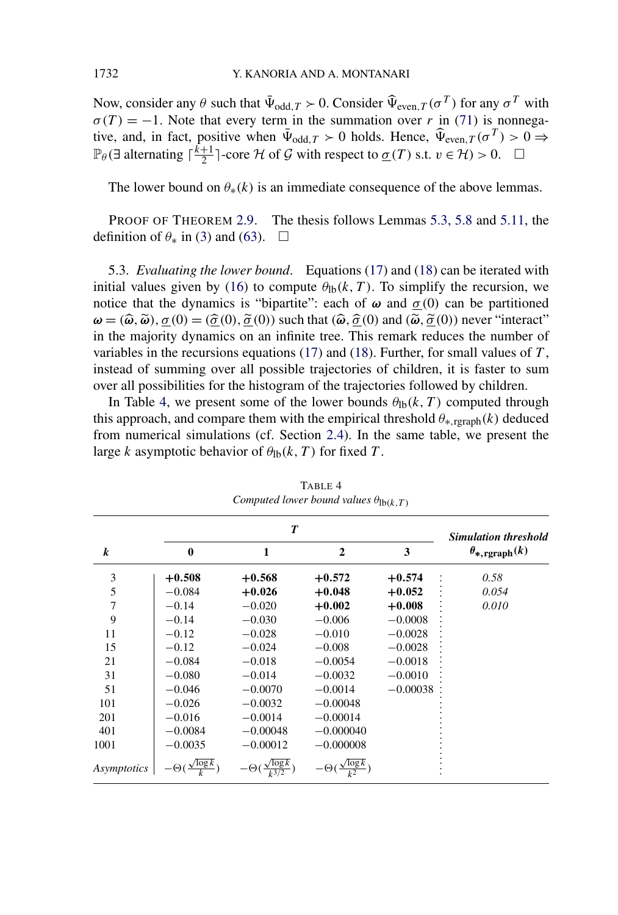Now, consider any $\theta$ such that $\bar{\Psi}_{\text{odd},T} \succ 0$. Consider $\widehat{\Psi}_{\text{even},T}(\sigma^T)$ for any $\sigma^T$ with $\sigma(T) = -1$. Note that every term in the summation over $r$ in (71) is nonnegative, and, in fact, positive when $\bar{\Psi}_{\text{odd},T} \succ 0$ holds. Hence, $\widehat{\Psi}_{\text{even},T}(\sigma^T) > 0 \Rightarrow \mathbb{P}_\theta(\exists$ alternating $\lceil \frac{k+1}{2} \rceil$-core $\mathcal{H}$ of $\mathcal{G}$ with respect to $\underline{\sigma}(T)$ s.t. $v \in \mathcal{H}) > 0$. $\square$

The lower bound on $\theta_*(k)$ is an immediate consequence of the above lemmas.

PROOF OF THEOREM 2.9. The thesis follows Lemmas 5.3, 5.8 and 5.11, the definition of $\theta_*$ in (3) and (63). $\square$

5.3. *Evaluating the lower bound*. Equations (17) and (18) can be iterated with initial values given by (16) to compute $\theta_{\text{lb}}(k, T)$. To simplify the recursion, we notice that the dynamics is "bipartite": each of $\boldsymbol{\omega}$ and $\underline{\sigma}(0)$ can be partitioned $\boldsymbol{\omega} = (\widehat{\boldsymbol{\omega}}, \widetilde{\boldsymbol{\omega}})$, $\underline{\sigma}(0) = (\widehat{\underline{\sigma}}(0), \widetilde{\underline{\sigma}}(0))$ such that $(\widehat{\boldsymbol{\omega}}, \widehat{\underline{\sigma}}(0)$ and $(\widetilde{\boldsymbol{\omega}}, \widetilde{\underline{\sigma}}(0))$ never "interact" in the majority dynamics on an infinite tree. This remark reduces the number of variables in the recursions equations (17) and (18). Further, for small values of $T$, instead of summing over all possible trajectories of children, it is faster to sum over all possibilities for the histogram of the trajectories followed by children.

In Table 4, we present some of the lower bounds $\theta_{\text{lb}}(k, T)$ computed through this approach, and compare them with the empirical threshold $\theta_{*,\text{rgraph}}(k)$ deduced from numerical simulations (cf. Section 2.4). In the same table, we present the large $k$ asymptotic behavior of $\theta_{\text{lb}}(k, T)$ for fixed $T$.

TABLE 4
*Computed lower bound values $\theta_{\text{lb}(k,T)}$*

| | ***T*** | | | | ***Simulation threshold*** |
|---|---|---|---|---|---|
| ***k*** | **0** | **1** | **2** | **3** | $\boldsymbol{\theta_{*,\text{rgraph}}(k)}$ |
| 3 | **+0.508** | **+0.568** | **+0.572** | **+0.574** | *0.58* |
| 5 | −0.084 | **+0.026** | **+0.048** | **+0.052** | *0.054* |
| 7 | −0.14 | −0.020 | **+0.002** | **+0.008** | *0.010* |
| 9 | −0.14 | −0.030 | −0.006 | −0.0008 | |
| 11 | −0.12 | −0.028 | −0.010 | −0.0028 | |
| 15 | −0.12 | −0.024 | −0.008 | −0.0028 | |
| 21 | −0.084 | −0.018 | −0.0054 | −0.0018 | |
| 31 | −0.080 | −0.014 | −0.0032 | −0.0010 | |
| 51 | −0.046 | −0.0070 | −0.0014 | −0.00038 | |
| 101 | −0.026 | −0.0032 | −0.00048 | | |
| 201 | −0.016 | −0.0014 | −0.00014 | | |
| 401 | −0.0084 | −0.00048 | −0.000040 | | |
| 1001 | −0.0035 | −0.00012 | −0.000008 | | |
| *Asymptotics* | $-\Theta(\frac{\sqrt{\log k}}{k})$ | $-\Theta(\frac{\sqrt{\log k}}{k^{3/2}})$ | $-\Theta(\frac{\sqrt{\log k}}{k^2})$ | | |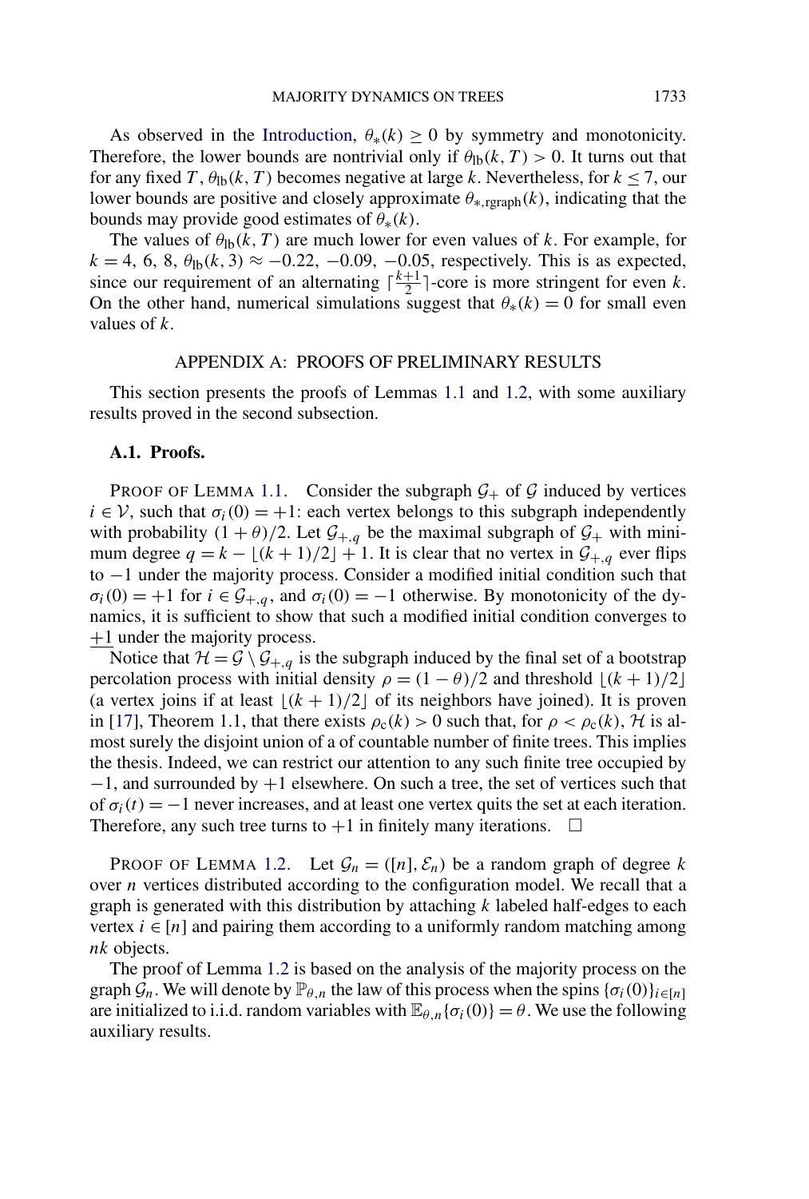As observed in the Introduction, $\theta_*(k) \geq 0$ by symmetry and monotonicity. Therefore, the lower bounds are nontrivial only if $\theta_{\text{lb}}(k, T) > 0$. It turns out that for any fixed $T$, $\theta_{\text{lb}}(k, T)$ becomes negative at large $k$. Nevertheless, for $k \leq 7$, our lower bounds are positive and closely approximate $\theta_{*,\text{rgraph}}(k)$, indicating that the bounds may provide good estimates of $\theta_*(k)$.

The values of $\theta_{\text{lb}}(k, T)$ are much lower for even values of $k$. For example, for $k = 4, 6, 8$, $\theta_{\text{lb}}(k, 3) \approx -0.22, -0.09, -0.05$, respectively. This is as expected, since our requirement of an alternating $\lceil \frac{k+1}{2} \rceil$-core is more stringent for even $k$. On the other hand, numerical simulations suggest that $\theta_*(k) = 0$ for small even values of $k$.

## APPENDIX A: PROOFS OF PRELIMINARY RESULTS

This section presents the proofs of Lemmas 1.1 and 1.2, with some auxiliary results proved in the second subsection.

### A.1. Proofs.

PROOF OF LEMMA 1.1. Consider the subgraph $\mathcal{G}_+$ of $\mathcal{G}$ induced by vertices $i \in \mathcal{V}$, such that $\sigma_i(0) = +1$: each vertex belongs to this subgraph independently with probability $(1 + \theta)/2$. Let $\mathcal{G}_{+,q}$ be the maximal subgraph of $\mathcal{G}_+$ with minimum degree $q = k - \lfloor (k+1)/2 \rfloor + 1$. It is clear that no vertex in $\mathcal{G}_{+,q}$ ever flips to $-1$ under the majority process. Consider a modified initial condition such that $\sigma_i(0) = +1$ for $i \in \mathcal{G}_{+,q}$, and $\sigma_i(0) = -1$ otherwise. By monotonicity of the dynamics, it is sufficient to show that such a modified initial condition converges to $\underline{+1}$ under the majority process.

Notice that $\mathcal{H} = \mathcal{G} \setminus \mathcal{G}_{+,q}$ is the subgraph induced by the final set of a bootstrap percolation process with initial density $\rho = (1 - \theta)/2$ and threshold $\lfloor (k+1)/2 \rfloor$ (a vertex joins if at least $\lfloor (k+1)/2 \rfloor$ of its neighbors have joined). It is proven in [17], Theorem 1.1, that there exists $\rho_c(k) > 0$ such that, for $\rho < \rho_c(k)$, $\mathcal{H}$ is almost surely the disjoint union of a of countable number of finite trees. This implies the thesis. Indeed, we can restrict our attention to any such finite tree occupied by $-1$, and surrounded by $+1$ elsewhere. On such a tree, the set of vertices such that of $\sigma_i(t) = -1$ never increases, and at least one vertex quits the set at each iteration. Therefore, any such tree turns to $+1$ in finitely many iterations. $\square$

PROOF OF LEMMA 1.2. Let $\mathcal{G}_n = ([n], \mathcal{E}_n)$ be a random graph of degree $k$ over $n$ vertices distributed according to the configuration model. We recall that a graph is generated with this distribution by attaching $k$ labeled half-edges to each vertex $i \in [n]$ and pairing them according to a uniformly random matching among $nk$ objects.

The proof of Lemma 1.2 is based on the analysis of the majority process on the graph $\mathcal{G}_n$. We will denote by $\mathbb{P}_{\theta,n}$ the law of this process when the spins $\{\sigma_i(0)\}_{i \in [n]}$ are initialized to i.i.d. random variables with $\mathbb{E}_{\theta,n}\{\sigma_i(0)\} = \theta$. We use the following auxiliary results.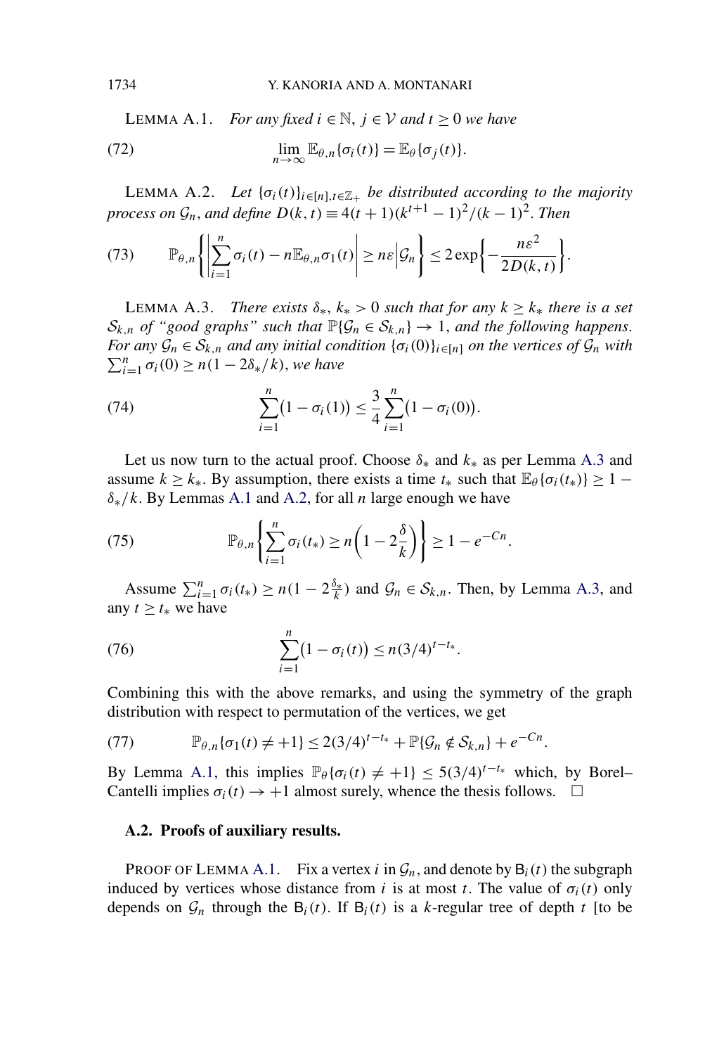LEMMA A.1. *For any fixed $i \in \mathbb{N}$, $j \in \mathcal{V}$ and $t \geq 0$ we have*

$$\lim_{n\to\infty} \mathbb{E}_{\theta,n}\{\sigma_i(t)\} = \mathbb{E}_\theta\{\sigma_j(t)\}. \tag{72}$$

LEMMA A.2. *Let $\{\sigma_i(t)\}_{i\in[n],t\in\mathbb{Z}_+}$ be distributed according to the majority process on $\mathcal{G}_n$, and define $D(k,t) \equiv 4(t+1)(k^{t+1}-1)^2/(k-1)^2$. Then*

$$\mathbb{P}_{\theta,n}\left\{\left|\sum_{i=1}^n \sigma_i(t) - n\mathbb{E}_{\theta,n}\sigma_1(t)\right| \geq n\varepsilon \Big| \mathcal{G}_n\right\} \leq 2\exp\left\{-\frac{n\varepsilon^2}{2D(k,t)}\right\}. \tag{73}$$

LEMMA A.3. *There exists $\delta_*$, $k_* > 0$ such that for any $k \geq k_*$ there is a set $\mathcal{S}_{k,n}$ of "good graphs" such that $\mathbb{P}\{\mathcal{G}_n \in \mathcal{S}_{k,n}\} \to 1$, and the following happens. For any $\mathcal{G}_n \in \mathcal{S}_{k,n}$ and any initial condition $\{\sigma_i(0)\}_{i\in[n]}$ on the vertices of $\mathcal{G}_n$ with $\sum_{i=1}^n \sigma_i(0) \geq n(1-2\delta_*/k)$, we have*

$$\sum_{i=1}^n (1-\sigma_i(1)) \leq \frac{3}{4}\sum_{i=1}^n (1-\sigma_i(0)). \tag{74}$$

Let us now turn to the actual proof. Choose $\delta_*$ and $k_*$ as per Lemma A.3 and assume $k \geq k_*$. By assumption, there exists a time $t_*$ such that $\mathbb{E}_\theta\{\sigma_i(t_*)\} \geq 1 - \delta_*/k$. By Lemmas A.1 and A.2, for all $n$ large enough we have

$$\mathbb{P}_{\theta,n}\left\{\sum_{i=1}^n \sigma_i(t_*) \geq n\left(1 - 2\frac{\delta}{k}\right)\right\} \geq 1 - e^{-Cn}. \tag{75}$$

Assume $\sum_{i=1}^n \sigma_i(t_*) \geq n(1-2\frac{\delta_*}{k})$ and $\mathcal{G}_n \in \mathcal{S}_{k,n}$. Then, by Lemma A.3, and any $t \geq t_*$ we have

$$\sum_{i=1}^n (1-\sigma_i(t)) \leq n(3/4)^{t-t_*}. \tag{76}$$

Combining this with the above remarks, and using the symmetry of the graph distribution with respect to permutation of the vertices, we get

$$\mathbb{P}_{\theta,n}\{\sigma_1(t) \neq +1\} \leq 2(3/4)^{t-t_*} + \mathbb{P}\{\mathcal{G}_n \notin \mathcal{S}_{k,n}\} + e^{-Cn}. \tag{77}$$

By Lemma A.1, this implies $\mathbb{P}_\theta\{\sigma_i(t) \neq +1\} \leq 5(3/4)^{t-t_*}$ which, by Borel–Cantelli implies $\sigma_i(t) \to +1$ almost surely, whence the thesis follows. $\square$

### A.2. Proofs of auxiliary results.

PROOF OF LEMMA A.1. Fix a vertex $i$ in $\mathcal{G}_n$, and denote by $\mathsf{B}_i(t)$ the subgraph induced by vertices whose distance from $i$ is at most $t$. The value of $\sigma_i(t)$ only depends on $\mathcal{G}_n$ through the $\mathsf{B}_i(t)$. If $\mathsf{B}_i(t)$ is a $k$-regular tree of depth $t$ [to be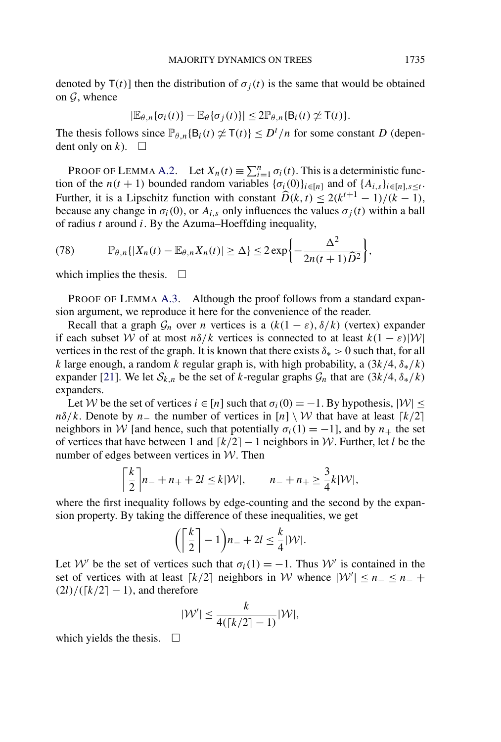denoted by $\mathsf{T}(t)$] then the distribution of $\sigma_j(t)$ is the same that would be obtained on $\mathcal{G}$, whence

$$|\mathbb{E}_{\theta,n}\{\sigma_i(t)\} - \mathbb{E}_\theta\{\sigma_j(t)\}| \leq 2\mathbb{P}_{\theta,n}\{\mathsf{B}_i(t) \not\simeq \mathsf{T}(t)\}.$$

The thesis follows since $\mathbb{P}_{\theta,n}\{\mathsf{B}_i(t) \not\simeq \mathsf{T}(t)\} \leq D^t/n$ for some constant $D$ (dependent only on $k$). $\square$

PROOF OF LEMMA A.2. Let $X_n(t) \equiv \sum_{i=1}^n \sigma_i(t)$. This is a deterministic function of the $n(t+1)$ bounded random variables $\{\sigma_i(0)\}_{i\in[n]}$ and of $\{A_{i,s}\}_{i\in[n],s\leq t}$. Further, it is a Lipschitz function with constant $\widehat{D}(k,t) \leq 2(k^{t+1}-1)/(k-1)$, because any change in $\sigma_i(0)$, or $A_{i,s}$ only influences the values $\sigma_j(t)$ within a ball of radius $t$ around $i$. By the Azuma–Hoeffding inequality,

$$\mathbb{P}_{\theta,n}\{|X_n(t) - \mathbb{E}_{\theta,n}X_n(t)| \geq \Delta\} \leq 2\exp\left\{-\frac{\Delta^2}{2n(t+1)\widehat{D}^2}\right\}, \tag{78}$$

which implies the thesis. $\square$

PROOF OF LEMMA A.3. Although the proof follows from a standard expansion argument, we reproduce it here for the convenience of the reader.

Recall that a graph $\mathcal{G}_n$ over $n$ vertices is a $(k(1-\varepsilon), \delta/k)$ (vertex) expander if each subset $\mathcal{W}$ of at most $n\delta/k$ vertices is connected to at least $k(1-\varepsilon)|\mathcal{W}|$ vertices in the rest of the graph. It is known that there exists $\delta_* > 0$ such that, for all $k$ large enough, a random $k$ regular graph is, with high probability, a $(3k/4, \delta_*/k)$ expander [21]. We let $\mathcal{S}_{k,n}$ be the set of $k$-regular graphs $\mathcal{G}_n$ that are $(3k/4, \delta_*/k)$ expanders.

Let $\mathcal{W}$ be the set of vertices $i \in [n]$ such that $\sigma_i(0) = -1$. By hypothesis, $|\mathcal{W}| \leq n\delta/k$. Denote by $n_-$ the number of vertices in $[n] \setminus \mathcal{W}$ that have at least $\lceil k/2 \rceil$ neighbors in $\mathcal{W}$ [and hence, such that potentially $\sigma_i(1) = -1$], and by $n_+$ the set of vertices that have between 1 and $\lceil k/2 \rceil - 1$ neighbors in $\mathcal{W}$. Further, let $l$ be the number of edges between vertices in $\mathcal{W}$. Then

$$\left\lceil \frac{k}{2} \right\rceil n_- + n_+ + 2l \leq k|\mathcal{W}|, \qquad n_- + n_+ \geq \frac{3}{4}k|\mathcal{W}|,$$

where the first inequality follows by edge-counting and the second by the expansion property. By taking the difference of these inequalities, we get

$$\left(\left\lceil \frac{k}{2} \right\rceil - 1\right) n_- + 2l \leq \frac{k}{4}|\mathcal{W}|.$$

Let $\mathcal{W}'$ be the set of vertices such that $\sigma_i(1) = -1$. Thus $\mathcal{W}'$ is contained in the set of vertices with at least $\lceil k/2 \rceil$ neighbors in $\mathcal{W}$ whence $|\mathcal{W}'| \leq n_- \leq n_- + (2l)/(\lceil k/2 \rceil - 1)$, and therefore

$$|\mathcal{W}'| \leq \frac{k}{4(\lceil k/2 \rceil - 1)}|\mathcal{W}|,$$

which yields the thesis. $\square$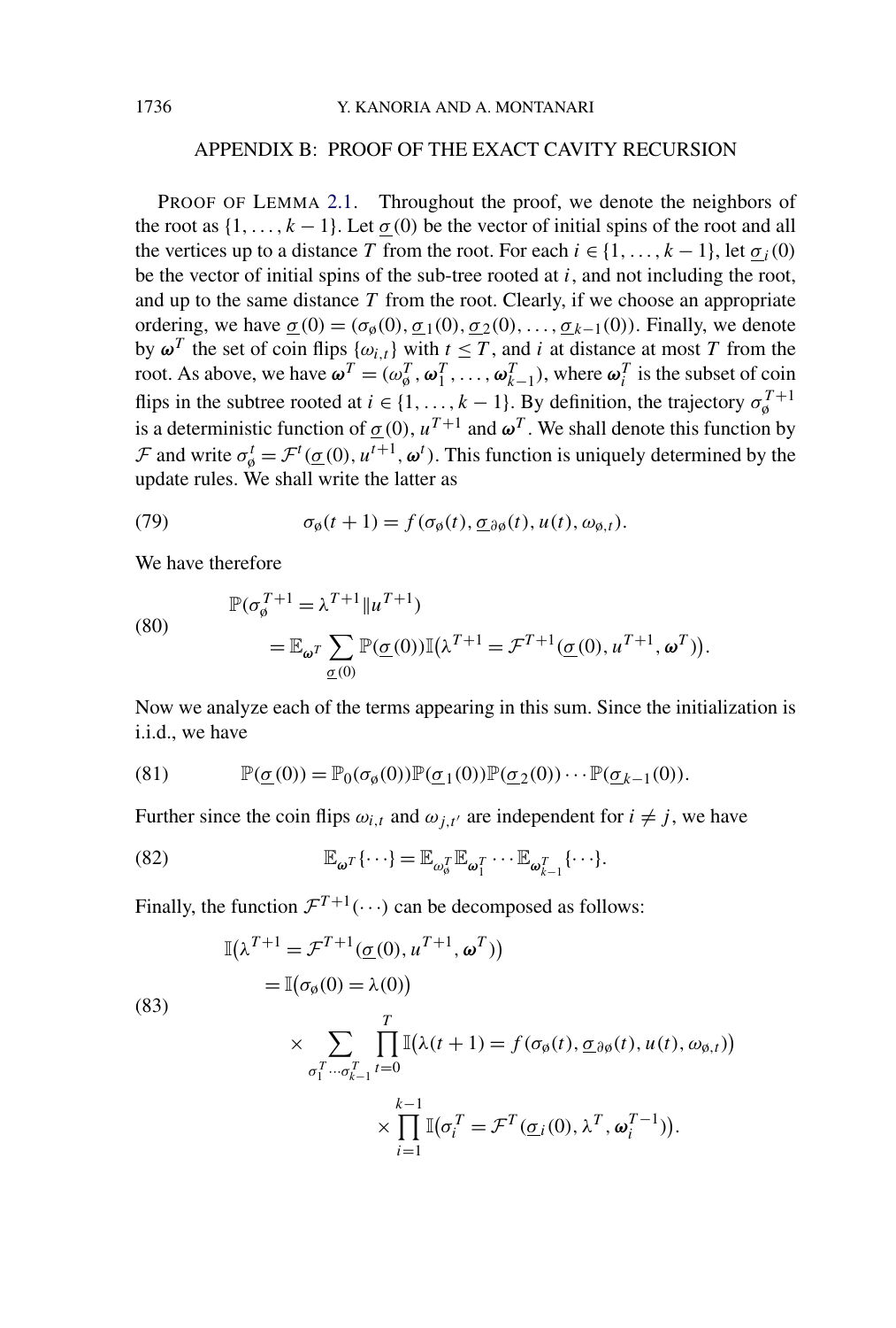## APPENDIX B: PROOF OF THE EXACT CAVITY RECURSION

PROOF OF LEMMA 2.1. Throughout the proof, we denote the neighbors of the root as $\{1,\dots,k-1\}$. Let $\underline{\sigma}(0)$ be the vector of initial spins of the root and all the vertices up to a distance $T$ from the root. For each $i \in \{1,\dots,k-1\}$, let $\underline{\sigma}_i(0)$ be the vector of initial spins of the sub-tree rooted at $i$, and not including the root, and up to the same distance $T$ from the root. Clearly, if we choose an appropriate ordering, we have $\underline{\sigma}(0) = (\sigma_\varnothing(0), \underline{\sigma}_1(0), \underline{\sigma}_2(0), \dots, \underline{\sigma}_{k-1}(0))$. Finally, we denote by $\boldsymbol{\omega}^T$ the set of coin flips $\{\omega_{i,t}\}$ with $t \le T$, and $i$ at distance at most $T$ from the root. As above, we have $\boldsymbol{\omega}^T = (\omega_\varnothing^T, \boldsymbol{\omega}_1^T, \dots, \boldsymbol{\omega}_{k-1}^T)$, where $\boldsymbol{\omega}_i^T$ is the subset of coin flips in the subtree rooted at $i \in \{1,\dots,k-1\}$. By definition, the trajectory $\sigma_\varnothing^{T+1}$ is a deterministic function of $\underline{\sigma}(0)$, $u^{T+1}$ and $\boldsymbol{\omega}^T$. We shall denote this function by $\mathcal{F}$ and write $\sigma_\varnothing^t = \mathcal{F}^t(\underline{\sigma}(0), u^{t+1}, \boldsymbol{\omega}^t)$. This function is uniquely determined by the update rules. We shall write the latter as

$$\sigma_\varnothing(t+1) = f(\sigma_\varnothing(t), \underline{\sigma}_{\partial\varnothing}(t), u(t), \omega_{\varnothing,t}). \tag{79}$$

We have therefore

$$\begin{aligned}
&\mathbb{P}(\sigma_\varnothing^{T+1} = \lambda^{T+1} \| u^{T+1}) \\
&\qquad = \mathbb{E}_{\boldsymbol{\omega}^T} \sum_{\underline{\sigma}(0)} \mathbb{P}(\underline{\sigma}(0)) \mathbb{I}\big(\lambda^{T+1} = \mathcal{F}^{T+1}(\underline{\sigma}(0), u^{T+1}, \boldsymbol{\omega}^T)\big).
\end{aligned} \tag{80}$$

Now we analyze each of the terms appearing in this sum. Since the initialization is i.i.d., we have

$$\mathbb{P}(\underline{\sigma}(0)) = \mathbb{P}_0(\sigma_\varnothing(0)) \mathbb{P}(\underline{\sigma}_1(0)) \mathbb{P}(\underline{\sigma}_2(0)) \cdots \mathbb{P}(\underline{\sigma}_{k-1}(0)). \tag{81}$$

Further since the coin flips $\omega_{i,t}$ and $\omega_{j,t'}$ are independent for $i \neq j$, we have

$$\mathbb{E}_{\boldsymbol{\omega}^T}\{\cdots\} = \mathbb{E}_{\omega_\varnothing^T} \mathbb{E}_{\boldsymbol{\omega}_1^T} \cdots \mathbb{E}_{\boldsymbol{\omega}_{k-1}^T}\{\cdots\}. \tag{82}$$

Finally, the function $\mathcal{F}^{T+1}(\cdots)$ can be decomposed as follows:

$$\begin{aligned}
&\mathbb{I}\big(\lambda^{T+1} = \mathcal{F}^{T+1}(\underline{\sigma}(0), u^{T+1}, \boldsymbol{\omega}^T)\big) \\
&\quad = \mathbb{I}\big(\sigma_\varnothing(0) = \lambda(0)\big) \\
&\qquad \times \sum_{\sigma_1^T \cdots \sigma_{k-1}^T} \prod_{t=0}^{T} \mathbb{I}\big(\lambda(t+1) = f(\sigma_\varnothing(t), \underline{\sigma}_{\partial\varnothing}(t), u(t), \omega_{\varnothing,t})\big) \\
&\qquad\qquad \times \prod_{i=1}^{k-1} \mathbb{I}\big(\sigma_i^T = \mathcal{F}^T(\underline{\sigma}_i(0), \lambda^T, \boldsymbol{\omega}_i^{T-1})\big).
\end{aligned} \tag{83}$$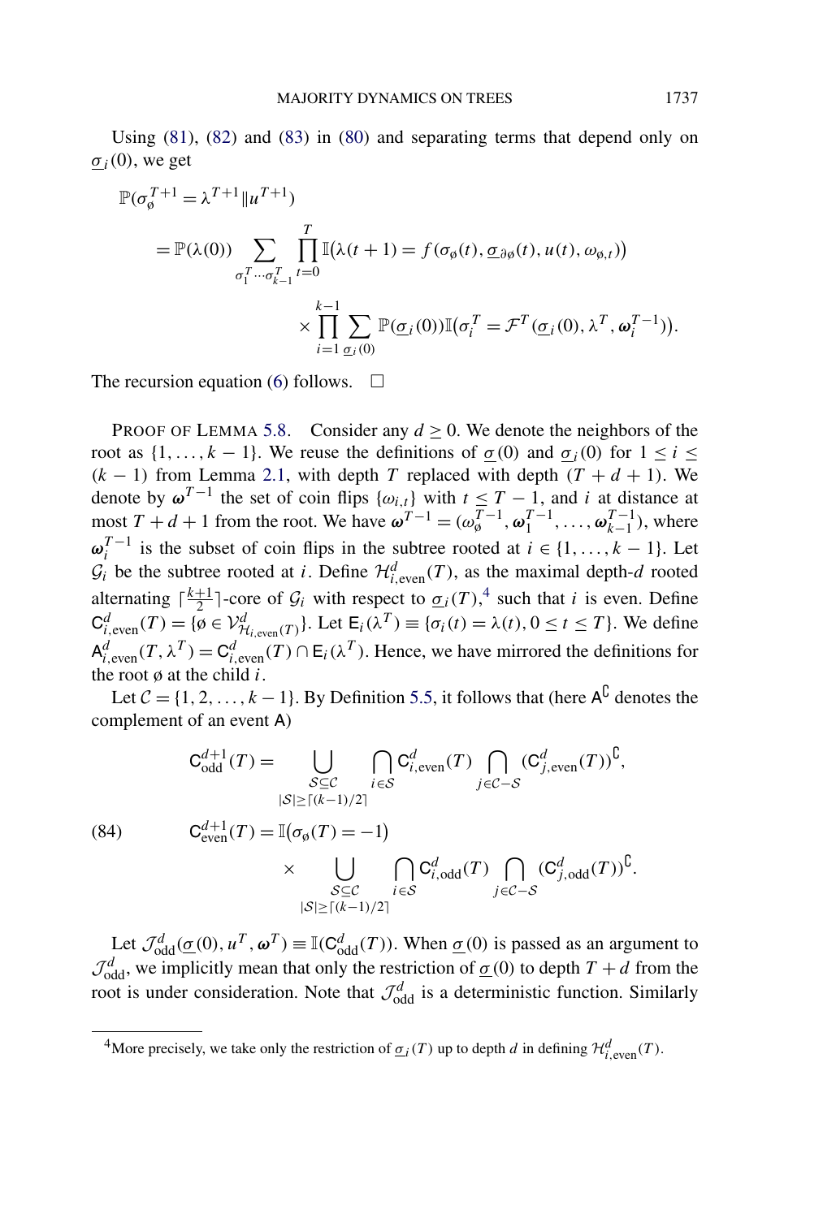Using (81), (82) and (83) in (80) and separating terms that depend only on $\underline{\sigma}_i(0)$, we get

$$
\begin{aligned}
\mathbb{P}(\sigma_\emptyset^{T+1} = \lambda^{T+1} \| u^{T+1}) \\
&= \mathbb{P}(\lambda(0)) \sum_{\sigma_1^T \cdots \sigma_{k-1}^T} \prod_{t=0}^{T} \mathbb{I}\big(\lambda(t+1) = f(\sigma_\emptyset(t), \underline{\sigma}_{\partial\emptyset}(t), u(t), \omega_{\emptyset,t})\big) \\
&\quad \times \prod_{i=1}^{k-1} \sum_{\underline{\sigma}_i(0)} \mathbb{P}(\underline{\sigma}_i(0)) \mathbb{I}\big(\sigma_i^T = \mathcal{F}^T(\underline{\sigma}_i(0), \lambda^T, \boldsymbol{\omega}_i^{T-1})\big).
\end{aligned}
$$

The recursion equation (6) follows. $\square$

PROOF OF LEMMA 5.8. Consider any $d \geq 0$. We denote the neighbors of the root as $\{1, \ldots, k-1\}$. We reuse the definitions of $\underline{\sigma}(0)$ and $\underline{\sigma}_i(0)$ for $1 \leq i \leq (k-1)$ from Lemma 2.1, with depth $T$ replaced with depth $(T + d + 1)$. We denote by $\boldsymbol{\omega}^{T-1}$ the set of coin flips $\{\omega_{i,t}\}$ with $t \leq T-1$, and $i$ at distance at most $T + d + 1$ from the root. We have $\boldsymbol{\omega}^{T-1} = (\omega_\emptyset^{T-1}, \boldsymbol{\omega}_1^{T-1}, \ldots, \boldsymbol{\omega}_{k-1}^{T-1})$, where $\boldsymbol{\omega}_i^{T-1}$ is the subset of coin flips in the subtree rooted at $i \in \{1, \ldots, k-1\}$. Let $\mathcal{G}_i$ be the subtree rooted at $i$. Define $\mathcal{H}^d_{i,\text{even}}(T)$, as the maximal depth-$d$ rooted alternating $\lceil \frac{k+1}{2} \rceil$-core of $\mathcal{G}_i$ with respect to $\underline{\sigma}_i(T)$,[4] such that $i$ is even. Define $\mathsf{C}^d_{i,\text{even}}(T) = \{\emptyset \in \mathcal{V}^d_{\mathcal{H}_{i,\text{even}}(T)}\}$. Let $\mathsf{E}_i(\lambda^T) \equiv \{\sigma_i(t) = \lambda(t), 0 \leq t \leq T\}$. We define $\mathsf{A}^d_{i,\text{even}}(T, \lambda^T) = \mathsf{C}^d_{i,\text{even}}(T) \cap \mathsf{E}_i(\lambda^T)$. Hence, we have mirrored the definitions for the root $\emptyset$ at the child $i$.

Let $\mathcal{C} = \{1, 2, \ldots, k-1\}$. By Definition 5.5, it follows that (here $\mathsf{A}^\complement$ denotes the complement of an event $\mathsf{A}$)

$$
\begin{aligned}
\mathsf{C}^{d+1}_{\text{odd}}(T) &= \bigcup_{\substack{\mathcal{S} \subseteq \mathcal{C} \\ |\mathcal{S}| \geq \lceil (k-1)/2 \rceil}} \bigcap_{i \in \mathcal{S}} \mathsf{C}^d_{i,\text{even}}(T) \bigcap_{j \in \mathcal{C} - \mathcal{S}} \big(\mathsf{C}^d_{j,\text{even}}(T)\big)^\complement, \\
\mathsf{C}^{d+1}_{\text{even}}(T) &= \mathbb{I}\big(\sigma_\emptyset(T) = -1\big) \\
&\quad \times \bigcup_{\substack{\mathcal{S} \subseteq \mathcal{C} \\ |\mathcal{S}| \geq \lceil (k-1)/2 \rceil}} \bigcap_{i \in \mathcal{S}} \mathsf{C}^d_{i,\text{odd}}(T) \bigcap_{j \in \mathcal{C} - \mathcal{S}} \big(\mathsf{C}^d_{j,\text{odd}}(T)\big)^\complement.
\end{aligned} \tag{84}
$$

Let $\mathcal{J}^d_{\text{odd}}(\underline{\sigma}(0), u^T, \boldsymbol{\omega}^T) \equiv \mathbb{I}(\mathsf{C}^d_{\text{odd}}(T))$. When $\underline{\sigma}(0)$ is passed as an argument to $\mathcal{J}^d_{\text{odd}}$, we implicitly mean that only the restriction of $\underline{\sigma}(0)$ to depth $T + d$ from the root is under consideration. Note that $\mathcal{J}^d_{\text{odd}}$ is a deterministic function. Similarly

[4] More precisely, we take only the restriction of $\underline{\sigma}_i(T)$ up to depth $d$ in defining $\mathcal{H}^d_{i,\text{even}}(T)$.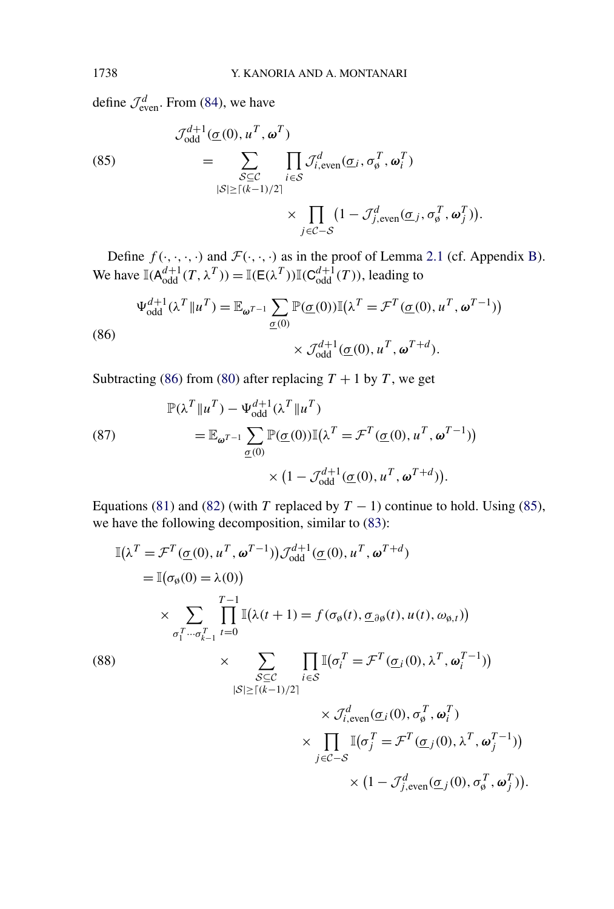define $\mathcal{J}^d_{\text{even}}$. From (84), we have

$$\mathcal{J}^{d+1}_{\text{odd}}(\underline{\sigma}(0), u^T, \boldsymbol{\omega}^T) = \sum_{\substack{\mathcal{S}\subseteq\mathcal{C} \\ |\mathcal{S}|\geq\lceil(k-1)/2\rceil}} \prod_{i\in\mathcal{S}} \mathcal{J}^d_{i,\text{even}}(\underline{\sigma}_i, \sigma^T_\varnothing, \boldsymbol{\omega}^T_i) \times \prod_{j\in\mathcal{C}-\mathcal{S}} \big(1 - \mathcal{J}^d_{j,\text{even}}(\underline{\sigma}_j, \sigma^T_\varnothing, \boldsymbol{\omega}^T_j)\big). \tag{85}$$

Define $f(\cdot,\cdot,\cdot,\cdot)$ and $\mathcal{F}(\cdot,\cdot,\cdot)$ as in the proof of Lemma 2.1 (cf. Appendix B). We have $\mathbb{I}(\mathsf{A}^{d+1}_{\text{odd}}(T,\lambda^T)) = \mathbb{I}(\mathsf{E}(\lambda^T))\mathbb{I}(\mathsf{C}^{d+1}_{\text{odd}}(T))$, leading to

$$\Psi^{d+1}_{\text{odd}}(\lambda^T \| u^T) = \mathbb{E}_{\boldsymbol{\omega}^{T-1}} \sum_{\underline{\sigma}(0)} \mathbb{P}(\underline{\sigma}(0)) \mathbb{I}\big(\lambda^T = \mathcal{F}^T(\underline{\sigma}(0), u^T, \boldsymbol{\omega}^{T-1})\big) \times \mathcal{J}^{d+1}_{\text{odd}}(\underline{\sigma}(0), u^T, \boldsymbol{\omega}^{T+d}). \tag{86}$$

Subtracting (86) from (80) after replacing $T+1$ by $T$, we get

$$\mathbb{P}(\lambda^T \| u^T) - \Psi^{d+1}_{\text{odd}}(\lambda^T \| u^T) = \mathbb{E}_{\boldsymbol{\omega}^{T-1}} \sum_{\underline{\sigma}(0)} \mathbb{P}(\underline{\sigma}(0)) \mathbb{I}\big(\lambda^T = \mathcal{F}^T(\underline{\sigma}(0), u^T, \boldsymbol{\omega}^{T-1})\big) \times \big(1 - \mathcal{J}^{d+1}_{\text{odd}}(\underline{\sigma}(0), u^T, \boldsymbol{\omega}^{T+d})\big). \tag{87}$$

Equations (81) and (82) (with $T$ replaced by $T-1$) continue to hold. Using (85), we have the following decomposition, similar to (83):

$$\begin{aligned}
&\mathbb{I}\big(\lambda^T = \mathcal{F}^T(\underline{\sigma}(0), u^T, \boldsymbol{\omega}^{T-1})\big)\mathcal{J}^{d+1}_{\text{odd}}(\underline{\sigma}(0), u^T, \boldsymbol{\omega}^{T+d}) \\
&\quad = \mathbb{I}\big(\sigma_\varnothing(0) = \lambda(0)\big) \\
&\qquad \times \sum_{\sigma^T_1 \cdots \sigma^T_{k-1}} \prod_{t=0}^{T-1} \mathbb{I}\big(\lambda(t+1) = f(\sigma_\varnothing(t), \underline{\sigma}_{\partial\varnothing}(t), u(t), \omega_{\varnothing,t})\big) \\
&\qquad \times \sum_{\substack{\mathcal{S}\subseteq\mathcal{C} \\ |\mathcal{S}|\geq\lceil(k-1)/2\rceil}} \prod_{i\in\mathcal{S}} \mathbb{I}\big(\sigma^T_i = \mathcal{F}^T(\underline{\sigma}_i(0), \lambda^T, \boldsymbol{\omega}^{T-1}_i)\big) \\
&\qquad\qquad \times \mathcal{J}^d_{i,\text{even}}(\underline{\sigma}_i(0), \sigma^T_\varnothing, \boldsymbol{\omega}^T_i) \\
&\qquad\qquad \times \prod_{j\in\mathcal{C}-\mathcal{S}} \mathbb{I}\big(\sigma^T_j = \mathcal{F}^T(\underline{\sigma}_j(0), \lambda^T, \boldsymbol{\omega}^{T-1}_j)\big) \\
&\qquad\qquad\qquad \times \big(1 - \mathcal{J}^d_{j,\text{even}}(\underline{\sigma}_j(0), \sigma^T_\varnothing, \boldsymbol{\omega}^T_j)\big).
\end{aligned} \tag{88}$$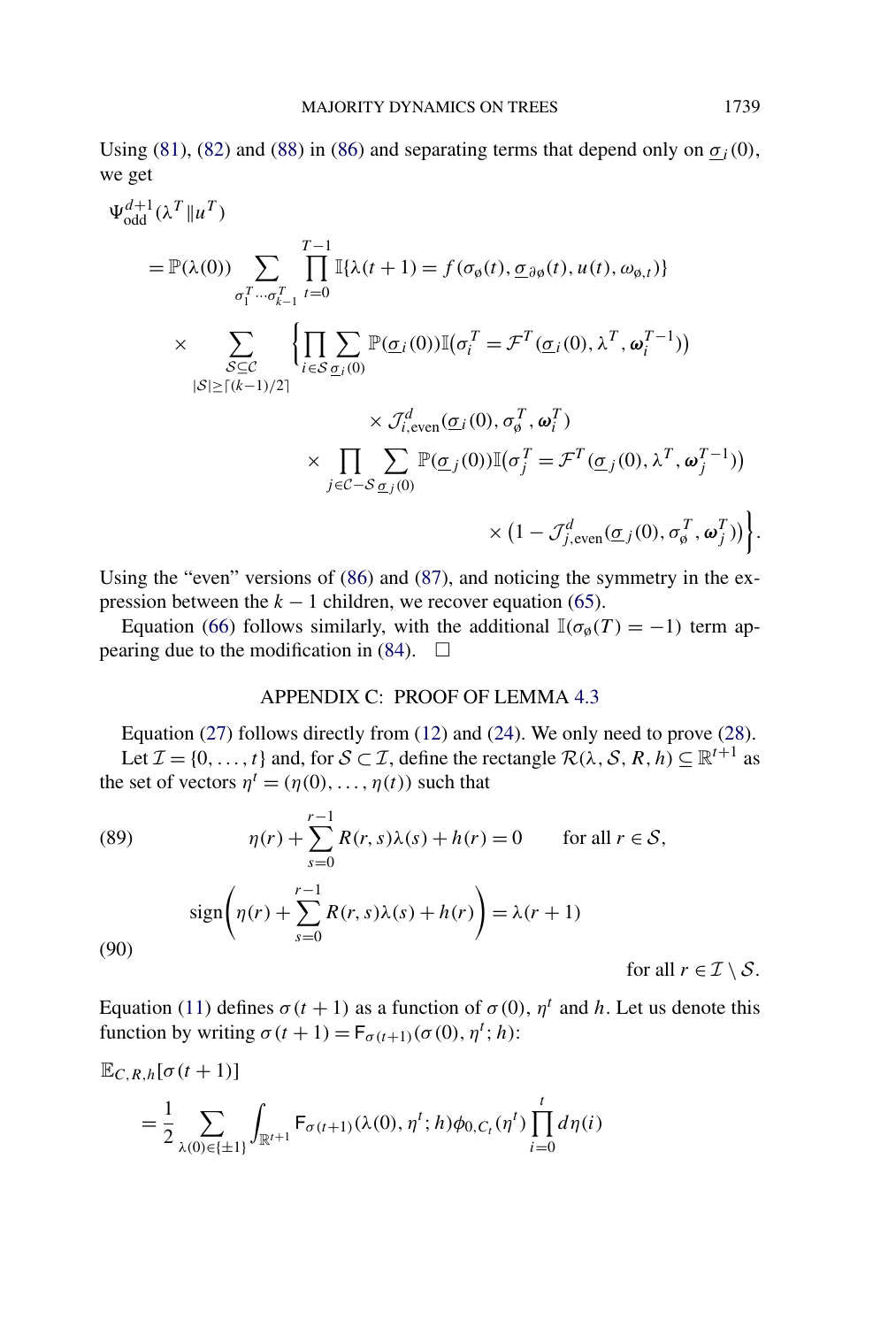Using (81), (82) and (88) in (86) and separating terms that depend only on $\underline{\sigma}_i(0)$, we get

$$
\begin{aligned}
&\Psi_{\text{odd}}^{d+1}(\lambda^T \| u^T) \\
&= \mathbb{P}(\lambda(0)) \sum_{\sigma_1^T \cdots \sigma_{k-1}^T} \prod_{t=0}^{T-1} \mathbb{I}\{\lambda(t+1) = f(\sigma_\emptyset(t), \underline{\sigma}_{\partial\emptyset}(t), u(t), \omega_{\emptyset,t})\} \\
&\quad \times \sum_{\substack{\mathcal{S} \subseteq \mathcal{C} \\ |\mathcal{S}| \geq \lceil (k-1)/2 \rceil}} \Bigg\{ \prod_{i \in \mathcal{S}} \sum_{\underline{\sigma}_i(0)} \mathbb{P}(\underline{\sigma}_i(0)) \mathbb{I}\big(\sigma_i^T = \mathcal{F}^T(\underline{\sigma}_i(0), \lambda^T, \boldsymbol{\omega}_i^{T-1})\big) \\
&\qquad\qquad \times \mathcal{J}_{i,\text{even}}^d(\underline{\sigma}_i(0), \sigma_\emptyset^T, \boldsymbol{\omega}_i^T) \\
&\qquad\quad \times \prod_{j \in \mathcal{C} - \mathcal{S}} \sum_{\underline{\sigma}_j(0)} \mathbb{P}(\underline{\sigma}_j(0)) \mathbb{I}\big(\sigma_j^T = \mathcal{F}^T(\underline{\sigma}_j(0), \lambda^T, \boldsymbol{\omega}_j^{T-1})\big) \\
&\qquad\qquad \times \big(1 - \mathcal{J}_{j,\text{even}}^d(\underline{\sigma}_j(0), \sigma_\emptyset^T, \boldsymbol{\omega}_j^T)\big) \Bigg\}.
\end{aligned}
$$

Using the "even" versions of (86) and (87), and noticing the symmetry in the expression between the $k-1$ children, we recover equation (65).

Equation (66) follows similarly, with the additional $\mathbb{I}(\sigma_\emptyset(T) = -1)$ term appearing due to the modification in (84). $\square$

## APPENDIX C: PROOF OF LEMMA 4.3

Equation (27) follows directly from (12) and (24). We only need to prove (28).

Let $\mathcal{I} = \{0, \ldots, t\}$ and, for $\mathcal{S} \subset \mathcal{I}$, define the rectangle $\mathcal{R}(\lambda, \mathcal{S}, R, h) \subseteq \mathbb{R}^{t+1}$ as the set of vectors $\eta^t = (\eta(0), \ldots, \eta(t))$ such that

$$
\eta(r) + \sum_{s=0}^{r-1} R(r,s)\lambda(s) + h(r) = 0 \qquad \text{for all } r \in \mathcal{S}, \tag{89}
$$

$$
\operatorname{sign}\left(\eta(r) + \sum_{s=0}^{r-1} R(r,s)\lambda(s) + h(r)\right) = \lambda(r+1) \qquad \text{for all } r \in \mathcal{I} \setminus \mathcal{S}. \tag{90}
$$

Equation (11) defines $\sigma(t+1)$ as a function of $\sigma(0)$, $\eta^t$ and $h$. Let us denote this function by writing $\sigma(t+1) = \mathsf{F}_{\sigma(t+1)}(\sigma(0), \eta^t; h)$:

$$
\begin{aligned}
&\mathbb{E}_{C,R,h}[\sigma(t+1)] \\
&\quad = \frac{1}{2} \sum_{\lambda(0) \in \{\pm 1\}} \int_{\mathbb{R}^{t+1}} \mathsf{F}_{\sigma(t+1)}(\lambda(0), \eta^t; h) \phi_{0,C_t}(\eta^t) \prod_{i=0}^{t} d\eta(i)
\end{aligned}
$$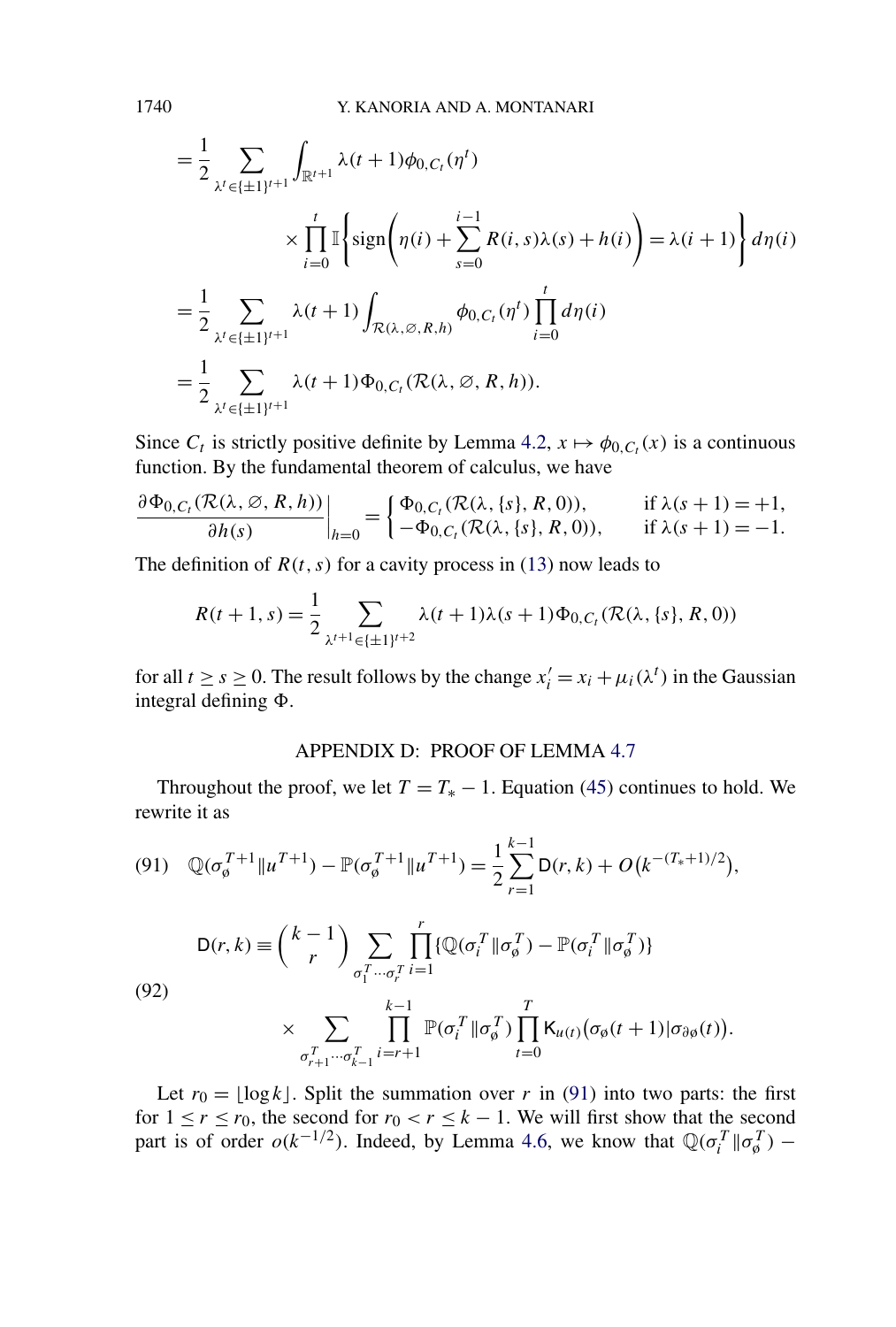$$
\begin{aligned}
&= \frac{1}{2} \sum_{\lambda^t \in \{\pm 1\}^{t+1}} \int_{\mathbb{R}^{t+1}} \lambda(t+1) \phi_{0,C_t}(\eta^t) \\
&\qquad \times \prod_{i=0}^{t} \mathbb{I}\left\{ \operatorname{sign}\left( \eta(i) + \sum_{s=0}^{i-1} R(i,s)\lambda(s) + h(i) \right) = \lambda(i+1) \right\} d\eta(i) \\
&= \frac{1}{2} \sum_{\lambda^t \in \{\pm 1\}^{t+1}} \lambda(t+1) \int_{\mathcal{R}(\lambda, \varnothing, R, h)} \phi_{0,C_t}(\eta^t) \prod_{i=0}^{t} d\eta(i) \\
&= \frac{1}{2} \sum_{\lambda^t \in \{\pm 1\}^{t+1}} \lambda(t+1) \Phi_{0,C_t}(\mathcal{R}(\lambda, \varnothing, R, h)).
\end{aligned}
$$

Since $C_t$ is strictly positive definite by Lemma 4.2, $x \mapsto \phi_{0,C_t}(x)$ is a continuous function. By the fundamental theorem of calculus, we have

$$
\left. \frac{\partial \Phi_{0,C_t}(\mathcal{R}(\lambda, \varnothing, R, h))}{\partial h(s)} \right|_{h=0} = \begin{cases} \Phi_{0,C_t}(\mathcal{R}(\lambda, \{s\}, R, 0)), & \text{if } \lambda(s+1) = +1, \\ -\Phi_{0,C_t}(\mathcal{R}(\lambda, \{s\}, R, 0)), & \text{if } \lambda(s+1) = -1. \end{cases}
$$

The definition of $R(t,s)$ for a cavity process in (13) now leads to

$$
R(t+1, s) = \frac{1}{2} \sum_{\lambda^{t+1} \in \{\pm 1\}^{t+2}} \lambda(t+1)\lambda(s+1) \Phi_{0,C_t}(\mathcal{R}(\lambda, \{s\}, R, 0))
$$

for all $t \geq s \geq 0$. The result follows by the change $x_i' = x_i + \mu_i(\lambda^t)$ in the Gaussian integral defining $\Phi$.

## APPENDIX D: PROOF OF LEMMA 4.7

Throughout the proof, we let $T = T_* - 1$. Equation (45) continues to hold. We rewrite it as

$$
\mathbb{Q}(\sigma_\varnothing^{T+1} \| u^{T+1}) - \mathbb{P}(\sigma_\varnothing^{T+1} \| u^{T+1}) = \frac{1}{2} \sum_{r=1}^{k-1} \mathsf{D}(r,k) + O\big(k^{-(T_*+1)/2}\big), \tag{91}
$$

$$
\begin{aligned}
\mathsf{D}(r,k) \equiv \binom{k-1}{r} &\sum_{\sigma_1^T \cdots \sigma_r^T} \prod_{i=1}^{r} \{\mathbb{Q}(\sigma_i^T \| \sigma_\varnothing^T) - \mathbb{P}(\sigma_i^T \| \sigma_\varnothing^T)\} \\
&\times \sum_{\sigma_{r+1}^T \cdots \sigma_{k-1}^T} \prod_{i=r+1}^{k-1} \mathbb{P}(\sigma_i^T \| \sigma_\varnothing^T) \prod_{t=0}^{T} \mathsf{K}_{u(t)}\big(\sigma_\varnothing(t+1) | \sigma_{\partial\varnothing}(t)\big).
\end{aligned} \tag{92}
$$

Let $r_0 = \lfloor \log k \rfloor$. Split the summation over $r$ in (91) into two parts: the first for $1 \leq r \leq r_0$, the second for $r_0 < r \leq k-1$. We will first show that the second part is of order $o(k^{-1/2})$. Indeed, by Lemma 4.6, we know that $\mathbb{Q}(\sigma_i^T \| \sigma_\varnothing^T) -$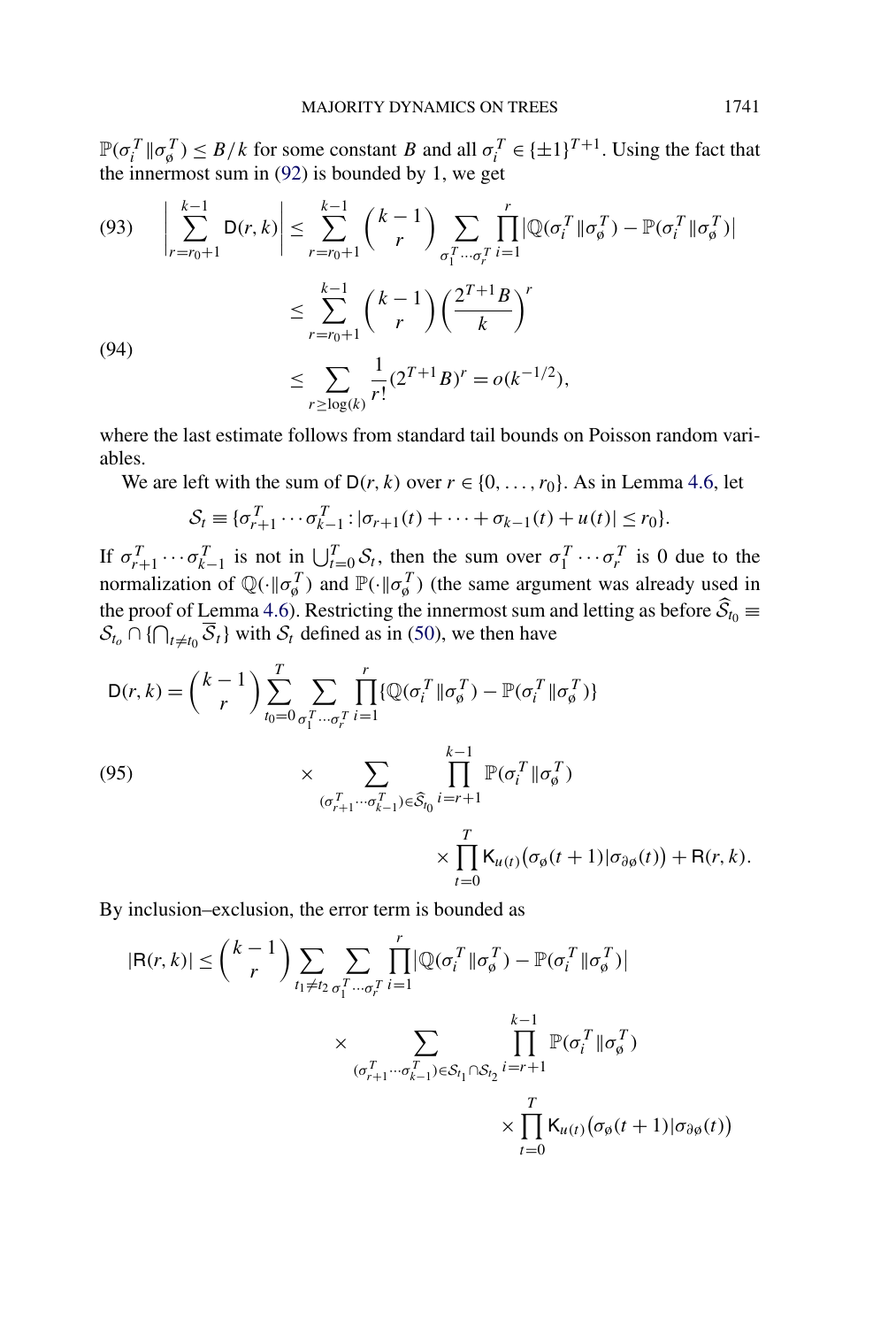$\mathbb{P}(\sigma_i^T \| \sigma_\varnothing^T) \le B/k$ for some constant $B$ and all $\sigma_i^T \in \{\pm 1\}^{T+1}$. Using the fact that the innermost sum in (92) is bounded by 1, we get

$$
\left| \sum_{r=r_0+1}^{k-1} \mathsf{D}(r,k) \right| \le \sum_{r=r_0+1}^{k-1} \binom{k-1}{r} \sum_{\sigma_1^T \cdots \sigma_r^T} \prod_{i=1}^{r} \left| \mathbb{Q}(\sigma_i^T \| \sigma_\varnothing^T) - \mathbb{P}(\sigma_i^T \| \sigma_\varnothing^T) \right| \tag{93}
$$

$$
\begin{aligned}
&\le \sum_{r=r_0+1}^{k-1} \binom{k-1}{r} \left( \frac{2^{T+1} B}{k} \right)^r \\
&\le \sum_{r \ge \log(k)} \frac{1}{r!} (2^{T+1} B)^r = o(k^{-1/2}),
\end{aligned} \tag{94}
$$

where the last estimate follows from standard tail bounds on Poisson random variables.

We are left with the sum of $\mathsf{D}(r,k)$ over $r \in \{0, \dots, r_0\}$. As in Lemma 4.6, let

$$
\mathcal{S}_t \equiv \{ \sigma_{r+1}^T \cdots \sigma_{k-1}^T : |\sigma_{r+1}(t) + \cdots + \sigma_{k-1}(t) + u(t)| \le r_0 \}.
$$

If $\sigma_{r+1}^T \cdots \sigma_{k-1}^T$ is not in $\bigcup_{t=0}^T \mathcal{S}_t$, then the sum over $\sigma_1^T \cdots \sigma_r^T$ is 0 due to the normalization of $\mathbb{Q}(\cdot \| \sigma_\varnothing^T)$ and $\mathbb{P}(\cdot \| \sigma_\varnothing^T)$ (the same argument was already used in the proof of Lemma 4.6). Restricting the innermost sum and letting as before $\widehat{\mathcal{S}}_{t_0} \equiv \mathcal{S}_{t_o} \cap \{ \bigcap_{t \ne t_0} \overline{\mathcal{S}}_t \}$ with $\mathcal{S}_t$ defined as in (50), we then have

$$
\begin{aligned}
\mathsf{D}(r,k) = \binom{k-1}{r} \sum_{t_0=0}^{T} \sum_{\sigma_1^T \cdots \sigma_r^T} \prod_{i=1}^{r} &\{ \mathbb{Q}(\sigma_i^T \| \sigma_\varnothing^T) - \mathbb{P}(\sigma_i^T \| \sigma_\varnothing^T) \} \\
&\times \sum_{(\sigma_{r+1}^T \cdots \sigma_{k-1}^T) \in \widehat{\mathcal{S}}_{t_0}} \prod_{i=r+1}^{k-1} \mathbb{P}(\sigma_i^T \| \sigma_\varnothing^T) \\
&\times \prod_{t=0}^{T} \mathsf{K}_{u(t)}\big(\sigma_\varnothing(t+1) | \sigma_{\partial\varnothing}(t)\big) + \mathsf{R}(r,k).
\end{aligned} \tag{95}
$$

By inclusion–exclusion, the error term is bounded as

$$
\begin{aligned}
|\mathsf{R}(r,k)| \le \binom{k-1}{r} \sum_{t_1 \ne t_2} \sum_{\sigma_1^T \cdots \sigma_r^T} \prod_{i=1}^{r} &\left| \mathbb{Q}(\sigma_i^T \| \sigma_\varnothing^T) - \mathbb{P}(\sigma_i^T \| \sigma_\varnothing^T) \right| \\
&\times \sum_{(\sigma_{r+1}^T \cdots \sigma_{k-1}^T) \in \mathcal{S}_{t_1} \cap \mathcal{S}_{t_2}} \prod_{i=r+1}^{k-1} \mathbb{P}(\sigma_i^T \| \sigma_\varnothing^T) \\
&\times \prod_{t=0}^{T} \mathsf{K}_{u(t)}\big(\sigma_\varnothing(t+1) | \sigma_{\partial\varnothing}(t)\big)
\end{aligned}
$$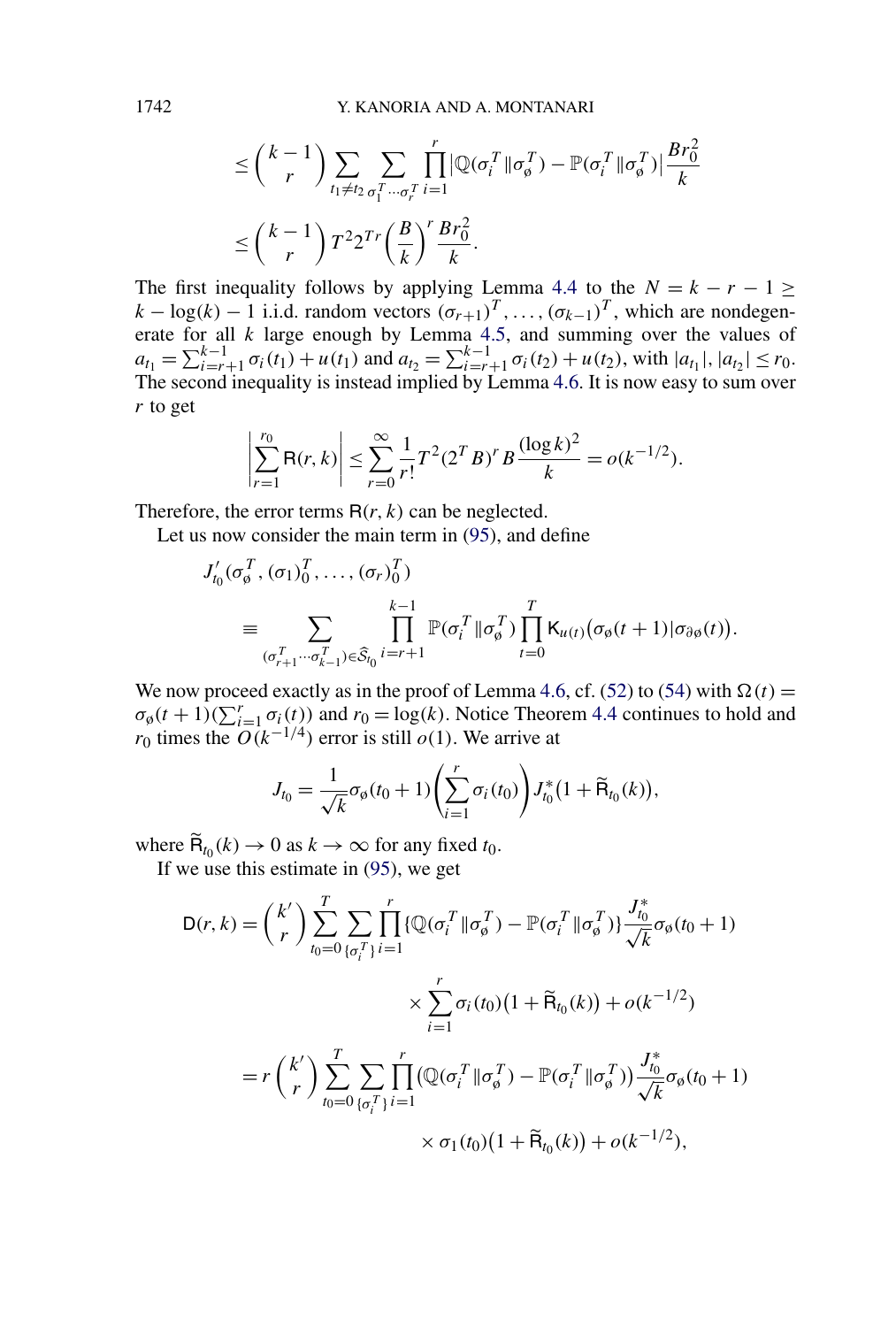$$\leq \binom{k-1}{r} \sum_{t_1 \neq t_2} \sum_{\sigma_1^T \cdots \sigma_r^T} \prod_{i=1}^{r} \left| \mathbb{Q}(\sigma_i^T \| \sigma_\varnothing^T) - \mathbb{P}(\sigma_i^T \| \sigma_\varnothing^T) \right| \frac{B r_0^2}{k}$$

$$\leq \binom{k-1}{r} T^2 2^{Tr} \left(\frac{B}{k}\right)^r \frac{B r_0^2}{k}.$$

The first inequality follows by applying Lemma 4.4 to the $N = k - r - 1 \geq k - \log(k) - 1$ i.i.d. random vectors $(\sigma_{r+1})^T, \dots, (\sigma_{k-1})^T$, which are nondegenerate for all $k$ large enough by Lemma 4.5, and summing over the values of $a_{t_1} = \sum_{i=r+1}^{k-1} \sigma_i(t_1) + u(t_1)$ and $a_{t_2} = \sum_{i=r+1}^{k-1} \sigma_i(t_2) + u(t_2)$, with $|a_{t_1}|, |a_{t_2}| \leq r_0$. The second inequality is instead implied by Lemma 4.6. It is now easy to sum over $r$ to get

$$\left| \sum_{r=1}^{r_0} \mathsf{R}(r,k) \right| \leq \sum_{r=0}^{\infty} \frac{1}{r!} T^2 (2^T B)^r B \frac{(\log k)^2}{k} = o(k^{-1/2}).$$

Therefore, the error terms $\mathsf{R}(r,k)$ can be neglected.

Let us now consider the main term in (95), and define

$$J'_{t_0}(\sigma_\varnothing^T, (\sigma_1)_0^T, \dots, (\sigma_r)_0^T)$$
$$\equiv \sum_{(\sigma_{r+1}^T \cdots \sigma_{k-1}^T) \in \widehat{\mathcal{S}}_{t_0}} \prod_{i=r+1}^{k-1} \mathbb{P}(\sigma_i^T \| \sigma_\varnothing^T) \prod_{t=0}^{T} \mathsf{K}_{u(t)}\big(\sigma_\varnothing(t+1) | \sigma_{\partial\varnothing}(t)\big).$$

We now proceed exactly as in the proof of Lemma 4.6, cf. (52) to (54) with $\Omega(t) = \sigma_\varnothing(t+1)(\sum_{i=1}^r \sigma_i(t))$ and $r_0 = \log(k)$. Notice Theorem 4.4 continues to hold and $r_0$ times the $O(k^{-1/4})$ error is still $o(1)$. We arrive at

$$J_{t_0} = \frac{1}{\sqrt{k}} \sigma_\varnothing(t_0+1) \left( \sum_{i=1}^{r} \sigma_i(t_0) \right) J^*_{t_0} \big(1 + \widetilde{\mathsf{R}}_{t_0}(k)\big),$$

where $\widetilde{\mathsf{R}}_{t_0}(k) \to 0$ as $k \to \infty$ for any fixed $t_0$.

If we use this estimate in (95), we get

$$\mathsf{D}(r,k) = \binom{k'}{r} \sum_{t_0=0}^{T} \sum_{\{\sigma_i^T\}} \prod_{i=1}^{r} \{\mathbb{Q}(\sigma_i^T \| \sigma_\varnothing^T) - \mathbb{P}(\sigma_i^T \| \sigma_\varnothing^T)\} \frac{J^*_{t_0}}{\sqrt{k}} \sigma_\varnothing(t_0+1)$$
$$\times \sum_{i=1}^{r} \sigma_i(t_0) \big(1 + \widetilde{\mathsf{R}}_{t_0}(k)\big) + o(k^{-1/2})$$
$$= r \binom{k'}{r} \sum_{t_0=0}^{T} \sum_{\{\sigma_i^T\}} \prod_{i=1}^{r} \big(\mathbb{Q}(\sigma_i^T \| \sigma_\varnothing^T) - \mathbb{P}(\sigma_i^T \| \sigma_\varnothing^T)\big) \frac{J^*_{t_0}}{\sqrt{k}} \sigma_\varnothing(t_0+1)$$
$$\times \sigma_1(t_0) \big(1 + \widetilde{\mathsf{R}}_{t_0}(k)\big) + o(k^{-1/2}),$$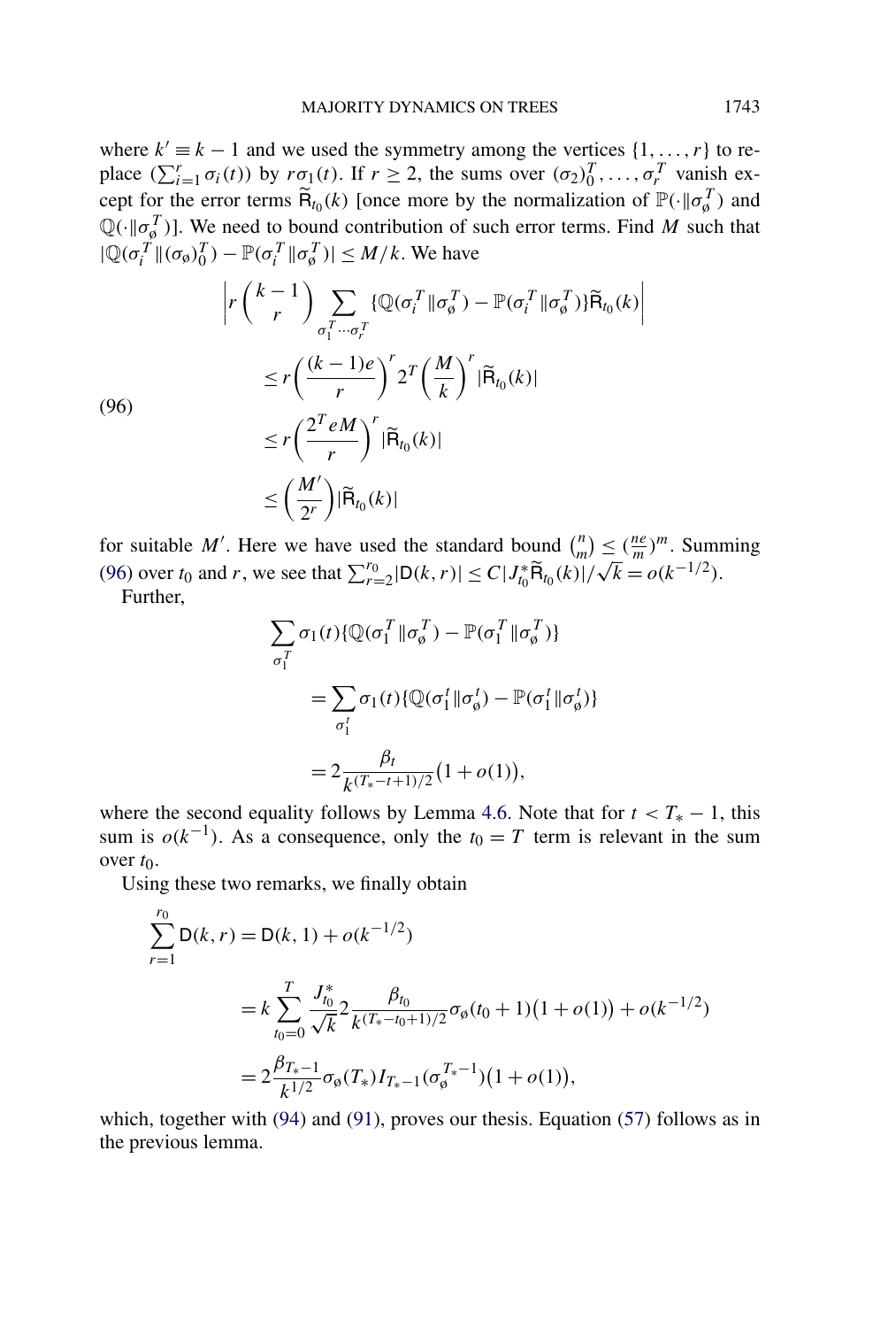where $k' \equiv k - 1$ and we used the symmetry among the vertices $\{1, \dots, r\}$ to replace $(\sum_{i=1}^{r} \sigma_i(t))$ by $r\sigma_1(t)$. If $r \geq 2$, the sums over $(\sigma_2)_0^T, \dots, \sigma_r^T$ vanish except for the error terms $\widetilde{\mathsf{R}}_{t_0}(k)$ [once more by the normalization of $\mathbb{P}(\cdot \| \sigma_\varnothing^T)$ and $\mathbb{Q}(\cdot \| \sigma_\varnothing^T)$]. We need to bound contribution of such error terms. Find $M$ such that $|\mathbb{Q}(\sigma_i^T \| (\sigma_\varnothing)_0^T) - \mathbb{P}(\sigma_i^T \| \sigma_\varnothing^T)| \leq M/k$. We have

$$
\begin{aligned}
&\left| r \binom{k-1}{r} \sum_{\sigma_1^T \cdots \sigma_r^T} \{\mathbb{Q}(\sigma_i^T \| \sigma_\varnothing^T) - \mathbb{P}(\sigma_i^T \| \sigma_\varnothing^T)\} \widetilde{\mathsf{R}}_{t_0}(k) \right| \\
&\quad \leq r \left( \frac{(k-1)e}{r} \right)^r 2^T \left( \frac{M}{k} \right)^r |\widetilde{\mathsf{R}}_{t_0}(k)| \\
&\quad \leq r \left( \frac{2^T e M}{r} \right)^r |\widetilde{\mathsf{R}}_{t_0}(k)| \\
&\quad \leq \left( \frac{M'}{2^r} \right) |\widetilde{\mathsf{R}}_{t_0}(k)|
\end{aligned}
\tag{96}
$$

for suitable $M'$. Here we have used the standard bound $\binom{n}{m} \leq (\frac{ne}{m})^m$. Summing (96) over $t_0$ and $r$, we see that $\sum_{r=2}^{r_0} |\mathsf{D}(k, r)| \leq C |J_{t_0}^* \widetilde{\mathsf{R}}_{t_0}(k)| / \sqrt{k} = o(k^{-1/2})$.

Further,

$$
\begin{aligned}
\sum_{\sigma_1^T} &\sigma_1(t) \{\mathbb{Q}(\sigma_1^T \| \sigma_\varnothing^T) - \mathbb{P}(\sigma_1^T \| \sigma_\varnothing^T)\} \\
&= \sum_{\sigma_1^t} \sigma_1(t) \{\mathbb{Q}(\sigma_1^t \| \sigma_\varnothing^t) - \mathbb{P}(\sigma_1^t \| \sigma_\varnothing^t)\} \\
&= 2 \frac{\beta_t}{k^{(T_* - t + 1)/2}} (1 + o(1)),
\end{aligned}
$$

where the second equality follows by Lemma 4.6. Note that for $t < T_* - 1$, this sum is $o(k^{-1})$. As a consequence, only the $t_0 = T$ term is relevant in the sum over $t_0$.

Using these two remarks, we finally obtain

$$
\begin{aligned}
\sum_{r=1}^{r_0} \mathsf{D}(k, r) &= \mathsf{D}(k, 1) + o(k^{-1/2}) \\
&= k \sum_{t_0 = 0}^{T} \frac{J_{t_0}^*}{\sqrt{k}} 2 \frac{\beta_{t_0}}{k^{(T_* - t_0 + 1)/2}} \sigma_\varnothing(t_0 + 1)(1 + o(1)) + o(k^{-1/2}) \\
&= 2 \frac{\beta_{T_* - 1}}{k^{1/2}} \sigma_\varnothing(T_*) I_{T_* - 1}(\sigma_\varnothing^{T_* - 1})(1 + o(1)),
\end{aligned}
$$

which, together with (94) and (91), proves our thesis. Equation (57) follows as in the previous lemma.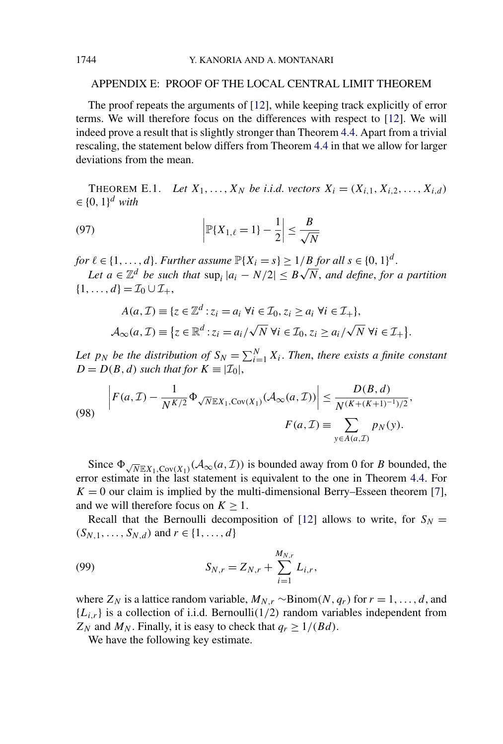## APPENDIX E: PROOF OF THE LOCAL CENTRAL LIMIT THEOREM

The proof repeats the arguments of [12], while keeping track explicitly of error terms. We will therefore focus on the differences with respect to [12]. We will indeed prove a result that is slightly stronger than Theorem 4.4. Apart from a trivial rescaling, the statement below differs from Theorem 4.4 in that we allow for larger deviations from the mean.

THEOREM E.1. *Let $X_1, \dots, X_N$ be i.i.d. vectors $X_i = (X_{i,1}, X_{i,2}, \dots, X_{i,d}) \in \{0,1\}^d$ with*

$$\left|\mathbb{P}\{X_{1,\ell} = 1\} - \frac{1}{2}\right| \le \frac{B}{\sqrt{N}} \tag{97}$$

*for $\ell \in \{1, \dots, d\}$. Further assume $\mathbb{P}\{X_i = s\} \ge 1/B$ for all $s \in \{0,1\}^d$.*

*Let $a \in \mathbb{Z}^d$ be such that $\sup_i |a_i - N/2| \le B\sqrt{N}$, and define, for a partition $\{1, \dots, d\} = \mathcal{I}_0 \cup \mathcal{I}_+$,*

$$A(a, \mathcal{I}) \equiv \{z \in \mathbb{Z}^d : z_i = a_i \ \forall i \in \mathcal{I}_0, z_i \ge a_i \ \forall i \in \mathcal{I}_+\},$$

$$\mathcal{A}_\infty(a, \mathcal{I}) \equiv \{z \in \mathbb{R}^d : z_i = a_i/\sqrt{N} \ \forall i \in \mathcal{I}_0, z_i \ge a_i/\sqrt{N} \ \forall i \in \mathcal{I}_+\}.$$

*Let $p_N$ be the distribution of $S_N = \sum_{i=1}^N X_i$. Then, there exists a finite constant $D = D(B, d)$ such that for $K \equiv |\mathcal{I}_0|$,*

$$\left|F(a, \mathcal{I}) - \frac{1}{N^{K/2}} \Phi_{\sqrt{N}\mathbb{E}X_1, \mathrm{Cov}(X_1)}(\mathcal{A}_\infty(a, \mathcal{I}))\right| \le \frac{D(B,d)}{N^{(K + (K+1)^{-1})/2}},$$
$$F(a, \mathcal{I}) \equiv \sum_{y \in A(a, \mathcal{I})} p_N(y). \tag{98}$$

Since $\Phi_{\sqrt{N}\mathbb{E}X_1, \mathrm{Cov}(X_1)}(\mathcal{A}_\infty(a, \mathcal{I}))$ is bounded away from 0 for $B$ bounded, the error estimate in the last statement is equivalent to the one in Theorem 4.4. For $K = 0$ our claim is implied by the multi-dimensional Berry–Esseen theorem [7], and we will therefore focus on $K \ge 1$.

Recall that the Bernoulli decomposition of [12] allows to write, for $S_N = (S_{N,1}, \dots, S_{N,d})$ and $r \in \{1, \dots, d\}$

$$S_{N,r} = Z_{N,r} + \sum_{i=1}^{M_{N,r}} L_{i,r}, \tag{99}$$

where $Z_N$ is a lattice random variable, $M_{N,r} \sim \mathrm{Binom}(N, q_r)$ for $r = 1, \dots, d$, and $\{L_{i,r}\}$ is a collection of i.i.d. Bernoulli(1/2) random variables independent from $Z_N$ and $M_N$. Finally, it is easy to check that $q_r \ge 1/(Bd)$.

We have the following key estimate.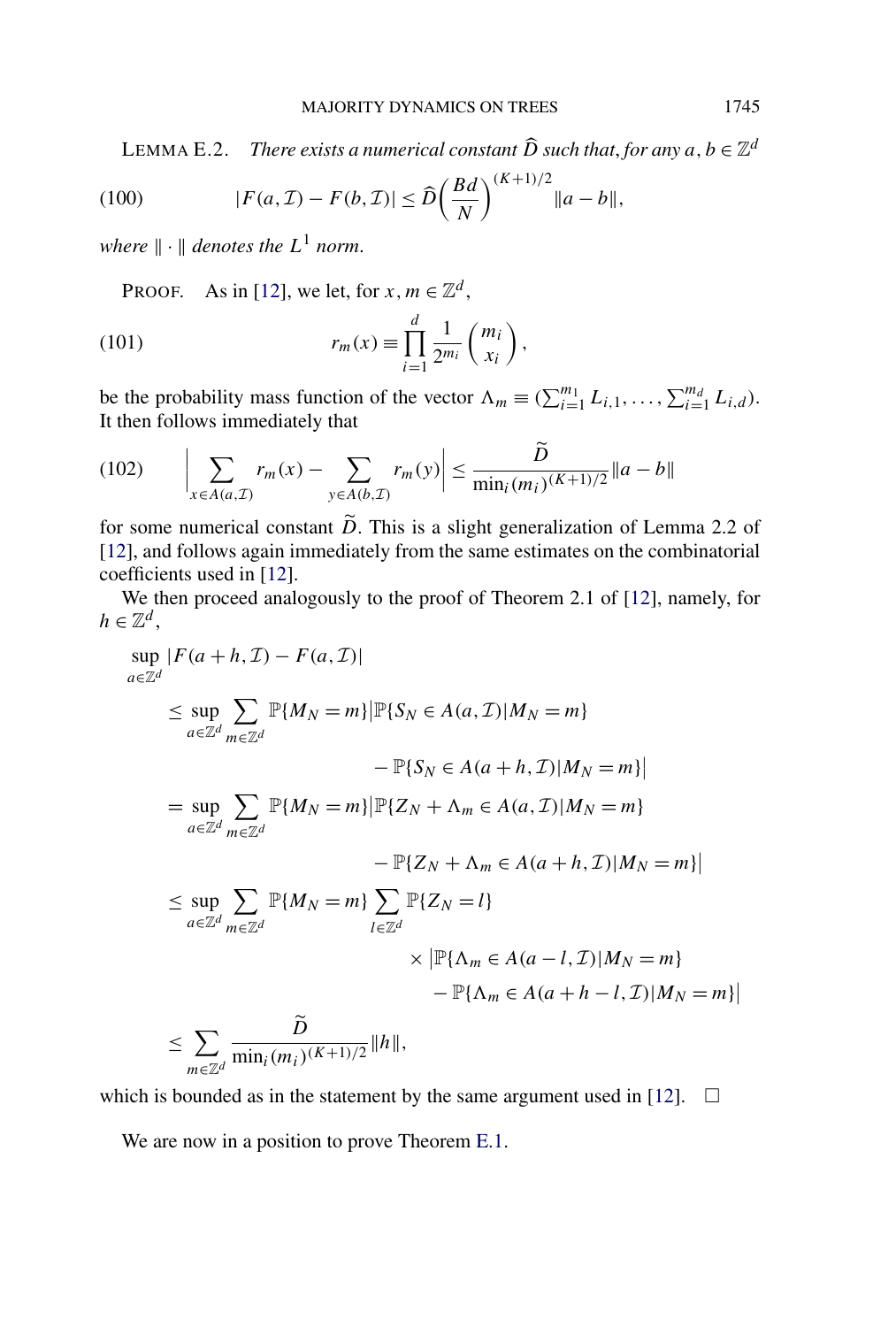LEMMA E.2. *There exists a numerical constant $\widehat{D}$ such that, for any $a, b \in \mathbb{Z}^d$*

$$|F(a,\mathcal{I}) - F(b,\mathcal{I})| \le \widehat{D}\left(\frac{Bd}{N}\right)^{(K+1)/2} \|a-b\|, \tag{100}$$

*where $\|\cdot\|$ denotes the $L^1$ norm.*

PROOF. As in [12], we let, for $x, m \in \mathbb{Z}^d$,

$$r_m(x) \equiv \prod_{i=1}^{d} \frac{1}{2^{m_i}} \binom{m_i}{x_i}, \tag{101}$$

be the probability mass function of the vector $\Lambda_m \equiv (\sum_{i=1}^{m_1} L_{i,1}, \dots, \sum_{i=1}^{m_d} L_{i,d})$. It then follows immediately that

$$\left| \sum_{x \in A(a,\mathcal{I})} r_m(x) - \sum_{y \in A(b,\mathcal{I})} r_m(y) \right| \le \frac{\widetilde{D}}{\min_i (m_i)^{(K+1)/2}} \|a-b\| \tag{102}$$

for some numerical constant $\widetilde{D}$. This is a slight generalization of Lemma 2.2 of [12], and follows again immediately from the same estimates on the combinatorial coefficients used in [12].

We then proceed analogously to the proof of Theorem 2.1 of [12], namely, for $h \in \mathbb{Z}^d$,

$$\begin{aligned}
&\sup_{a \in \mathbb{Z}^d} |F(a+h,\mathcal{I}) - F(a,\mathcal{I})| \\
&\quad \le \sup_{a \in \mathbb{Z}^d} \sum_{m \in \mathbb{Z}^d} \mathbb{P}\{M_N = m\} \big| \mathbb{P}\{S_N \in A(a,\mathcal{I}) | M_N = m\} \\
&\qquad\qquad - \mathbb{P}\{S_N \in A(a+h,\mathcal{I}) | M_N = m\} \big| \\
&\quad = \sup_{a \in \mathbb{Z}^d} \sum_{m \in \mathbb{Z}^d} \mathbb{P}\{M_N = m\} \big| \mathbb{P}\{Z_N + \Lambda_m \in A(a,\mathcal{I}) | M_N = m\} \\
&\qquad\qquad - \mathbb{P}\{Z_N + \Lambda_m \in A(a+h,\mathcal{I}) | M_N = m\} \big| \\
&\quad \le \sup_{a \in \mathbb{Z}^d} \sum_{m \in \mathbb{Z}^d} \mathbb{P}\{M_N = m\} \sum_{l \in \mathbb{Z}^d} \mathbb{P}\{Z_N = l\} \\
&\qquad\qquad \times \big| \mathbb{P}\{\Lambda_m \in A(a-l,\mathcal{I}) | M_N = m\} \\
&\qquad\qquad - \mathbb{P}\{\Lambda_m \in A(a+h-l,\mathcal{I}) | M_N = m\} \big| \\
&\quad \le \sum_{m \in \mathbb{Z}^d} \frac{\widetilde{D}}{\min_i (m_i)^{(K+1)/2}} \|h\|,
\end{aligned}$$

which is bounded as in the statement by the same argument used in [12]. □

We are now in a position to prove Theorem E.1.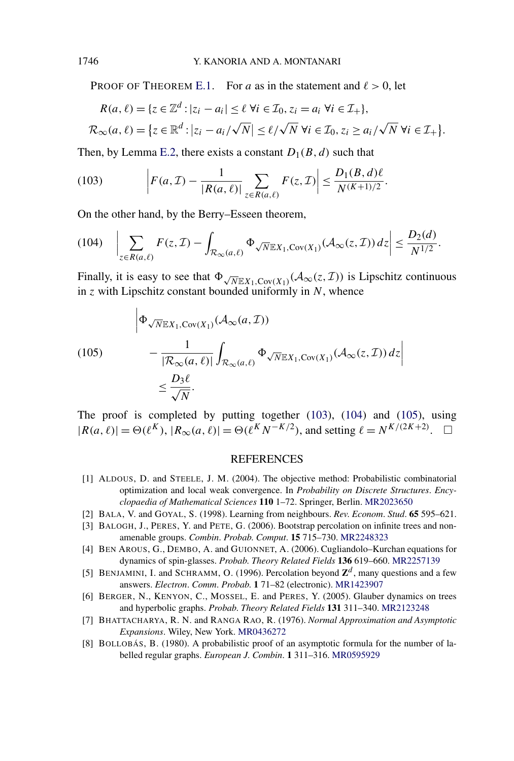PROOF OF THEOREM E.1. For $a$ as in the statement and $\ell > 0$, let

$$R(a, \ell) = \{z \in \mathbb{Z}^d : |z_i - a_i| \le \ell \ \forall i \in \mathcal{I}_0, z_i = a_i \ \forall i \in \mathcal{I}_+\},$$

$$\mathcal{R}_\infty(a, \ell) = \{z \in \mathbb{R}^d : |z_i - a_i/\sqrt{N}| \le \ell/\sqrt{N} \ \forall i \in \mathcal{I}_0, z_i \ge a_i/\sqrt{N} \ \forall i \in \mathcal{I}_+\}.$$

Then, by Lemma E.2, there exists a constant $D_1(B, d)$ such that

$$\left| F(a, \mathcal{I}) - \frac{1}{|R(a, \ell)|} \sum_{z \in R(a, \ell)} F(z, \mathcal{I}) \right| \le \frac{D_1(B, d)\ell}{N^{(K+1)/2}}. \tag{103}$$

On the other hand, by the Berry–Esseen theorem,

$$\left| \sum_{z \in R(a, \ell)} F(z, \mathcal{I}) - \int_{\mathcal{R}_\infty(a, \ell)} \Phi_{\sqrt{N}\mathbb{E}X_1, \mathrm{Cov}(X_1)}(\mathcal{A}_\infty(z, \mathcal{I}))\, dz \right| \le \frac{D_2(d)}{N^{1/2}}. \tag{104}$$

Finally, it is easy to see that $\Phi_{\sqrt{N}\mathbb{E}X_1, \mathrm{Cov}(X_1)}(\mathcal{A}_\infty(z, \mathcal{I}))$ is Lipschitz continuous in $z$ with Lipschitz constant bounded uniformly in $N$, whence

$$\begin{aligned} &\Bigg| \Phi_{\sqrt{N}\mathbb{E}X_1, \mathrm{Cov}(X_1)}(\mathcal{A}_\infty(a, \mathcal{I})) \\ &\quad - \frac{1}{|\mathcal{R}_\infty(a, \ell)|} \int_{\mathcal{R}_\infty(a, \ell)} \Phi_{\sqrt{N}\mathbb{E}X_1, \mathrm{Cov}(X_1)}(\mathcal{A}_\infty(z, \mathcal{I}))\, dz \Bigg| \\ &\quad \le \frac{D_3 \ell}{\sqrt{N}}. \end{aligned} \tag{105}$$

The proof is completed by putting together (103), (104) and (105), using $|R(a, \ell)| = \Theta(\ell^K)$, $|R_\infty(a, \ell)| = \Theta(\ell^K N^{-K/2})$, and setting $\ell = N^{K/(2K+2)}$. $\square$

## REFERENCES

[1] ALDOUS, D. and STEELE, J. M. (2004). The objective method: Probabilistic combinatorial optimization and local weak convergence. In *Probability on Discrete Structures*. *Encyclopaedia of Mathematical Sciences* **110** 1–72. Springer, Berlin. MR2023650

[2] BALA, V. and GOYAL, S. (1998). Learning from neighbours. *Rev. Econom. Stud.* **65** 595–621.

[3] BALOGH, J., PERES, Y. and PETE, G. (2006). Bootstrap percolation on infinite trees and non-amenable groups. *Combin. Probab. Comput.* **15** 715–730. MR2248323

[4] BEN AROUS, G., DEMBO, A. and GUIONNET, A. (2006). Cugliandolo–Kurchan equations for dynamics of spin-glasses. *Probab. Theory Related Fields* **136** 619–660. MR2257139

[5] BENJAMINI, I. and SCHRAMM, O. (1996). Percolation beyond $\mathbf{Z}^d$, many questions and a few answers. *Electron. Comm. Probab.* **1** 71–82 (electronic). MR1423907

[6] BERGER, N., KENYON, C., MOSSEL, E. and PERES, Y. (2005). Glauber dynamics on trees and hyperbolic graphs. *Probab. Theory Related Fields* **131** 311–340. MR2123248

[7] BHATTACHARYA, R. N. and RANGA RAO, R. (1976). *Normal Approximation and Asymptotic Expansions*. Wiley, New York. MR0436272

[8] BOLLOBÁS, B. (1980). A probabilistic proof of an asymptotic formula for the number of labelled regular graphs. *European J. Combin.* **1** 311–316. MR0595929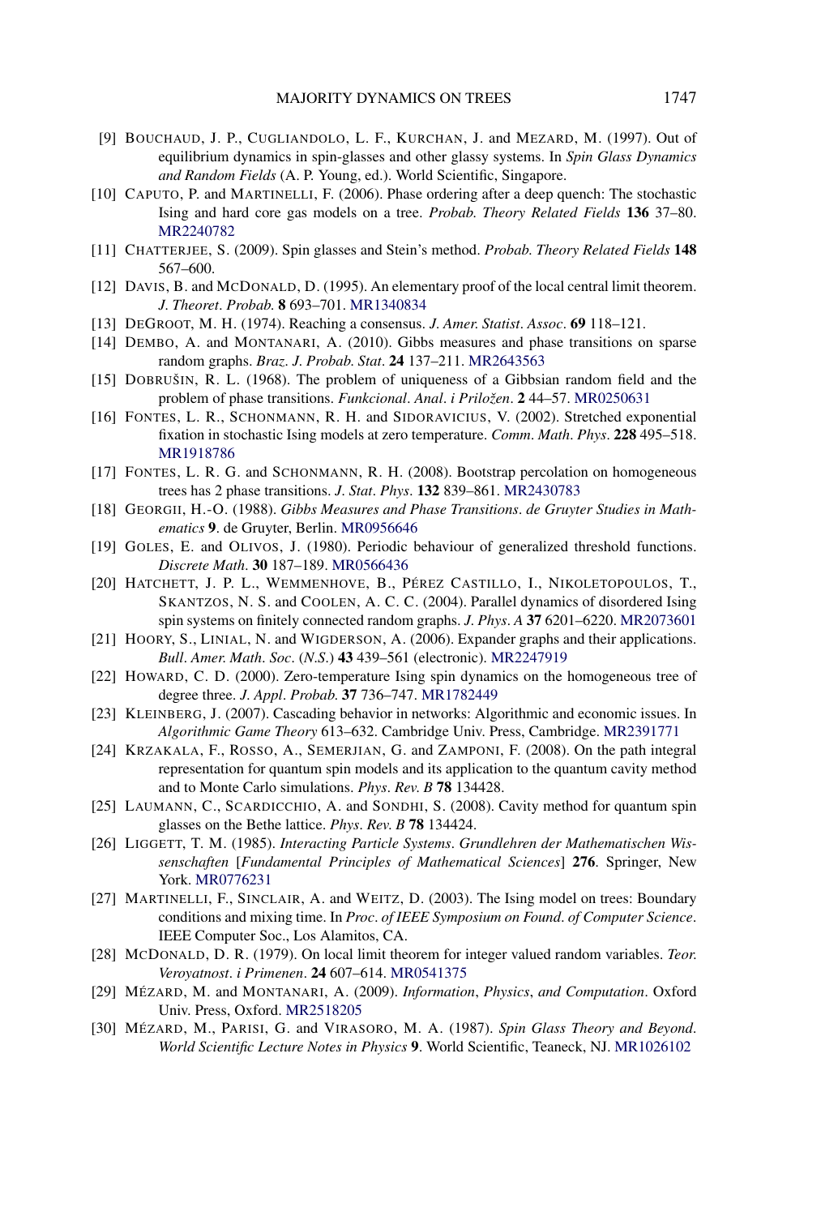[9] Bouchaud, J. P., Cugliandolo, L. F., Kurchan, J. and Mezard, M. (1997). Out of equilibrium dynamics in spin-glasses and other glassy systems. In *Spin Glass Dynamics and Random Fields* (A. P. Young, ed.). World Scientific, Singapore.

[10] Caputo, P. and Martinelli, F. (2006). Phase ordering after a deep quench: The stochastic Ising and hard core gas models on a tree. *Probab. Theory Related Fields* **136** 37–80. MR2240782

[11] Chatterjee, S. (2009). Spin glasses and Stein's method. *Probab. Theory Related Fields* **148** 567–600.

[12] Davis, B. and McDonald, D. (1995). An elementary proof of the local central limit theorem. *J. Theoret. Probab.* **8** 693–701. MR1340834

[13] DeGroot, M. H. (1974). Reaching a consensus. *J. Amer. Statist. Assoc.* **69** 118–121.

[14] Dembo, A. and Montanari, A. (2010). Gibbs measures and phase transitions on sparse random graphs. *Braz. J. Probab. Stat.* **24** 137–211. MR2643563

[15] Dobrušin, R. L. (1968). The problem of uniqueness of a Gibbsian random field and the problem of phase transitions. *Funkcional. Anal. i Priložen.* **2** 44–57. MR0250631

[16] Fontes, L. R., Schonmann, R. H. and Sidoravicius, V. (2002). Stretched exponential fixation in stochastic Ising models at zero temperature. *Comm. Math. Phys.* **228** 495–518. MR1918786

[17] Fontes, L. R. G. and Schonmann, R. H. (2008). Bootstrap percolation on homogeneous trees has 2 phase transitions. *J. Stat. Phys.* **132** 839–861. MR2430783

[18] Georgii, H.-O. (1988). *Gibbs Measures and Phase Transitions. de Gruyter Studies in Mathematics* **9**. de Gruyter, Berlin. MR0956646

[19] Goles, E. and Olivos, J. (1980). Periodic behaviour of generalized threshold functions. *Discrete Math.* **30** 187–189. MR0566436

[20] Hatchett, J. P. L., Wemmenhove, B., Pérez Castillo, I., Nikoletopoulos, T., Skantzos, N. S. and Coolen, A. C. C. (2004). Parallel dynamics of disordered Ising spin systems on finitely connected random graphs. *J. Phys. A* **37** 6201–6220. MR2073601

[21] Hoory, S., Linial, N. and Wigderson, A. (2006). Expander graphs and their applications. *Bull. Amer. Math. Soc.* (*N.S.*) **43** 439–561 (electronic). MR2247919

[22] Howard, C. D. (2000). Zero-temperature Ising spin dynamics on the homogeneous tree of degree three. *J. Appl. Probab.* **37** 736–747. MR1782449

[23] Kleinberg, J. (2007). Cascading behavior in networks: Algorithmic and economic issues. In *Algorithmic Game Theory* 613–632. Cambridge Univ. Press, Cambridge. MR2391771

[24] Krzakala, F., Rosso, A., Semerjian, G. and Zamponi, F. (2008). On the path integral representation for quantum spin models and its application to the quantum cavity method and to Monte Carlo simulations. *Phys. Rev. B* **78** 134428.

[25] Laumann, C., Scardicchio, A. and Sondhi, S. (2008). Cavity method for quantum spin glasses on the Bethe lattice. *Phys. Rev. B* **78** 134424.

[26] Liggett, T. M. (1985). *Interacting Particle Systems. Grundlehren der Mathematischen Wissenschaften* [*Fundamental Principles of Mathematical Sciences*] **276**. Springer, New York. MR0776231

[27] Martinelli, F., Sinclair, A. and Weitz, D. (2003). The Ising model on trees: Boundary conditions and mixing time. In *Proc. of IEEE Symposium on Found. of Computer Science*. IEEE Computer Soc., Los Alamitos, CA.

[28] McDonald, D. R. (1979). On local limit theorem for integer valued random variables. *Teor. Veroyatnost. i Primenen.* **24** 607–614. MR0541375

[29] Mézard, M. and Montanari, A. (2009). *Information, Physics, and Computation*. Oxford Univ. Press, Oxford. MR2518205

[30] Mézard, M., Parisi, G. and Virasoro, M. A. (1987). *Spin Glass Theory and Beyond. World Scientific Lecture Notes in Physics* **9**. World Scientific, Teaneck, NJ. MR1026102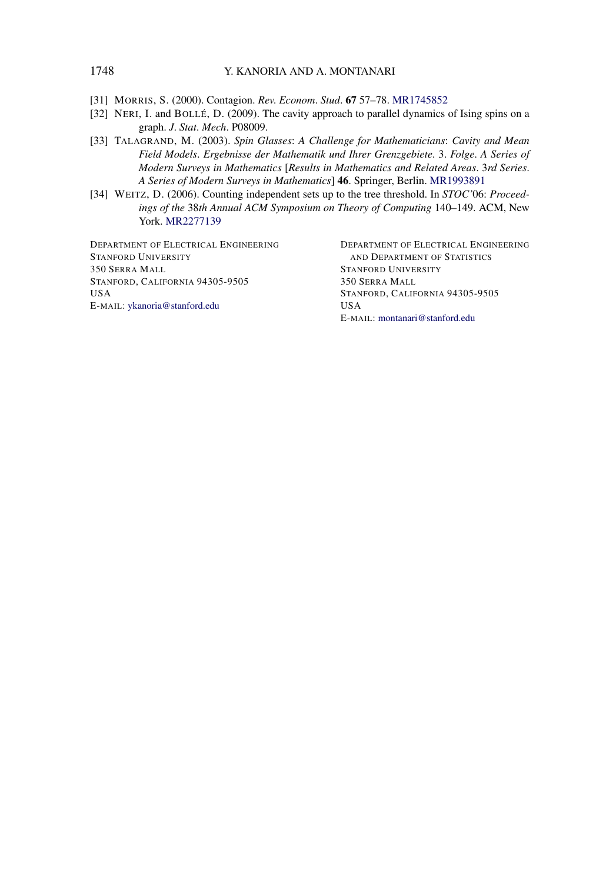[31] MORRIS, S. (2000). Contagion. *Rev. Econom. Stud.* **67** 57–78. MR1745852

[32] NERI, I. and BOLLÉ, D. (2009). The cavity approach to parallel dynamics of Ising spins on a graph. *J. Stat. Mech.* P08009.

[33] TALAGRAND, M. (2003). *Spin Glasses: A Challenge for Mathematicians: Cavity and Mean Field Models. Ergebnisse der Mathematik und Ihrer Grenzgebiete. 3. Folge. A Series of Modern Surveys in Mathematics* [*Results in Mathematics and Related Areas. 3rd Series. A Series of Modern Surveys in Mathematics*] **46**. Springer, Berlin. MR1993891

[34] WEITZ, D. (2006). Counting independent sets up to the tree threshold. In *STOC'06: Proceedings of the 38th Annual ACM Symposium on Theory of Computing* 140–149. ACM, New York. MR2277139

DEPARTMENT OF ELECTRICAL ENGINEERING
STANFORD UNIVERSITY
350 SERRA MALL
STANFORD, CALIFORNIA 94305-9505
USA
E-MAIL: ykanoria@stanford.edu

DEPARTMENT OF ELECTRICAL ENGINEERING
AND DEPARTMENT OF STATISTICS
STANFORD UNIVERSITY
350 SERRA MALL
STANFORD, CALIFORNIA 94305-9505
USA
E-MAIL: montanari@stanford.edu